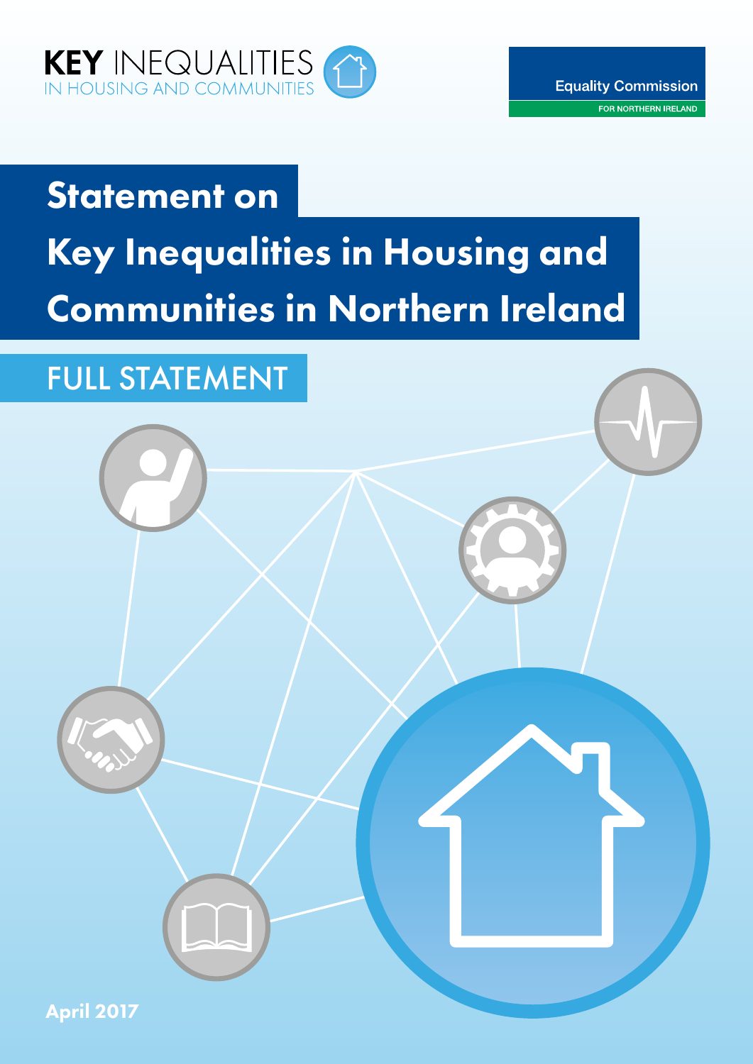KEY INEQUALITIES
IN HOUSING AND COMMUNITIES

Equality Commission
FOR NORTHERN IRELAND

# Statement on Key Inequalities in Housing and Communities in Northern Ireland

## FULL STATEMENT

**April 2017**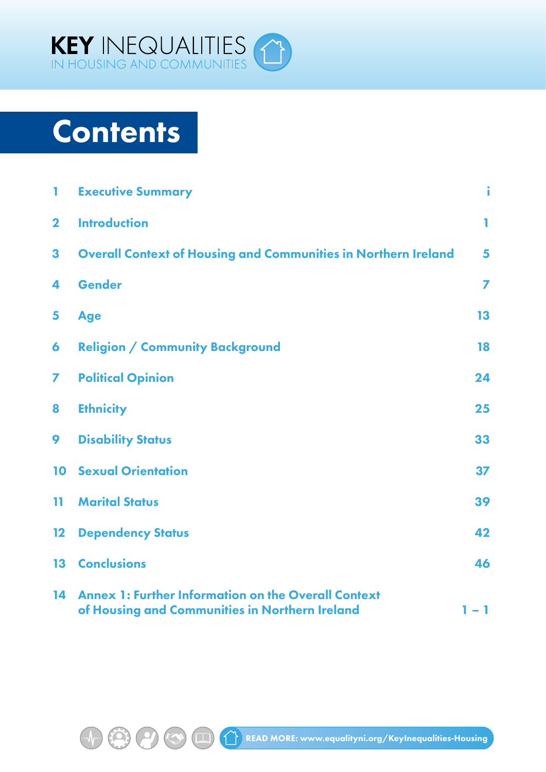# Contents

| | | |
|---|---|---|
| 1 | Executive Summary | i |
| 2 | Introduction | 1 |
| 3 | Overall Context of Housing and Communities in Northern Ireland | 5 |
| 4 | Gender | 7 |
| 5 | Age | 13 |
| 6 | Religion / Community Background | 18 |
| 7 | Political Opinion | 24 |
| 8 | Ethnicity | 25 |
| 9 | Disability Status | 33 |
| 10 | Sexual Orientation | 37 |
| 11 | Marital Status | 39 |
| 12 | Dependency Status | 42 |
| 13 | Conclusions | 46 |
| 14 | Annex 1: Further Information on the Overall Context of Housing and Communities in Northern Ireland | 1 – 1 |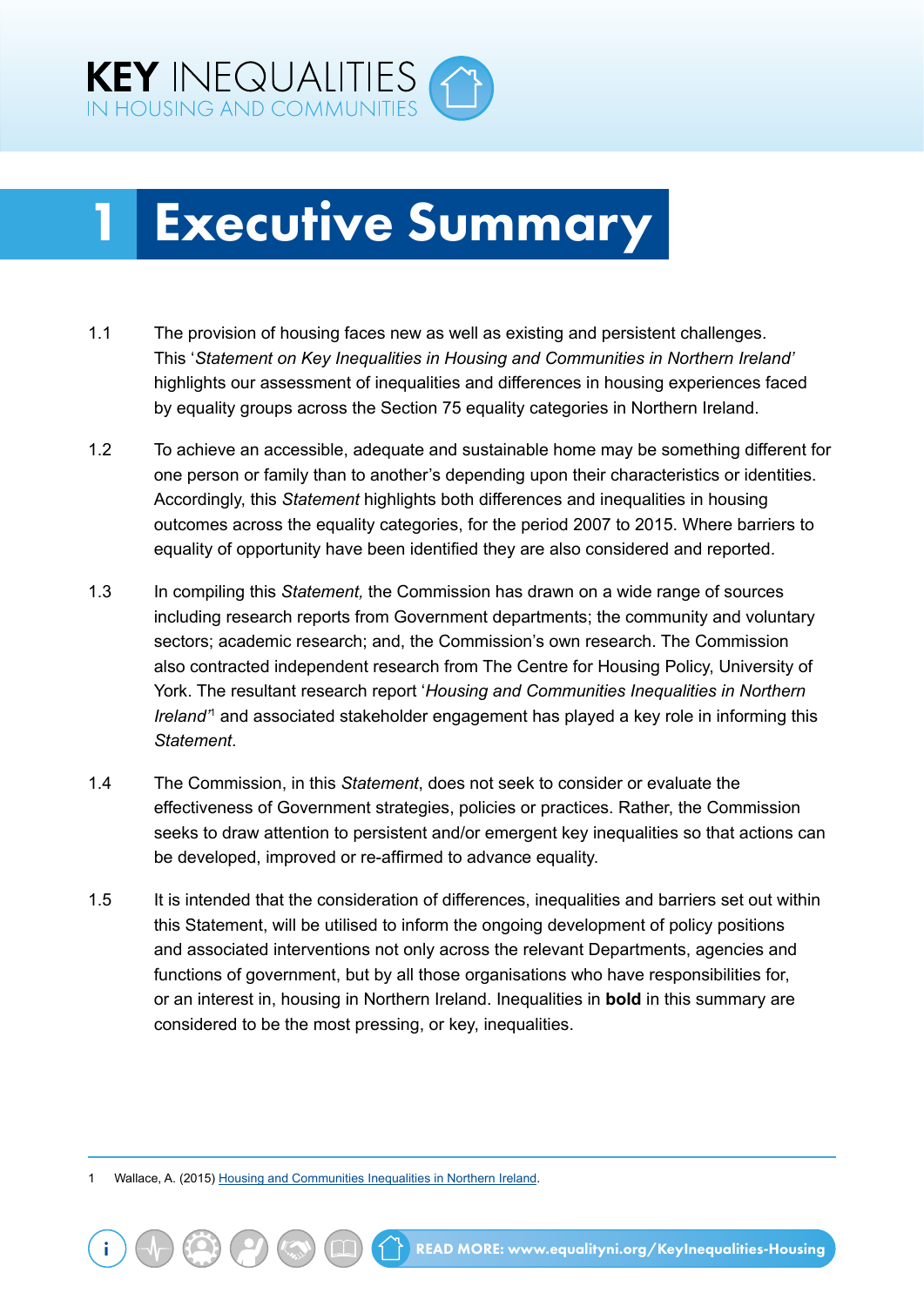# 1 Executive Summary

1.1 The provision of housing faces new as well as existing and persistent challenges. This '*Statement on Key Inequalities in Housing and Communities in Northern Ireland'* highlights our assessment of inequalities and differences in housing experiences faced by equality groups across the Section 75 equality categories in Northern Ireland.

1.2 To achieve an accessible, adequate and sustainable home may be something different for one person or family than to another's depending upon their characteristics or identities. Accordingly, this *Statement* highlights both differences and inequalities in housing outcomes across the equality categories, for the period 2007 to 2015. Where barriers to equality of opportunity have been identified they are also considered and reported.

1.3 In compiling this *Statement,* the Commission has drawn on a wide range of sources including research reports from Government departments; the community and voluntary sectors; academic research; and, the Commission's own research. The Commission also contracted independent research from The Centre for Housing Policy, University of York. The resultant research report '*Housing and Communities Inequalities in Northern Ireland'*[1] and associated stakeholder engagement has played a key role in informing this *Statement*.

1.4 The Commission, in this *Statement*, does not seek to consider or evaluate the effectiveness of Government strategies, policies or practices. Rather, the Commission seeks to draw attention to persistent and/or emergent key inequalities so that actions can be developed, improved or re-affirmed to advance equality.

1.5 It is intended that the consideration of differences, inequalities and barriers set out within this Statement, will be utilised to inform the ongoing development of policy positions and associated interventions not only across the relevant Departments, agencies and functions of government, but by all those organisations who have responsibilities for, or an interest in, housing in Northern Ireland. Inequalities in **bold** in this summary are considered to be the most pressing, or key, inequalities.

1 Wallace, A. (2015) Housing and Communities Inequalities in Northern Ireland.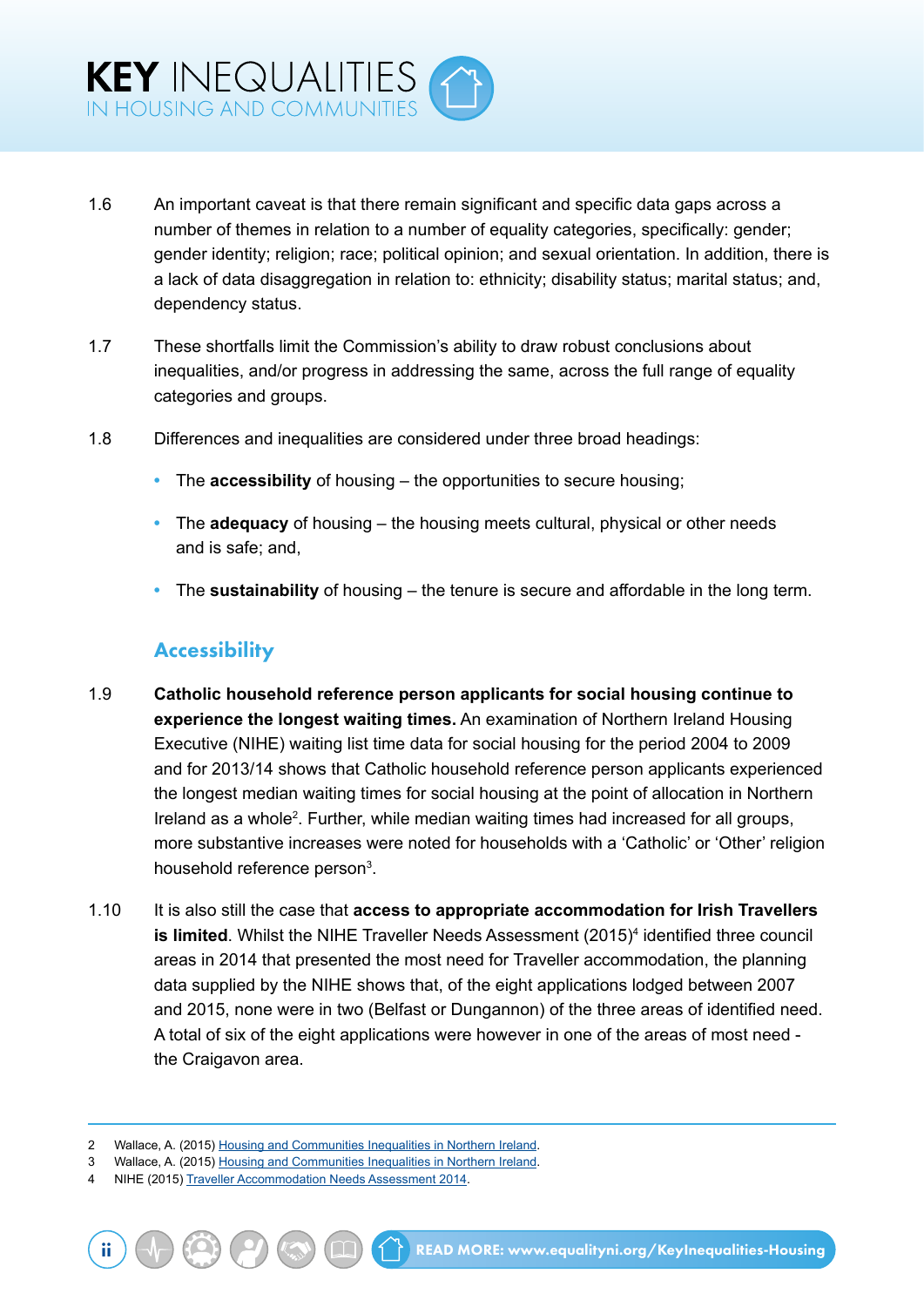1.6 An important caveat is that there remain significant and specific data gaps across a number of themes in relation to a number of equality categories, specifically: gender; gender identity; religion; race; political opinion; and sexual orientation. In addition, there is a lack of data disaggregation in relation to: ethnicity; disability status; marital status; and, dependency status.

1.7 These shortfalls limit the Commission's ability to draw robust conclusions about inequalities, and/or progress in addressing the same, across the full range of equality categories and groups.

1.8 Differences and inequalities are considered under three broad headings:

- The **accessibility** of housing – the opportunities to secure housing;
- The **adequacy** of housing – the housing meets cultural, physical or other needs and is safe; and,
- The **sustainability** of housing – the tenure is secure and affordable in the long term.

## Accessibility

1.9 **Catholic household reference person applicants for social housing continue to experience the longest waiting times.** An examination of Northern Ireland Housing Executive (NIHE) waiting list time data for social housing for the period 2004 to 2009 and for 2013/14 shows that Catholic household reference person applicants experienced the longest median waiting times for social housing at the point of allocation in Northern Ireland as a whole[2]. Further, while median waiting times had increased for all groups, more substantive increases were noted for households with a 'Catholic' or 'Other' religion household reference person[3].

1.10 It is also still the case that **access to appropriate accommodation for Irish Travellers is limited**. Whilst the NIHE Traveller Needs Assessment (2015)[4] identified three council areas in 2014 that presented the most need for Traveller accommodation, the planning data supplied by the NIHE shows that, of the eight applications lodged between 2007 and 2015, none were in two (Belfast or Dungannon) of the three areas of identified need. A total of six of the eight applications were however in one of the areas of most need - the Craigavon area.

---

2 Wallace, A. (2015) Housing and Communities Inequalities in Northern Ireland.

3 Wallace, A. (2015) Housing and Communities Inequalities in Northern Ireland.

4 NIHE (2015) Traveller Accommodation Needs Assessment 2014.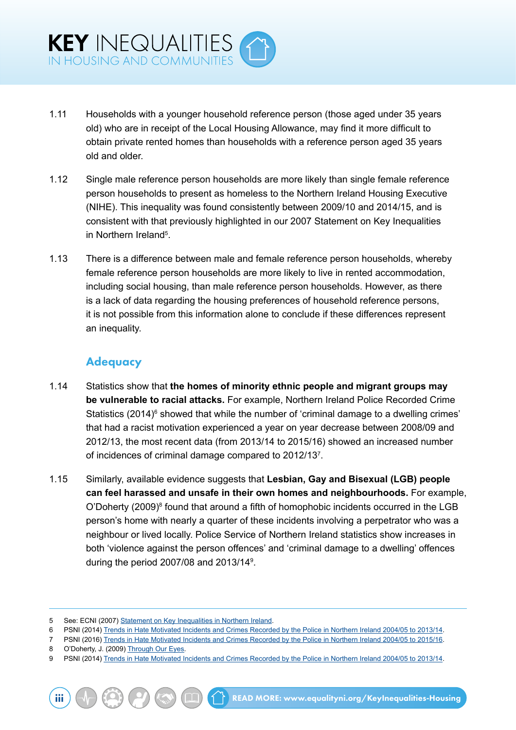1.11 Households with a younger household reference person (those aged under 35 years old) who are in receipt of the Local Housing Allowance, may find it more difficult to obtain private rented homes than households with a reference person aged 35 years old and older.

1.12 Single male reference person households are more likely than single female reference person households to present as homeless to the Northern Ireland Housing Executive (NIHE). This inequality was found consistently between 2009/10 and 2014/15, and is consistent with that previously highlighted in our 2007 Statement on Key Inequalities in Northern Ireland[5].

1.13 There is a difference between male and female reference person households, whereby female reference person households are more likely to live in rented accommodation, including social housing, than male reference person households. However, as there is a lack of data regarding the housing preferences of household reference persons, it is not possible from this information alone to conclude if these differences represent an inequality.

## Adequacy

1.14 Statistics show that **the homes of minority ethnic people and migrant groups may be vulnerable to racial attacks.** For example, Northern Ireland Police Recorded Crime Statistics (2014)[6] showed that while the number of 'criminal damage to a dwelling crimes' that had a racist motivation experienced a year on year decrease between 2008/09 and 2012/13, the most recent data (from 2013/14 to 2015/16) showed an increased number of incidences of criminal damage compared to 2012/13[7].

1.15 Similarly, available evidence suggests that **Lesbian, Gay and Bisexual (LGB) people can feel harassed and unsafe in their own homes and neighbourhoods.** For example, O'Doherty (2009)[8] found that around a fifth of homophobic incidents occurred in the LGB person's home with nearly a quarter of these incidents involving a perpetrator who was a neighbour or lived locally. Police Service of Northern Ireland statistics show increases in both 'violence against the person offences' and 'criminal damage to a dwelling' offences during the period 2007/08 and 2013/14[9].

---

5 See: ECNI (2007) Statement on Key Inequalities in Northern Ireland.
6 PSNI (2014) Trends in Hate Motivated Incidents and Crimes Recorded by the Police in Northern Ireland 2004/05 to 2013/14.
7 PSNI (2016) Trends in Hate Motivated Incidents and Crimes Recorded by the Police in Northern Ireland 2004/05 to 2015/16.
8 O'Doherty, J. (2009) Through Our Eyes.
9 PSNI (2014) Trends in Hate Motivated Incidents and Crimes Recorded by the Police in Northern Ireland 2004/05 to 2013/14.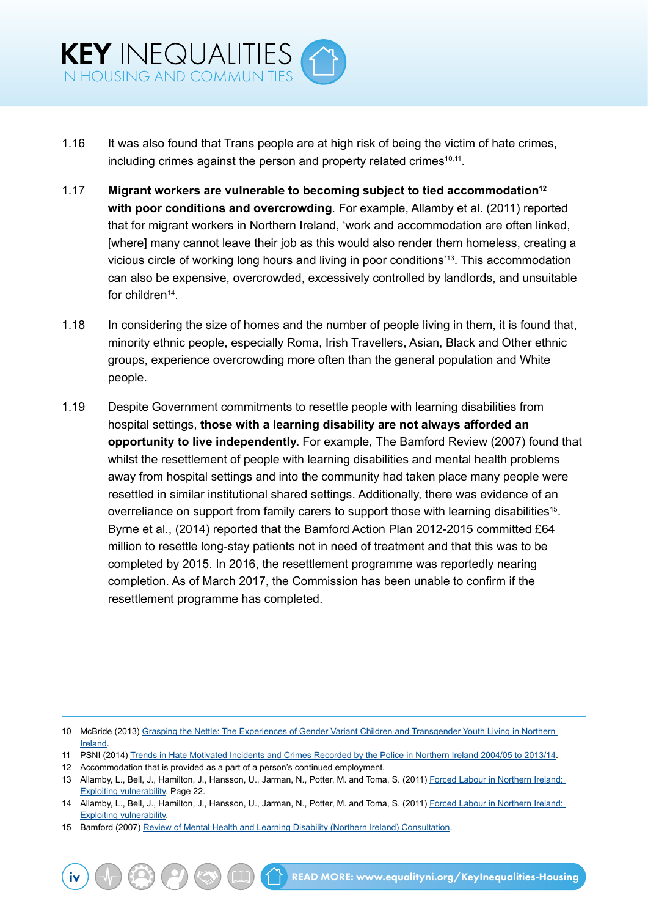1.16 It was also found that Trans people are at high risk of being the victim of hate crimes, including crimes against the person and property related crimes[10,11].

1.17 **Migrant workers are vulnerable to becoming subject to tied accommodation[12] with poor conditions and overcrowding**. For example, Allamby et al. (2011) reported that for migrant workers in Northern Ireland, 'work and accommodation are often linked, [where] many cannot leave their job as this would also render them homeless, creating a vicious circle of working long hours and living in poor conditions'[13]. This accommodation can also be expensive, overcrowded, excessively controlled by landlords, and unsuitable for children[14].

1.18 In considering the size of homes and the number of people living in them, it is found that, minority ethnic people, especially Roma, Irish Travellers, Asian, Black and Other ethnic groups, experience overcrowding more often than the general population and White people.

1.19 Despite Government commitments to resettle people with learning disabilities from hospital settings, **those with a learning disability are not always afforded an opportunity to live independently.** For example, The Bamford Review (2007) found that whilst the resettlement of people with learning disabilities and mental health problems away from hospital settings and into the community had taken place many people were resettled in similar institutional shared settings. Additionally, there was evidence of an overreliance on support from family carers to support those with learning disabilities[15]. Byrne et al., (2014) reported that the Bamford Action Plan 2012-2015 committed £64 million to resettle long-stay patients not in need of treatment and that this was to be completed by 2015. In 2016, the resettlement programme was reportedly nearing completion. As of March 2017, the Commission has been unable to confirm if the resettlement programme has completed.

---

10 McBride (2013) Grasping the Nettle: The Experiences of Gender Variant Children and Transgender Youth Living in Northern Ireland.

11 PSNI (2014) Trends in Hate Motivated Incidents and Crimes Recorded by the Police in Northern Ireland 2004/05 to 2013/14.

12 Accommodation that is provided as a part of a person's continued employment.

13 Allamby, L., Bell, J., Hamilton, J., Hansson, U., Jarman, N., Potter, M. and Toma, S. (2011) Forced Labour in Northern Ireland: Exploiting vulnerability. Page 22.

14 Allamby, L., Bell, J., Hamilton, J., Hansson, U., Jarman, N., Potter, M. and Toma, S. (2011) Forced Labour in Northern Ireland: Exploiting vulnerability.

15 Bamford (2007) Review of Mental Health and Learning Disability (Northern Ireland) Consultation.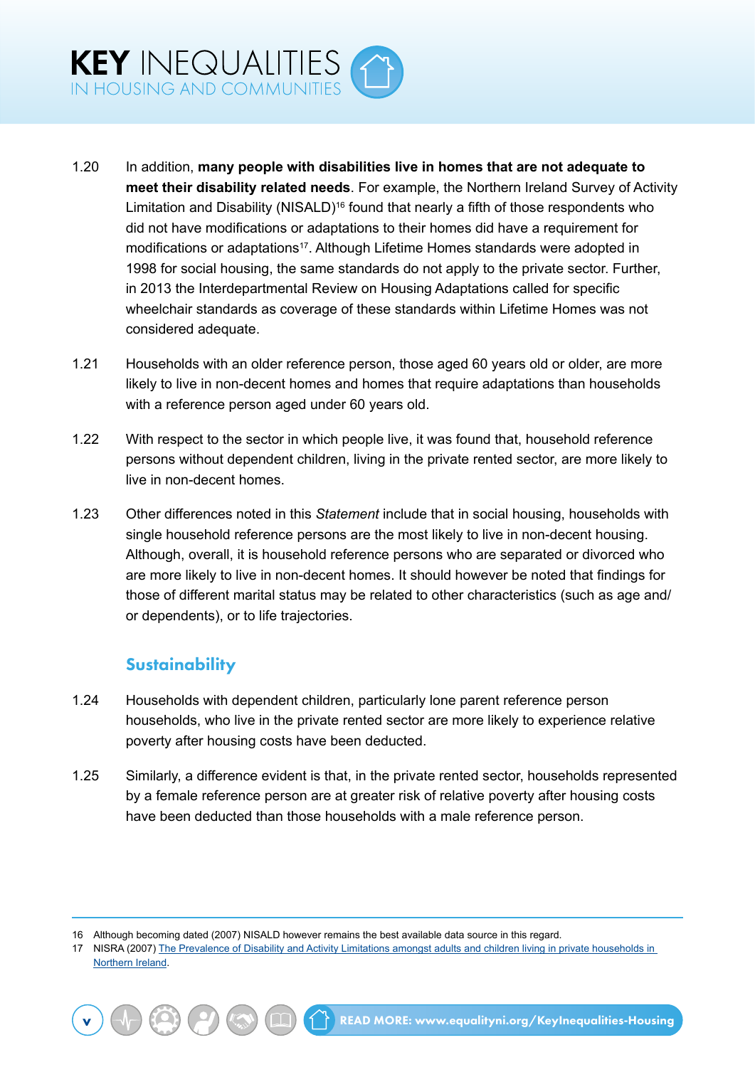1.20 In addition, **many people with disabilities live in homes that are not adequate to meet their disability related needs**. For example, the Northern Ireland Survey of Activity Limitation and Disability (NISALD)[16] found that nearly a fifth of those respondents who did not have modifications or adaptations to their homes did have a requirement for modifications or adaptations[17]. Although Lifetime Homes standards were adopted in 1998 for social housing, the same standards do not apply to the private sector. Further, in 2013 the Interdepartmental Review on Housing Adaptations called for specific wheelchair standards as coverage of these standards within Lifetime Homes was not considered adequate.

1.21 Households with an older reference person, those aged 60 years old or older, are more likely to live in non-decent homes and homes that require adaptations than households with a reference person aged under 60 years old.

1.22 With respect to the sector in which people live, it was found that, household reference persons without dependent children, living in the private rented sector, are more likely to live in non-decent homes.

1.23 Other differences noted in this *Statement* include that in social housing, households with single household reference persons are the most likely to live in non-decent housing. Although, overall, it is household reference persons who are separated or divorced who are more likely to live in non-decent homes. It should however be noted that findings for those of different marital status may be related to other characteristics (such as age and/or dependents), or to life trajectories.

## Sustainability

1.24 Households with dependent children, particularly lone parent reference person households, who live in the private rented sector are more likely to experience relative poverty after housing costs have been deducted.

1.25 Similarly, a difference evident is that, in the private rented sector, households represented by a female reference person are at greater risk of relative poverty after housing costs have been deducted than those households with a male reference person.

---

16 Although becoming dated (2007) NISALD however remains the best available data source in this regard.

17 NISRA (2007) The Prevalence of Disability and Activity Limitations amongst adults and children living in private households in Northern Ireland.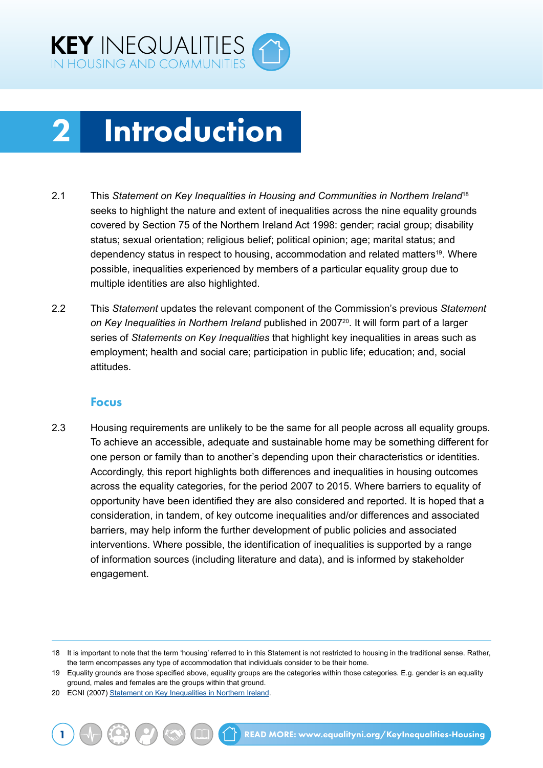# 2 Introduction

2.1 This *Statement on Key Inequalities in Housing and Communities in Northern Ireland*[18] seeks to highlight the nature and extent of inequalities across the nine equality grounds covered by Section 75 of the Northern Ireland Act 1998: gender; racial group; disability status; sexual orientation; religious belief; political opinion; age; marital status; and dependency status in respect to housing, accommodation and related matters[19]. Where possible, inequalities experienced by members of a particular equality group due to multiple identities are also highlighted.

2.2 This *Statement* updates the relevant component of the Commission's previous *Statement on Key Inequalities in Northern Ireland* published in 2007[20]. It will form part of a larger series of *Statements on Key Inequalities* that highlight key inequalities in areas such as employment; health and social care; participation in public life; education; and, social attitudes.

## Focus

2.3 Housing requirements are unlikely to be the same for all people across all equality groups. To achieve an accessible, adequate and sustainable home may be something different for one person or family than to another's depending upon their characteristics or identities. Accordingly, this report highlights both differences and inequalities in housing outcomes across the equality categories, for the period 2007 to 2015. Where barriers to equality of opportunity have been identified they are also considered and reported. It is hoped that a consideration, in tandem, of key outcome inequalities and/or differences and associated barriers, may help inform the further development of public policies and associated interventions. Where possible, the identification of inequalities is supported by a range of information sources (including literature and data), and is informed by stakeholder engagement.

---

18 It is important to note that the term 'housing' referred to in this Statement is not restricted to housing in the traditional sense. Rather, the term encompasses any type of accommodation that individuals consider to be their home.

19 Equality grounds are those specified above, equality groups are the categories within those categories. E.g. gender is an equality ground, males and females are the groups within that ground.

20 ECNI (2007) Statement on Key Inequalities in Northern Ireland.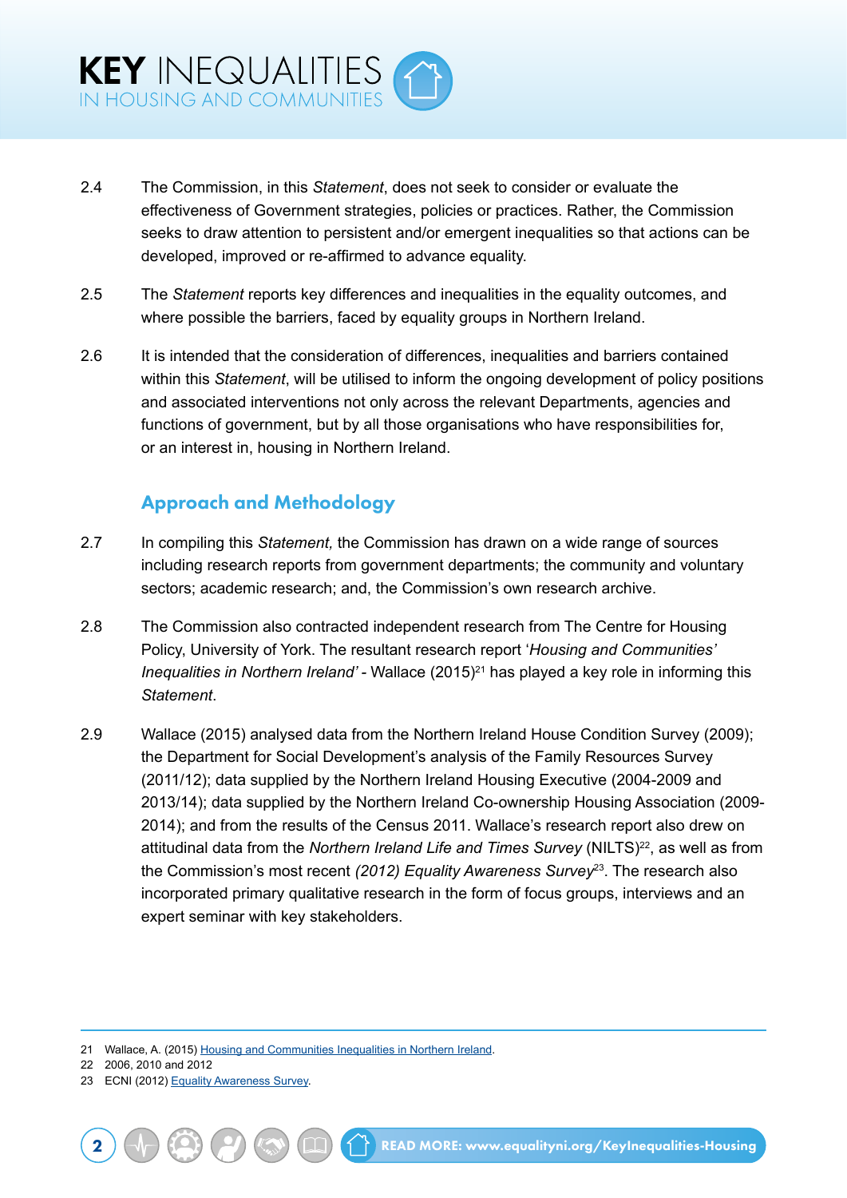2.4 The Commission, in this *Statement*, does not seek to consider or evaluate the effectiveness of Government strategies, policies or practices. Rather, the Commission seeks to draw attention to persistent and/or emergent inequalities so that actions can be developed, improved or re-affirmed to advance equality.

2.5 The *Statement* reports key differences and inequalities in the equality outcomes, and where possible the barriers, faced by equality groups in Northern Ireland.

2.6 It is intended that the consideration of differences, inequalities and barriers contained within this *Statement*, will be utilised to inform the ongoing development of policy positions and associated interventions not only across the relevant Departments, agencies and functions of government, but by all those organisations who have responsibilities for, or an interest in, housing in Northern Ireland.

## Approach and Methodology

2.7 In compiling this *Statement,* the Commission has drawn on a wide range of sources including research reports from government departments; the community and voluntary sectors; academic research; and, the Commission's own research archive.

2.8 The Commission also contracted independent research from The Centre for Housing Policy, University of York. The resultant research report '*Housing and Communities' Inequalities in Northern Ireland'* - Wallace (2015)[21] has played a key role in informing this *Statement*.

2.9 Wallace (2015) analysed data from the Northern Ireland House Condition Survey (2009); the Department for Social Development's analysis of the Family Resources Survey (2011/12); data supplied by the Northern Ireland Housing Executive (2004-2009 and 2013/14); data supplied by the Northern Ireland Co-ownership Housing Association (2009-2014); and from the results of the Census 2011. Wallace's research report also drew on attitudinal data from the *Northern Ireland Life and Times Survey* (NILTS)[22], as well as from the Commission's most recent *(2012) Equality Awareness Survey*[23]. The research also incorporated primary qualitative research in the form of focus groups, interviews and an expert seminar with key stakeholders.

---

21 Wallace, A. (2015) Housing and Communities Inequalities in Northern Ireland.

22 2006, 2010 and 2012

23 ECNI (2012) Equality Awareness Survey.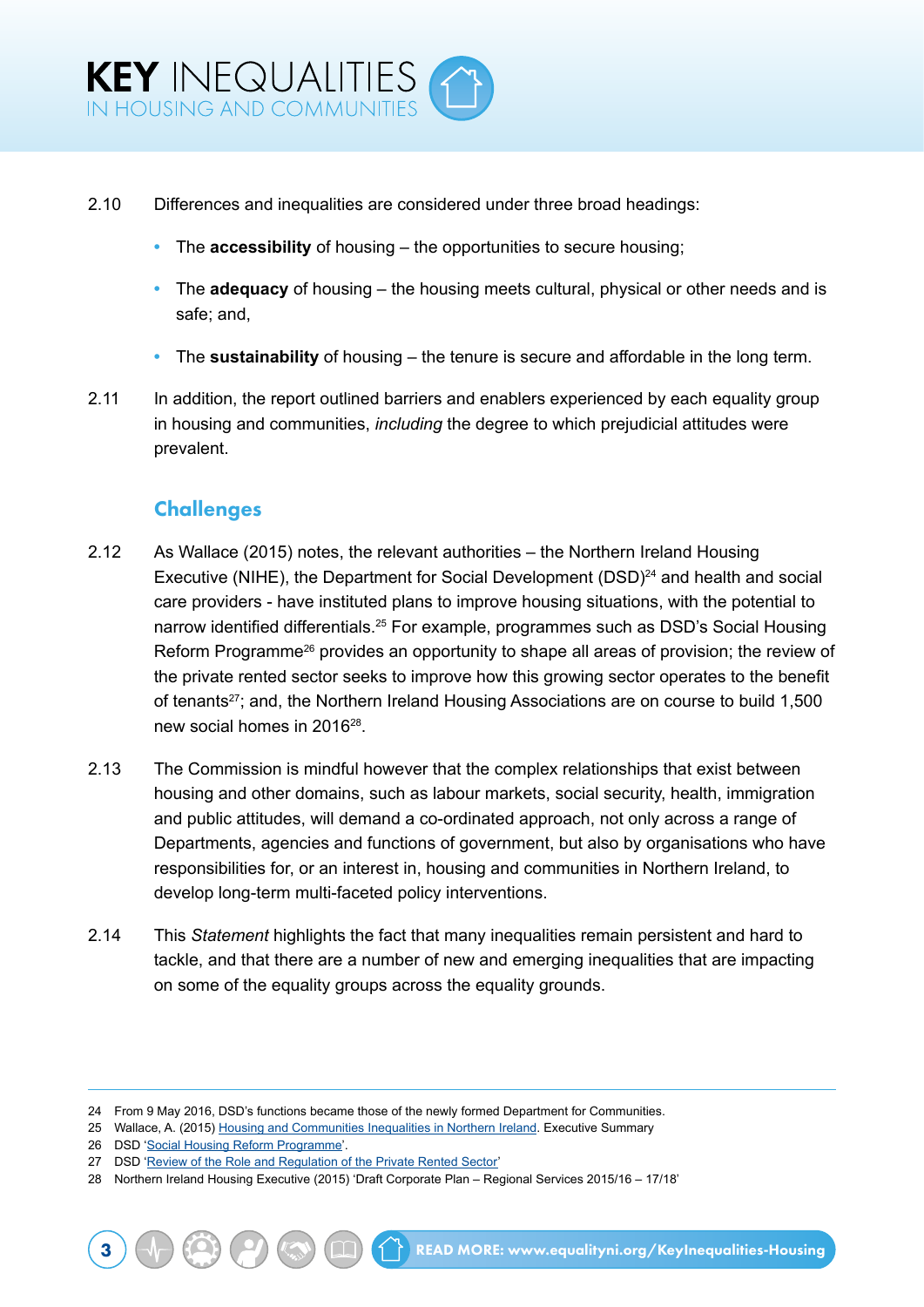2.10 Differences and inequalities are considered under three broad headings:

- The **accessibility** of housing – the opportunities to secure housing;
- The **adequacy** of housing – the housing meets cultural, physical or other needs and is safe; and,
- The **sustainability** of housing – the tenure is secure and affordable in the long term.

2.11 In addition, the report outlined barriers and enablers experienced by each equality group in housing and communities, *including* the degree to which prejudicial attitudes were prevalent.

## Challenges

2.12 As Wallace (2015) notes, the relevant authorities – the Northern Ireland Housing Executive (NIHE), the Department for Social Development (DSD)[24] and health and social care providers - have instituted plans to improve housing situations, with the potential to narrow identified differentials.[25] For example, programmes such as DSD's Social Housing Reform Programme[26] provides an opportunity to shape all areas of provision; the review of the private rented sector seeks to improve how this growing sector operates to the benefit of tenants[27]; and, the Northern Ireland Housing Associations are on course to build 1,500 new social homes in 2016[28].

2.13 The Commission is mindful however that the complex relationships that exist between housing and other domains, such as labour markets, social security, health, immigration and public attitudes, will demand a co-ordinated approach, not only across a range of Departments, agencies and functions of government, but also by organisations who have responsibilities for, or an interest in, housing and communities in Northern Ireland, to develop long-term multi-faceted policy interventions.

2.14 This *Statement* highlights the fact that many inequalities remain persistent and hard to tackle, and that there are a number of new and emerging inequalities that are impacting on some of the equality groups across the equality grounds.

---

24 From 9 May 2016, DSD's functions became those of the newly formed Department for Communities.
25 Wallace, A. (2015) Housing and Communities Inequalities in Northern Ireland. Executive Summary
26 DSD 'Social Housing Reform Programme'.
27 DSD 'Review of the Role and Regulation of the Private Rented Sector'
28 Northern Ireland Housing Executive (2015) 'Draft Corporate Plan – Regional Services 2015/16 – 17/18'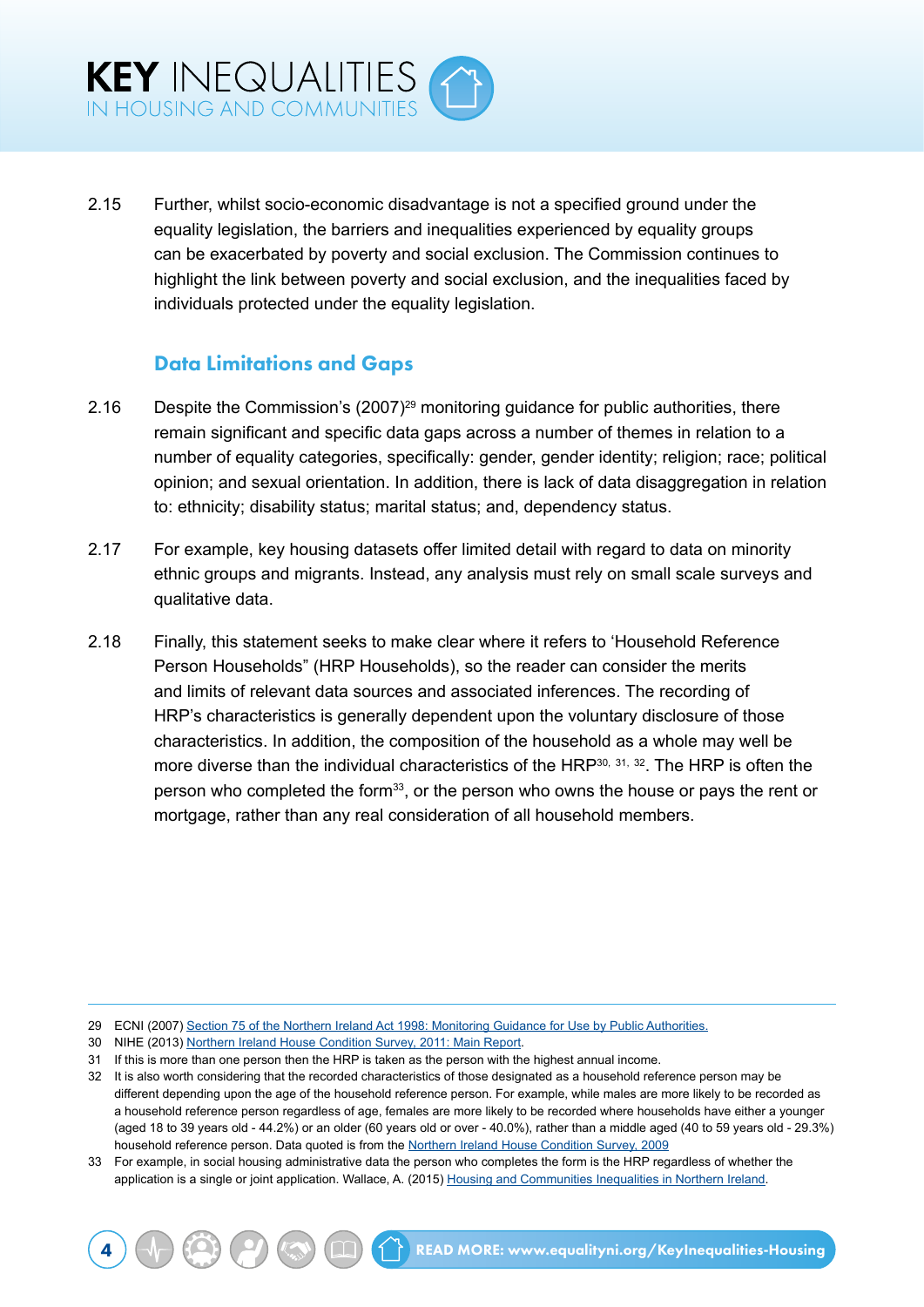2.15 Further, whilst socio-economic disadvantage is not a specified ground under the equality legislation, the barriers and inequalities experienced by equality groups can be exacerbated by poverty and social exclusion. The Commission continues to highlight the link between poverty and social exclusion, and the inequalities faced by individuals protected under the equality legislation.

## Data Limitations and Gaps

2.16 Despite the Commission's (2007)[29] monitoring guidance for public authorities, there remain significant and specific data gaps across a number of themes in relation to a number of equality categories, specifically: gender, gender identity; religion; race; political opinion; and sexual orientation. In addition, there is lack of data disaggregation in relation to: ethnicity; disability status; marital status; and, dependency status.

2.17 For example, key housing datasets offer limited detail with regard to data on minority ethnic groups and migrants. Instead, any analysis must rely on small scale surveys and qualitative data.

2.18 Finally, this statement seeks to make clear where it refers to 'Household Reference Person Households" (HRP Households), so the reader can consider the merits and limits of relevant data sources and associated inferences. The recording of HRP's characteristics is generally dependent upon the voluntary disclosure of those characteristics. In addition, the composition of the household as a whole may well be more diverse than the individual characteristics of the HRP[30, 31, 32]. The HRP is often the person who completed the form[33], or the person who owns the house or pays the rent or mortgage, rather than any real consideration of all household members.

---

29 ECNI (2007) Section 75 of the Northern Ireland Act 1998: Monitoring Guidance for Use by Public Authorities.

30 NIHE (2013) Northern Ireland House Condition Survey, 2011: Main Report.

31 If this is more than one person then the HRP is taken as the person with the highest annual income.

32 It is also worth considering that the recorded characteristics of those designated as a household reference person may be different depending upon the age of the household reference person. For example, while males are more likely to be recorded as a household reference person regardless of age, females are more likely to be recorded where households have either a younger (aged 18 to 39 years old - 44.2%) or an older (60 years old or over - 40.0%), rather than a middle aged (40 to 59 years old - 29.3%) household reference person. Data quoted is from the Northern Ireland House Condition Survey, 2009

33 For example, in social housing administrative data the person who completes the form is the HRP regardless of whether the application is a single or joint application. Wallace, A. (2015) Housing and Communities Inequalities in Northern Ireland.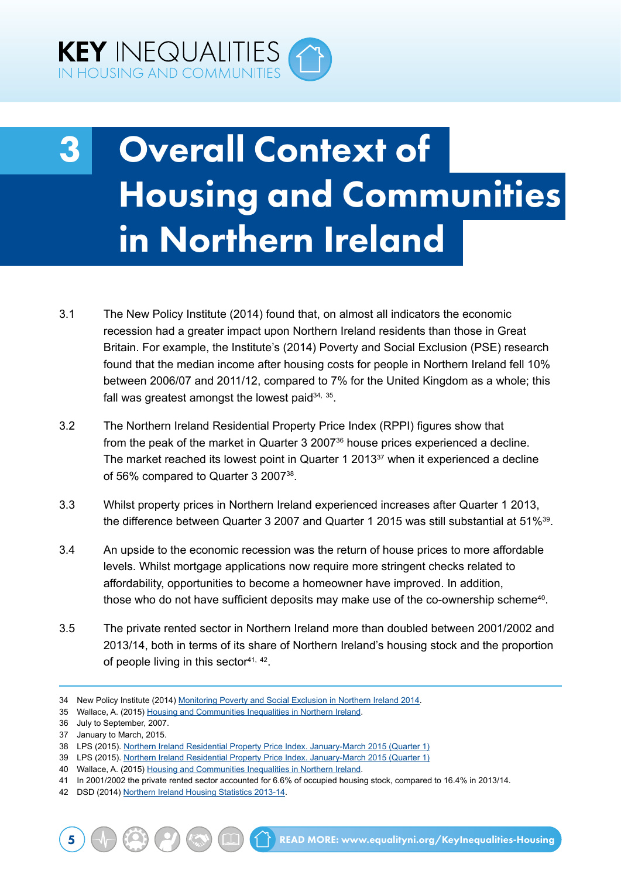# 3 Overall Context of Housing and Communities in Northern Ireland

3.1 The New Policy Institute (2014) found that, on almost all indicators the economic recession had a greater impact upon Northern Ireland residents than those in Great Britain. For example, the Institute's (2014) Poverty and Social Exclusion (PSE) research found that the median income after housing costs for people in Northern Ireland fell 10% between 2006/07 and 2011/12, compared to 7% for the United Kingdom as a whole; this fall was greatest amongst the lowest paid[34, 35].

3.2 The Northern Ireland Residential Property Price Index (RPPI) figures show that from the peak of the market in Quarter 3 2007[36] house prices experienced a decline. The market reached its lowest point in Quarter 1 2013[37] when it experienced a decline of 56% compared to Quarter 3 2007[38].

3.3 Whilst property prices in Northern Ireland experienced increases after Quarter 1 2013, the difference between Quarter 3 2007 and Quarter 1 2015 was still substantial at 51%[39].

3.4 An upside to the economic recession was the return of house prices to more affordable levels. Whilst mortgage applications now require more stringent checks related to affordability, opportunities to become a homeowner have improved. In addition, those who do not have sufficient deposits may make use of the co-ownership scheme[40].

3.5 The private rented sector in Northern Ireland more than doubled between 2001/2002 and 2013/14, both in terms of its share of Northern Ireland's housing stock and the proportion of people living in this sector[41, 42].

---

34 New Policy Institute (2014) Monitoring Poverty and Social Exclusion in Northern Ireland 2014.
35 Wallace, A. (2015) Housing and Communities Inequalities in Northern Ireland.
36 July to September, 2007.
37 January to March, 2015.
38 LPS (2015). Northern Ireland Residential Property Price Index. January-March 2015 (Quarter 1)
39 LPS (2015). Northern Ireland Residential Property Price Index. January-March 2015 (Quarter 1)
40 Wallace, A. (2015) Housing and Communities Inequalities in Northern Ireland.
41 In 2001/2002 the private rented sector accounted for 6.6% of occupied housing stock, compared to 16.4% in 2013/14.
42 DSD (2014) Northern Ireland Housing Statistics 2013-14.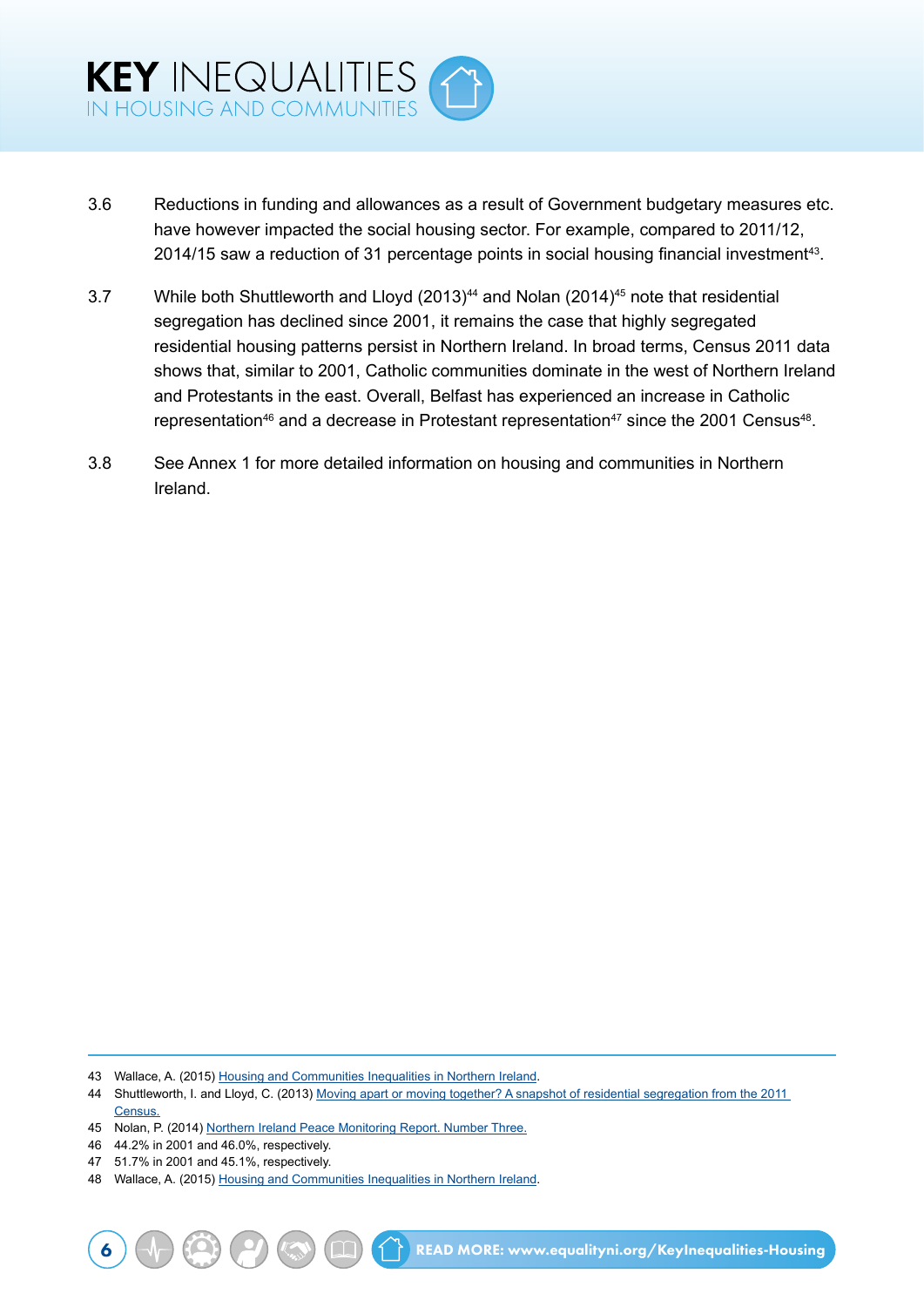3.6 Reductions in funding and allowances as a result of Government budgetary measures etc. have however impacted the social housing sector. For example, compared to 2011/12, 2014/15 saw a reduction of 31 percentage points in social housing financial investment[43].

3.7 While both Shuttleworth and Lloyd (2013)[44] and Nolan (2014)[45] note that residential segregation has declined since 2001, it remains the case that highly segregated residential housing patterns persist in Northern Ireland. In broad terms, Census 2011 data shows that, similar to 2001, Catholic communities dominate in the west of Northern Ireland and Protestants in the east. Overall, Belfast has experienced an increase in Catholic representation[46] and a decrease in Protestant representation[47] since the 2001 Census[48].

3.8 See Annex 1 for more detailed information on housing and communities in Northern Ireland.

---

43 Wallace, A. (2015) Housing and Communities Inequalities in Northern Ireland.
44 Shuttleworth, I. and Lloyd, C. (2013) Moving apart or moving together? A snapshot of residential segregation from the 2011 Census.
45 Nolan, P. (2014) Northern Ireland Peace Monitoring Report. Number Three.
46 44.2% in 2001 and 46.0%, respectively.
47 51.7% in 2001 and 45.1%, respectively.
48 Wallace, A. (2015) Housing and Communities Inequalities in Northern Ireland.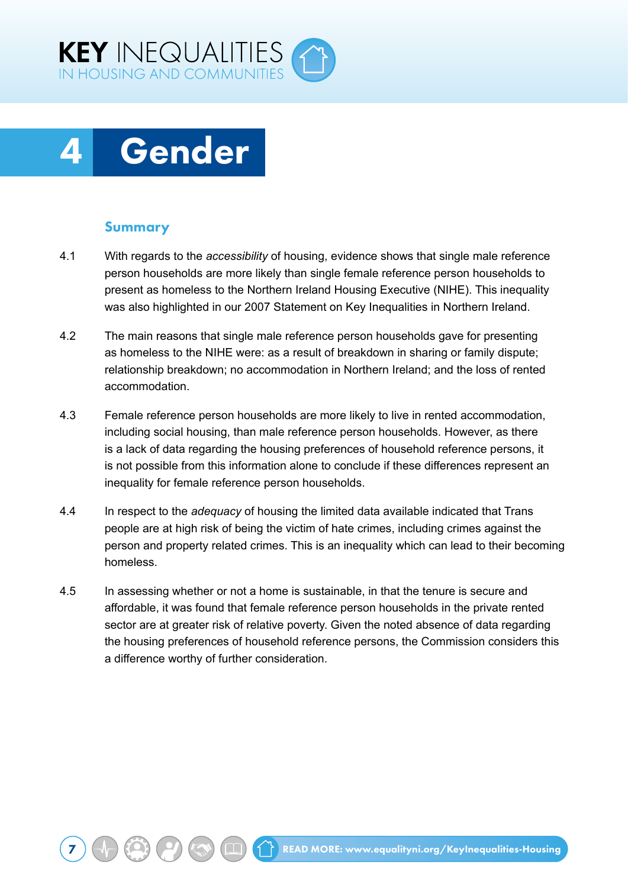# 4 Gender

## Summary

4.1 With regards to the *accessibility* of housing, evidence shows that single male reference person households are more likely than single female reference person households to present as homeless to the Northern Ireland Housing Executive (NIHE). This inequality was also highlighted in our 2007 Statement on Key Inequalities in Northern Ireland.

4.2 The main reasons that single male reference person households gave for presenting as homeless to the NIHE were: as a result of breakdown in sharing or family dispute; relationship breakdown; no accommodation in Northern Ireland; and the loss of rented accommodation.

4.3 Female reference person households are more likely to live in rented accommodation, including social housing, than male reference person households. However, as there is a lack of data regarding the housing preferences of household reference persons, it is not possible from this information alone to conclude if these differences represent an inequality for female reference person households.

4.4 In respect to the *adequacy* of housing the limited data available indicated that Trans people are at high risk of being the victim of hate crimes, including crimes against the person and property related crimes. This is an inequality which can lead to their becoming homeless.

4.5 In assessing whether or not a home is sustainable, in that the tenure is secure and affordable, it was found that female reference person households in the private rented sector are at greater risk of relative poverty. Given the noted absence of data regarding the housing preferences of household reference persons, the Commission considers this a difference worthy of further consideration.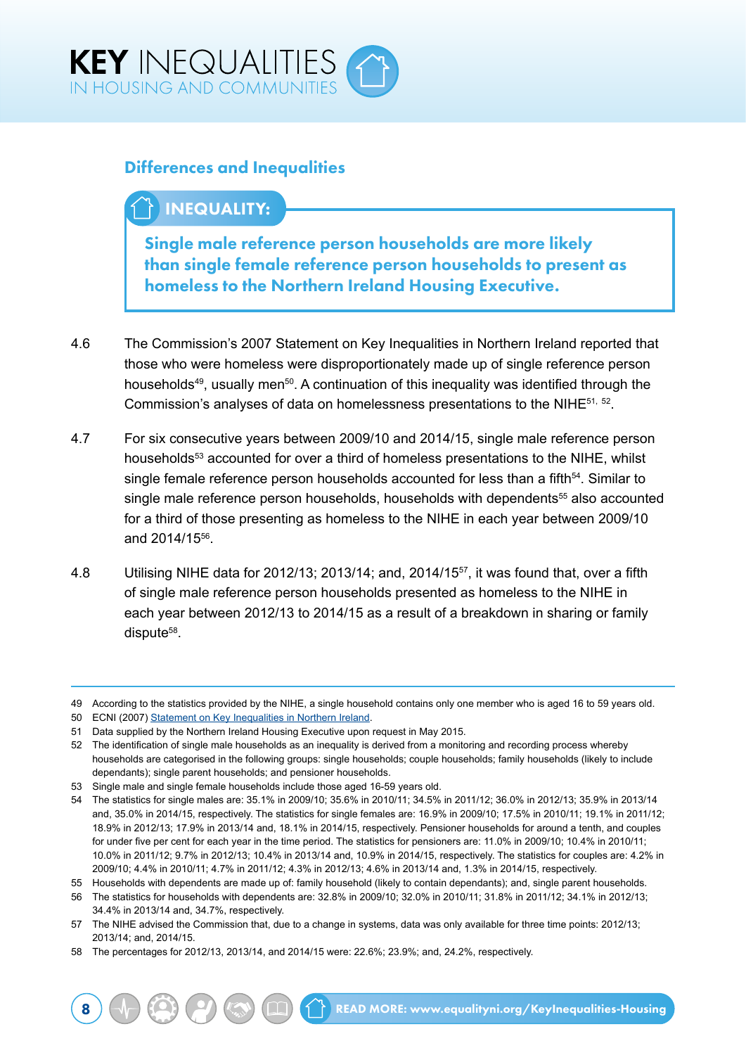## Differences and Inequalities

**INEQUALITY:**

**Single male reference person households are more likely than single female reference person households to present as homeless to the Northern Ireland Housing Executive.**

4.6 The Commission's 2007 Statement on Key Inequalities in Northern Ireland reported that those who were homeless were disproportionately made up of single reference person households[49], usually men[50]. A continuation of this inequality was identified through the Commission's analyses of data on homelessness presentations to the NIHE[51, 52].

4.7 For six consecutive years between 2009/10 and 2014/15, single male reference person households[53] accounted for over a third of homeless presentations to the NIHE, whilst single female reference person households accounted for less than a fifth[54]. Similar to single male reference person households, households with dependents[55] also accounted for a third of those presenting as homeless to the NIHE in each year between 2009/10 and 2014/15[56].

4.8 Utilising NIHE data for 2012/13; 2013/14; and, 2014/15[57], it was found that, over a fifth of single male reference person households presented as homeless to the NIHE in each year between 2012/13 to 2014/15 as a result of a breakdown in sharing or family dispute[58].

---

49 According to the statistics provided by the NIHE, a single household contains only one member who is aged 16 to 59 years old.

50 ECNI (2007) Statement on Key Inequalities in Northern Ireland.

51 Data supplied by the Northern Ireland Housing Executive upon request in May 2015.

52 The identification of single male households as an inequality is derived from a monitoring and recording process whereby households are categorised in the following groups: single households; couple households; family households (likely to include dependants); single parent households; and pensioner households.

53 Single male and single female households include those aged 16-59 years old.

54 The statistics for single males are: 35.1% in 2009/10; 35.6% in 2010/11; 34.5% in 2011/12; 36.0% in 2012/13; 35.9% in 2013/14 and, 35.0% in 2014/15, respectively. The statistics for single females are: 16.9% in 2009/10; 17.5% in 2010/11; 19.1% in 2011/12; 18.9% in 2012/13; 17.9% in 2013/14 and, 18.1% in 2014/15, respectively. Pensioner households for around a tenth, and couples for under five per cent for each year in the time period. The statistics for pensioners are: 11.0% in 2009/10; 10.4% in 2010/11; 10.0% in 2011/12; 9.7% in 2012/13; 10.4% in 2013/14 and, 10.9% in 2014/15, respectively. The statistics for couples are: 4.2% in 2009/10; 4.4% in 2010/11; 4.7% in 2011/12; 4.3% in 2012/13; 4.6% in 2013/14 and, 1.3% in 2014/15, respectively.

55 Households with dependents are made up of: family household (likely to contain dependants); and, single parent households.

56 The statistics for households with dependents are: 32.8% in 2009/10; 32.0% in 2010/11; 31.8% in 2011/12; 34.1% in 2012/13; 34.4% in 2013/14 and, 34.7%, respectively.

57 The NIHE advised the Commission that, due to a change in systems, data was only available for three time points: 2012/13; 2013/14; and, 2014/15.

58 The percentages for 2012/13, 2013/14, and 2014/15 were: 22.6%; 23.9%; and, 24.2%, respectively.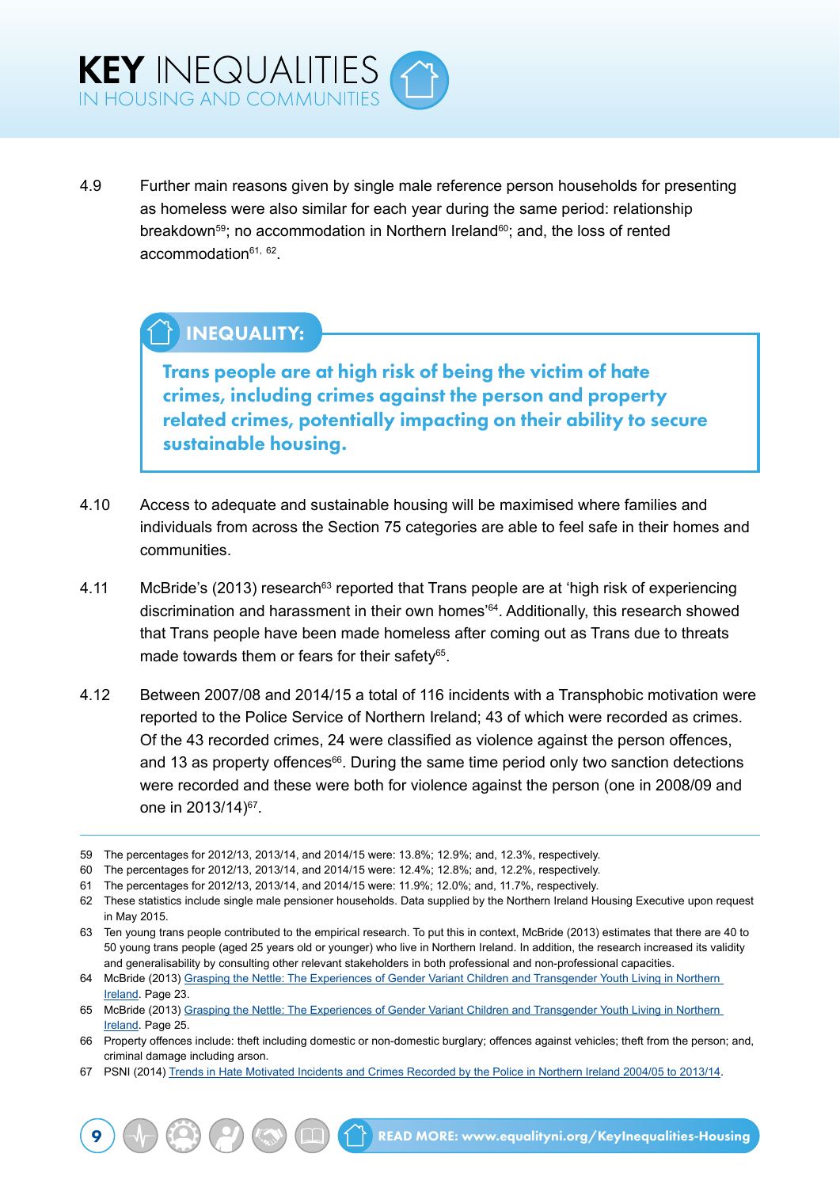4.9 Further main reasons given by single male reference person households for presenting as homeless were also similar for each year during the same period: relationship breakdown[59]; no accommodation in Northern Ireland[60]; and, the loss of rented accommodation[61, 62].

> **INEQUALITY:**
>
> **Trans people are at high risk of being the victim of hate crimes, including crimes against the person and property related crimes, potentially impacting on their ability to secure sustainable housing.**

4.10 Access to adequate and sustainable housing will be maximised where families and individuals from across the Section 75 categories are able to feel safe in their homes and communities.

4.11 McBride's (2013) research[63] reported that Trans people are at 'high risk of experiencing discrimination and harassment in their own homes'[64]. Additionally, this research showed that Trans people have been made homeless after coming out as Trans due to threats made towards them or fears for their safety[65].

4.12 Between 2007/08 and 2014/15 a total of 116 incidents with a Transphobic motivation were reported to the Police Service of Northern Ireland; 43 of which were recorded as crimes. Of the 43 recorded crimes, 24 were classified as violence against the person offences, and 13 as property offences[66]. During the same time period only two sanction detections were recorded and these were both for violence against the person (one in 2008/09 and one in 2013/14)[67].

---

59 The percentages for 2012/13, 2013/14, and 2014/15 were: 13.8%; 12.9%; and, 12.3%, respectively.

60 The percentages for 2012/13, 2013/14, and 2014/15 were: 12.4%; 12.8%; and, 12.2%, respectively.

61 The percentages for 2012/13, 2013/14, and 2014/15 were: 11.9%; 12.0%; and, 11.7%, respectively.

62 These statistics include single male pensioner households. Data supplied by the Northern Ireland Housing Executive upon request in May 2015.

63 Ten young trans people contributed to the empirical research. To put this in context, McBride (2013) estimates that there are 40 to 50 young trans people (aged 25 years old or younger) who live in Northern Ireland. In addition, the research increased its validity and generalisability by consulting other relevant stakeholders in both professional and non-professional capacities.

64 McBride (2013) Grasping the Nettle: The Experiences of Gender Variant Children and Transgender Youth Living in Northern Ireland. Page 23.

65 McBride (2013) Grasping the Nettle: The Experiences of Gender Variant Children and Transgender Youth Living in Northern Ireland. Page 25.

66 Property offences include: theft including domestic or non-domestic burglary; offences against vehicles; theft from the person; and, criminal damage including arson.

67 PSNI (2014) Trends in Hate Motivated Incidents and Crimes Recorded by the Police in Northern Ireland 2004/05 to 2013/14.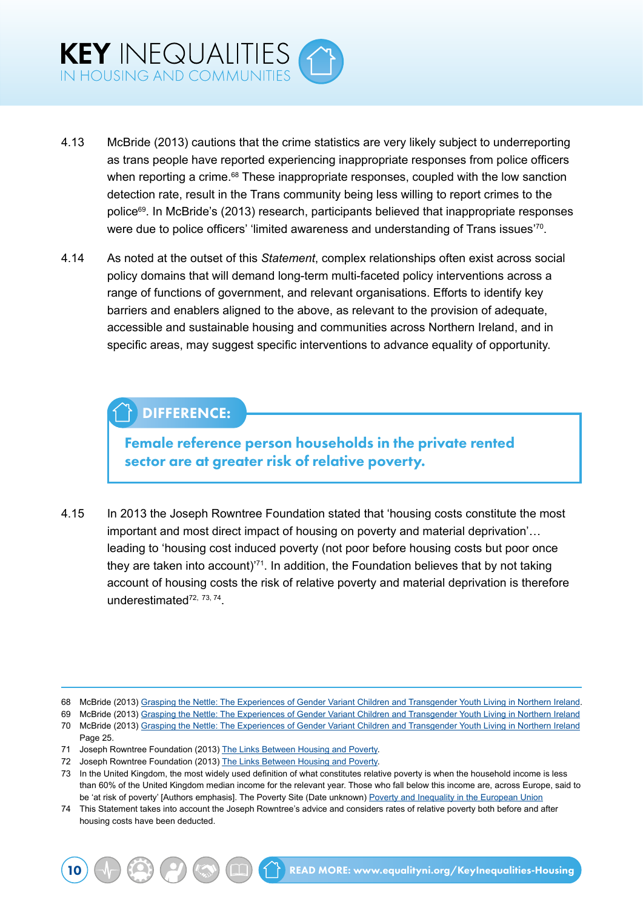4.13 McBride (2013) cautions that the crime statistics are very likely subject to underreporting as trans people have reported experiencing inappropriate responses from police officers when reporting a crime.[68] These inappropriate responses, coupled with the low sanction detection rate, result in the Trans community being less willing to report crimes to the police[69]. In McBride's (2013) research, participants believed that inappropriate responses were due to police officers' 'limited awareness and understanding of Trans issues'[70].

4.14 As noted at the outset of this *Statement*, complex relationships often exist across social policy domains that will demand long-term multi-faceted policy interventions across a range of functions of government, and relevant organisations. Efforts to identify key barriers and enablers aligned to the above, as relevant to the provision of adequate, accessible and sustainable housing and communities across Northern Ireland, and in specific areas, may suggest specific interventions to advance equality of opportunity.

**DIFFERENCE:**

**Female reference person households in the private rented sector are at greater risk of relative poverty.**

4.15 In 2013 the Joseph Rowntree Foundation stated that 'housing costs constitute the most important and most direct impact of housing on poverty and material deprivation'… leading to 'housing cost induced poverty (not poor before housing costs but poor once they are taken into account)'[71]. In addition, the Foundation believes that by not taking account of housing costs the risk of relative poverty and material deprivation is therefore underestimated[72, 73, 74].

---

68 McBride (2013) Grasping the Nettle: The Experiences of Gender Variant Children and Transgender Youth Living in Northern Ireland.

69 McBride (2013) Grasping the Nettle: The Experiences of Gender Variant Children and Transgender Youth Living in Northern Ireland

70 McBride (2013) Grasping the Nettle: The Experiences of Gender Variant Children and Transgender Youth Living in Northern Ireland Page 25.

71 Joseph Rowntree Foundation (2013) The Links Between Housing and Poverty.

72 Joseph Rowntree Foundation (2013) The Links Between Housing and Poverty.

73 In the United Kingdom, the most widely used definition of what constitutes relative poverty is when the household income is less than 60% of the United Kingdom median income for the relevant year. Those who fall below this income are, across Europe, said to be 'at risk of poverty' [Authors emphasis]. The Poverty Site (Date unknown) Poverty and Inequality in the European Union

74 This Statement takes into account the Joseph Rowntree's advice and considers rates of relative poverty both before and after housing costs have been deducted.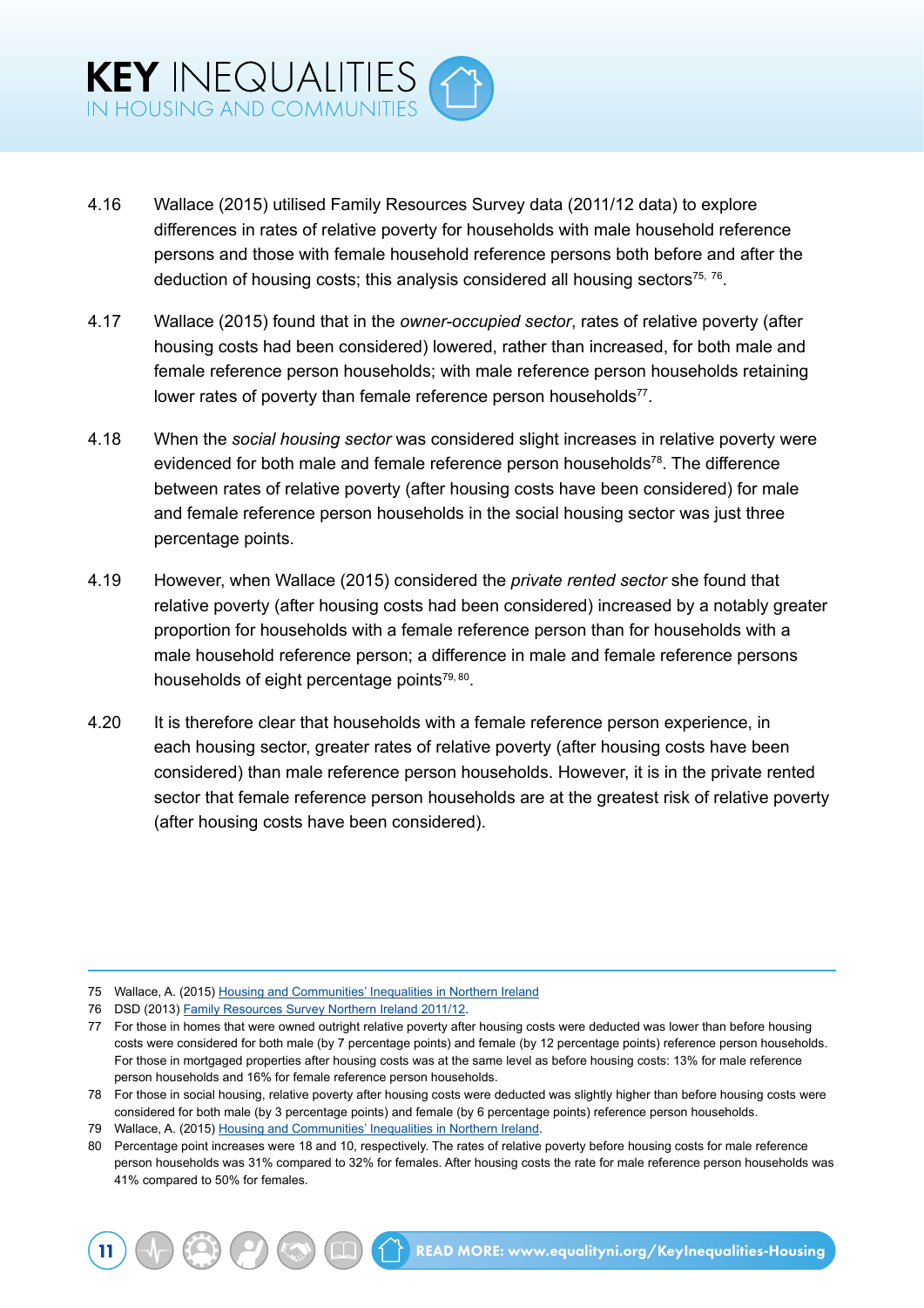4.16 Wallace (2015) utilised Family Resources Survey data (2011/12 data) to explore differences in rates of relative poverty for households with male household reference persons and those with female household reference persons both before and after the deduction of housing costs; this analysis considered all housing sectors[75, 76].

4.17 Wallace (2015) found that in the *owner-occupied sector*, rates of relative poverty (after housing costs had been considered) lowered, rather than increased, for both male and female reference person households; with male reference person households retaining lower rates of poverty than female reference person households[77].

4.18 When the *social housing sector* was considered slight increases in relative poverty were evidenced for both male and female reference person households[78]. The difference between rates of relative poverty (after housing costs have been considered) for male and female reference person households in the social housing sector was just three percentage points.

4.19 However, when Wallace (2015) considered the *private rented sector* she found that relative poverty (after housing costs had been considered) increased by a notably greater proportion for households with a female reference person than for households with a male household reference person; a difference in male and female reference persons households of eight percentage points[79, 80].

4.20 It is therefore clear that households with a female reference person experience, in each housing sector, greater rates of relative poverty (after housing costs have been considered) than male reference person households. However, it is in the private rented sector that female reference person households are at the greatest risk of relative poverty (after housing costs have been considered).

---

75 Wallace, A. (2015) Housing and Communities' Inequalities in Northern Ireland

76 DSD (2013) Family Resources Survey Northern Ireland 2011/12.

77 For those in homes that were owned outright relative poverty after housing costs were deducted was lower than before housing costs were considered for both male (by 7 percentage points) and female (by 12 percentage points) reference person households. For those in mortgaged properties after housing costs was at the same level as before housing costs: 13% for male reference person households and 16% for female reference person households.

78 For those in social housing, relative poverty after housing costs were deducted was slightly higher than before housing costs were considered for both male (by 3 percentage points) and female (by 6 percentage points) reference person households.

79 Wallace, A. (2015) Housing and Communities' Inequalities in Northern Ireland.

80 Percentage point increases were 18 and 10, respectively. The rates of relative poverty before housing costs for male reference person households was 31% compared to 32% for females. After housing costs the rate for male reference person households was 41% compared to 50% for females.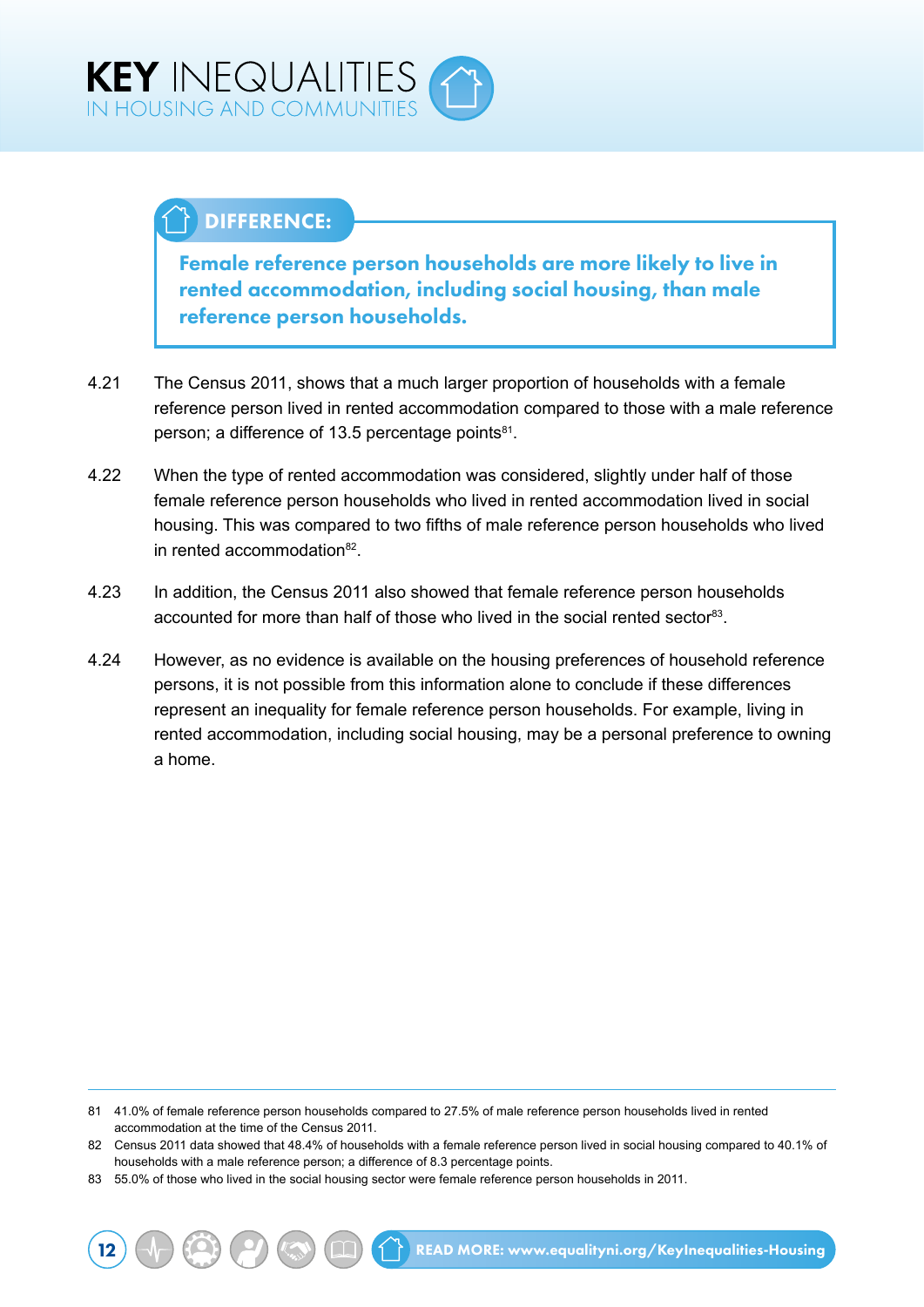## DIFFERENCE:

**Female reference person households are more likely to live in rented accommodation, including social housing, than male reference person households.**

4.21 The Census 2011, shows that a much larger proportion of households with a female reference person lived in rented accommodation compared to those with a male reference person; a difference of 13.5 percentage points[81].

4.22 When the type of rented accommodation was considered, slightly under half of those female reference person households who lived in rented accommodation lived in social housing. This was compared to two fifths of male reference person households who lived in rented accommodation[82].

4.23 In addition, the Census 2011 also showed that female reference person households accounted for more than half of those who lived in the social rented sector[83].

4.24 However, as no evidence is available on the housing preferences of household reference persons, it is not possible from this information alone to conclude if these differences represent an inequality for female reference person households. For example, living in rented accommodation, including social housing, may be a personal preference to owning a home.

---

81 41.0% of female reference person households compared to 27.5% of male reference person households lived in rented accommodation at the time of the Census 2011.

82 Census 2011 data showed that 48.4% of households with a female reference person lived in social housing compared to 40.1% of households with a male reference person; a difference of 8.3 percentage points.

83 55.0% of those who lived in the social housing sector were female reference person households in 2011.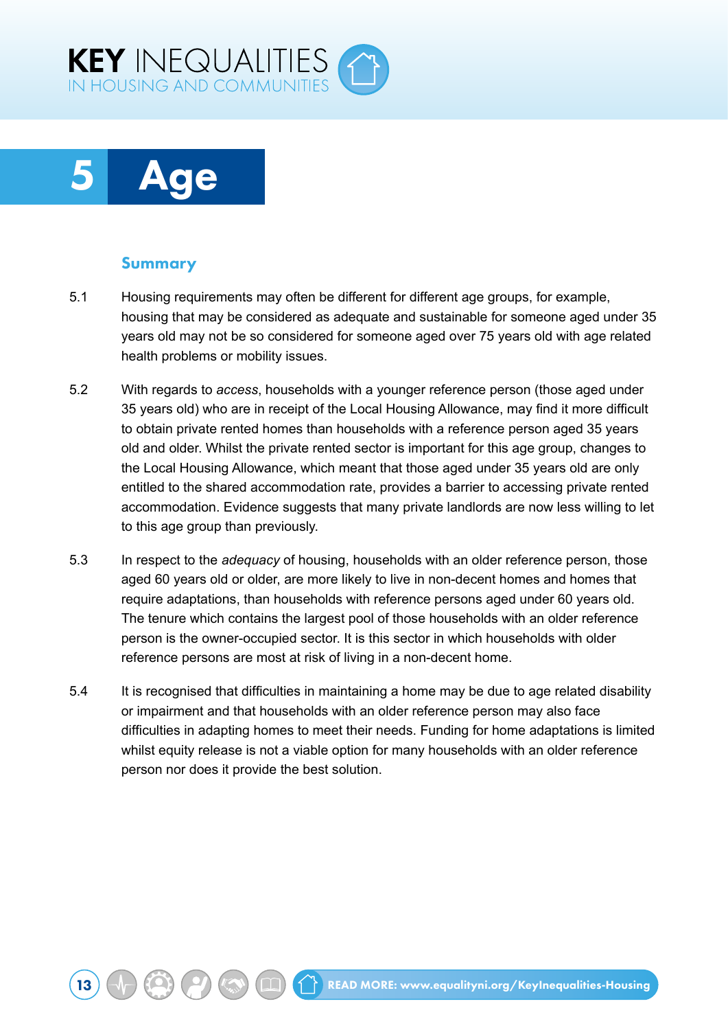# 5 Age

## Summary

5.1 Housing requirements may often be different for different age groups, for example, housing that may be considered as adequate and sustainable for someone aged under 35 years old may not be so considered for someone aged over 75 years old with age related health problems or mobility issues.

5.2 With regards to *access*, households with a younger reference person (those aged under 35 years old) who are in receipt of the Local Housing Allowance, may find it more difficult to obtain private rented homes than households with a reference person aged 35 years old and older. Whilst the private rented sector is important for this age group, changes to the Local Housing Allowance, which meant that those aged under 35 years old are only entitled to the shared accommodation rate, provides a barrier to accessing private rented accommodation. Evidence suggests that many private landlords are now less willing to let to this age group than previously.

5.3 In respect to the *adequacy* of housing, households with an older reference person, those aged 60 years old or older, are more likely to live in non-decent homes and homes that require adaptations, than households with reference persons aged under 60 years old. The tenure which contains the largest pool of those households with an older reference person is the owner-occupied sector. It is this sector in which households with older reference persons are most at risk of living in a non-decent home.

5.4 It is recognised that difficulties in maintaining a home may be due to age related disability or impairment and that households with an older reference person may also face difficulties in adapting homes to meet their needs. Funding for home adaptations is limited whilst equity release is not a viable option for many households with an older reference person nor does it provide the best solution.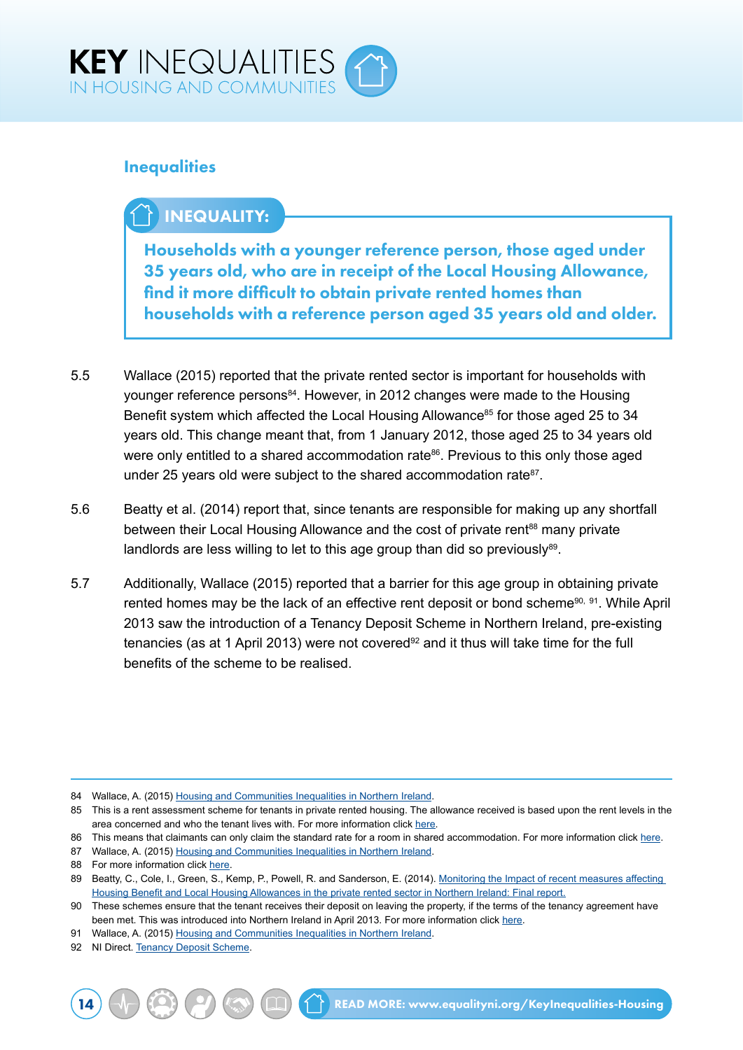## Inequalities

**INEQUALITY:**

**Households with a younger reference person, those aged under 35 years old, who are in receipt of the Local Housing Allowance, find it more difficult to obtain private rented homes than households with a reference person aged 35 years old and older.**

5.5 Wallace (2015) reported that the private rented sector is important for households with younger reference persons[84]. However, in 2012 changes were made to the Housing Benefit system which affected the Local Housing Allowance[85] for those aged 25 to 34 years old. This change meant that, from 1 January 2012, those aged 25 to 34 years old were only entitled to a shared accommodation rate[86]. Previous to this only those aged under 25 years old were subject to the shared accommodation rate[87].

5.6 Beatty et al. (2014) report that, since tenants are responsible for making up any shortfall between their Local Housing Allowance and the cost of private rent[88] many private landlords are less willing to let to this age group than did so previously[89].

5.7 Additionally, Wallace (2015) reported that a barrier for this age group in obtaining private rented homes may be the lack of an effective rent deposit or bond scheme[90, 91]. While April 2013 saw the introduction of a Tenancy Deposit Scheme in Northern Ireland, pre-existing tenancies (as at 1 April 2013) were not covered[92] and it thus will take time for the full benefits of the scheme to be realised.

---

84 Wallace, A. (2015) Housing and Communities Inequalities in Northern Ireland.

85 This is a rent assessment scheme for tenants in private rented housing. The allowance received is based upon the rent levels in the area concerned and who the tenant lives with. For more information click here.

86 This means that claimants can only claim the standard rate for a room in shared accommodation. For more information click here.

87 Wallace, A. (2015) Housing and Communities Inequalities in Northern Ireland.

88 For more information click here.

89 Beatty, C., Cole, I., Green, S., Kemp, P., Powell, R. and Sanderson, E. (2014). Monitoring the Impact of recent measures affecting Housing Benefit and Local Housing Allowances in the private rented sector in Northern Ireland: Final report.

90 These schemes ensure that the tenant receives their deposit on leaving the property, if the terms of the tenancy agreement have been met. This was introduced into Northern Ireland in April 2013. For more information click here.

91 Wallace, A. (2015) Housing and Communities Inequalities in Northern Ireland.

92 NI Direct. Tenancy Deposit Scheme.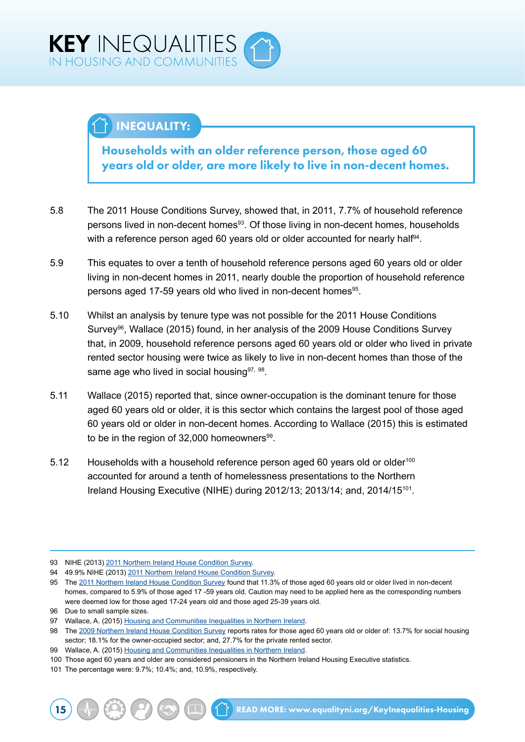## INEQUALITY:

**Households with an older reference person, those aged 60 years old or older, are more likely to live in non-decent homes.**

5.8 The 2011 House Conditions Survey, showed that, in 2011, 7.7% of household reference persons lived in non-decent homes[93]. Of those living in non-decent homes, households with a reference person aged 60 years old or older accounted for nearly half[94].

5.9 This equates to over a tenth of household reference persons aged 60 years old or older living in non-decent homes in 2011, nearly double the proportion of household reference persons aged 17-59 years old who lived in non-decent homes[95].

5.10 Whilst an analysis by tenure type was not possible for the 2011 House Conditions Survey[96], Wallace (2015) found, in her analysis of the 2009 House Conditions Survey that, in 2009, household reference persons aged 60 years old or older who lived in private rented sector housing were twice as likely to live in non-decent homes than those of the same age who lived in social housing[97, 98].

5.11 Wallace (2015) reported that, since owner-occupation is the dominant tenure for those aged 60 years old or older, it is this sector which contains the largest pool of those aged 60 years old or older in non-decent homes. According to Wallace (2015) this is estimated to be in the region of 32,000 homeowners[99].

5.12 Households with a household reference person aged 60 years old or older[100] accounted for around a tenth of homelessness presentations to the Northern Ireland Housing Executive (NIHE) during 2012/13; 2013/14; and, 2014/15[101].

---

93 NIHE (2013) 2011 Northern Ireland House Condition Survey.

94 49.9% NIHE (2013) 2011 Northern Ireland House Condition Survey.

95 The 2011 Northern Ireland House Condition Survey found that 11.3% of those aged 60 years old or older lived in non-decent homes, compared to 5.9% of those aged 17 -59 years old. Caution may need to be applied here as the corresponding numbers were deemed low for those aged 17-24 years old and those aged 25-39 years old.

96 Due to small sample sizes.

97 Wallace, A. (2015) Housing and Communities Inequalities in Northern Ireland.

98 The 2009 Northern Ireland House Condition Survey reports rates for those aged 60 years old or older of: 13.7% for social housing sector; 18.1% for the owner-occupied sector; and, 27.7% for the private rented sector.

99 Wallace, A. (2015) Housing and Communities Inequalities in Northern Ireland.

100 Those aged 60 years and older are considered pensioners in the Northern Ireland Housing Executive statistics.

101 The percentage were: 9.7%; 10.4%; and, 10.9%, respectively.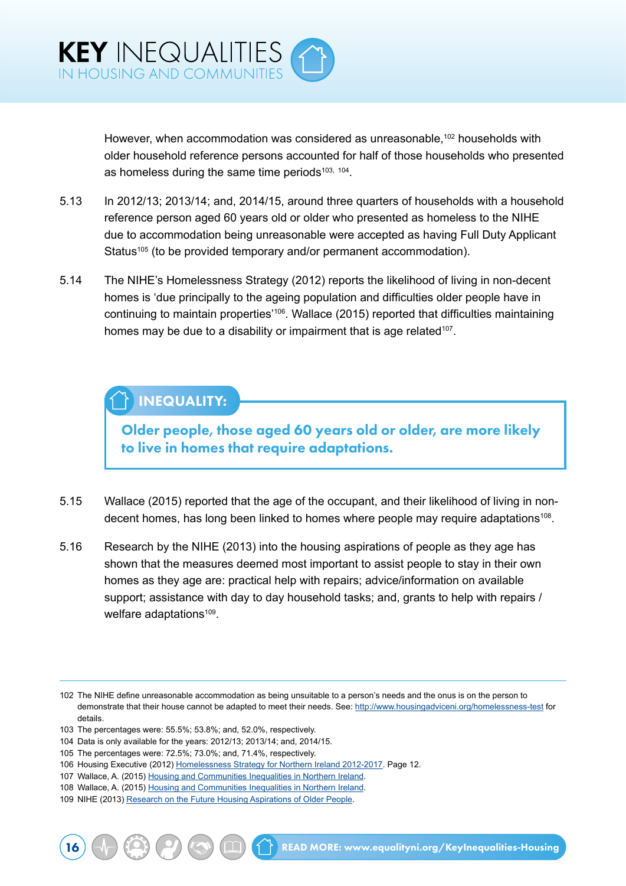However, when accommodation was considered as unreasonable,[102] households with older household reference persons accounted for half of those households who presented as homeless during the same time periods[103, 104].

5.13 In 2012/13; 2013/14; and, 2014/15, around three quarters of households with a household reference person aged 60 years old or older who presented as homeless to the NIHE due to accommodation being unreasonable were accepted as having Full Duty Applicant Status[105] (to be provided temporary and/or permanent accommodation).

5.14 The NIHE's Homelessness Strategy (2012) reports the likelihood of living in non-decent homes is 'due principally to the ageing population and difficulties older people have in continuing to maintain properties'[106]. Wallace (2015) reported that difficulties maintaining homes may be due to a disability or impairment that is age related[107].

**INEQUALITY:**

**Older people, those aged 60 years old or older, are more likely to live in homes that require adaptations.**

5.15 Wallace (2015) reported that the age of the occupant, and their likelihood of living in non-decent homes, has long been linked to homes where people may require adaptations[108].

5.16 Research by the NIHE (2013) into the housing aspirations of people as they age has shown that the measures deemed most important to assist people to stay in their own homes as they age are: practical help with repairs; advice/information on available support; assistance with day to day household tasks; and, grants to help with repairs / welfare adaptations[109].

---

102 The NIHE define unreasonable accommodation as being unsuitable to a person's needs and the onus is on the person to demonstrate that their house cannot be adapted to meet their needs. See: http://www.housingadviceni.org/homelessness-test for details.

103 The percentages were: 55.5%; 53.8%; and, 52.0%, respectively.

104 Data is only available for the years: 2012/13; 2013/14; and, 2014/15.

105 The percentages were: 72.5%; 73.0%; and, 71.4%, respectively.

106 Housing Executive (2012) Homelessness Strategy for Northern Ireland 2012-2017. Page 12.

107 Wallace, A. (2015) Housing and Communities Inequalities in Northern Ireland.

108 Wallace, A. (2015) Housing and Communities Inequalities in Northern Ireland.

109 NIHE (2013) Research on the Future Housing Aspirations of Older People.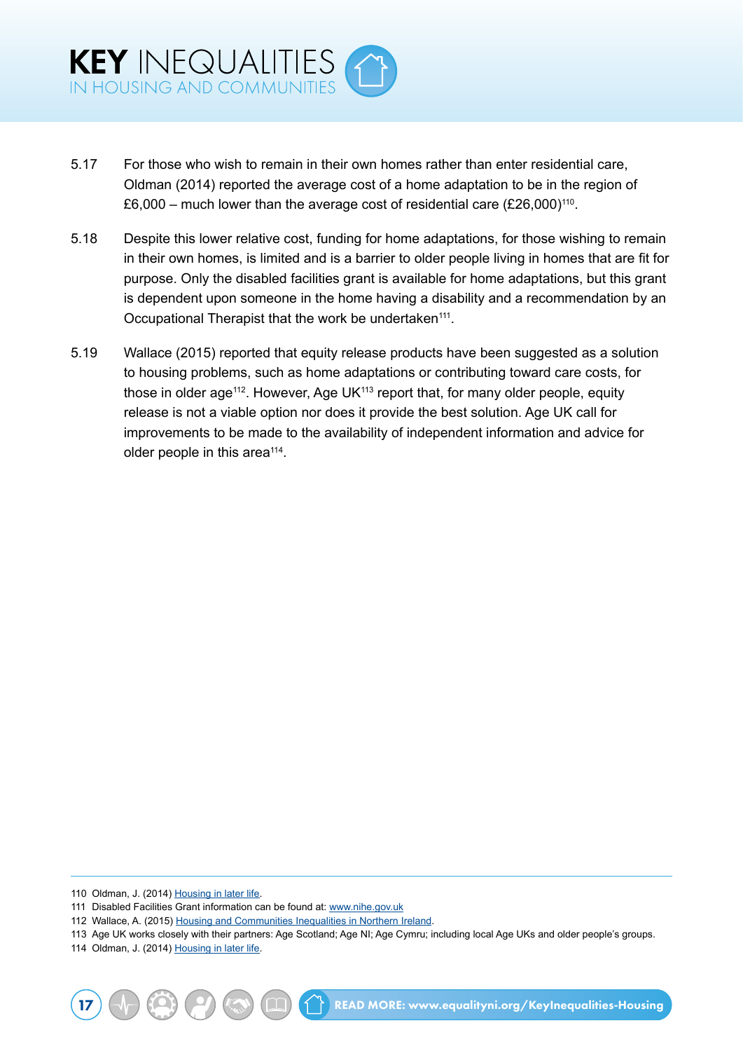5.17 For those who wish to remain in their own homes rather than enter residential care, Oldman (2014) reported the average cost of a home adaptation to be in the region of £6,000 – much lower than the average cost of residential care (£26,000)[110].

5.18 Despite this lower relative cost, funding for home adaptations, for those wishing to remain in their own homes, is limited and is a barrier to older people living in homes that are fit for purpose. Only the disabled facilities grant is available for home adaptations, but this grant is dependent upon someone in the home having a disability and a recommendation by an Occupational Therapist that the work be undertaken[111].

5.19 Wallace (2015) reported that equity release products have been suggested as a solution to housing problems, such as home adaptations or contributing toward care costs, for those in older age[112]. However, Age UK[113] report that, for many older people, equity release is not a viable option nor does it provide the best solution. Age UK call for improvements to be made to the availability of independent information and advice for older people in this area[114].

---

110 Oldman, J. (2014) Housing in later life.

111 Disabled Facilities Grant information can be found at: www.nihe.gov.uk

112 Wallace, A. (2015) Housing and Communities Inequalities in Northern Ireland.

113 Age UK works closely with their partners: Age Scotland; Age NI; Age Cymru; including local Age UKs and older people's groups.

114 Oldman, J. (2014) Housing in later life.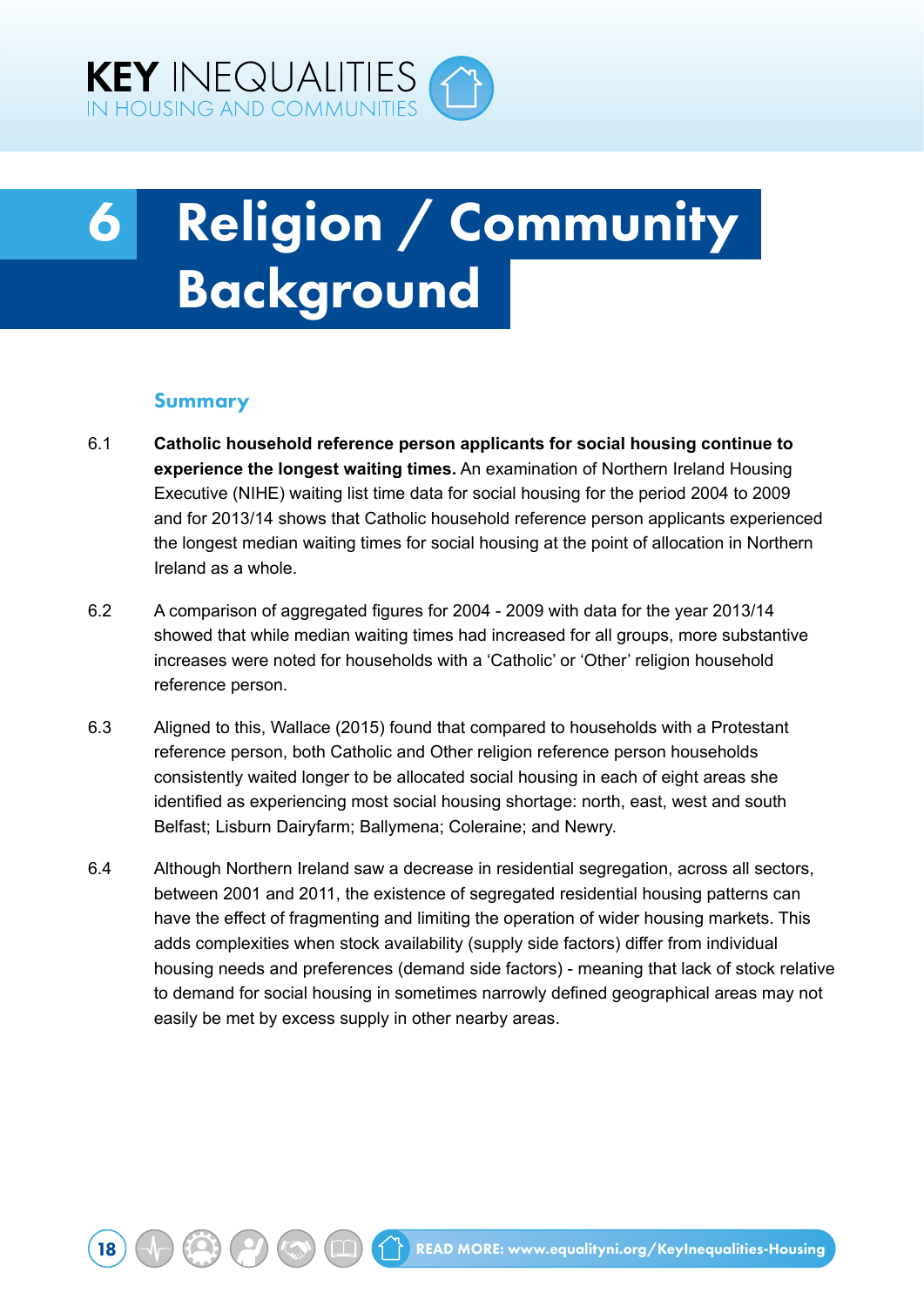# 6 Religion / Community Background

## Summary

6.1 **Catholic household reference person applicants for social housing continue to experience the longest waiting times.** An examination of Northern Ireland Housing Executive (NIHE) waiting list time data for social housing for the period 2004 to 2009 and for 2013/14 shows that Catholic household reference person applicants experienced the longest median waiting times for social housing at the point of allocation in Northern Ireland as a whole.

6.2 A comparison of aggregated figures for 2004 - 2009 with data for the year 2013/14 showed that while median waiting times had increased for all groups, more substantive increases were noted for households with a 'Catholic' or 'Other' religion household reference person.

6.3 Aligned to this, Wallace (2015) found that compared to households with a Protestant reference person, both Catholic and Other religion reference person households consistently waited longer to be allocated social housing in each of eight areas she identified as experiencing most social housing shortage: north, east, west and south Belfast; Lisburn Dairyfarm; Ballymena; Coleraine; and Newry.

6.4 Although Northern Ireland saw a decrease in residential segregation, across all sectors, between 2001 and 2011, the existence of segregated residential housing patterns can have the effect of fragmenting and limiting the operation of wider housing markets. This adds complexities when stock availability (supply side factors) differ from individual housing needs and preferences (demand side factors) - meaning that lack of stock relative to demand for social housing in sometimes narrowly defined geographical areas may not easily be met by excess supply in other nearby areas.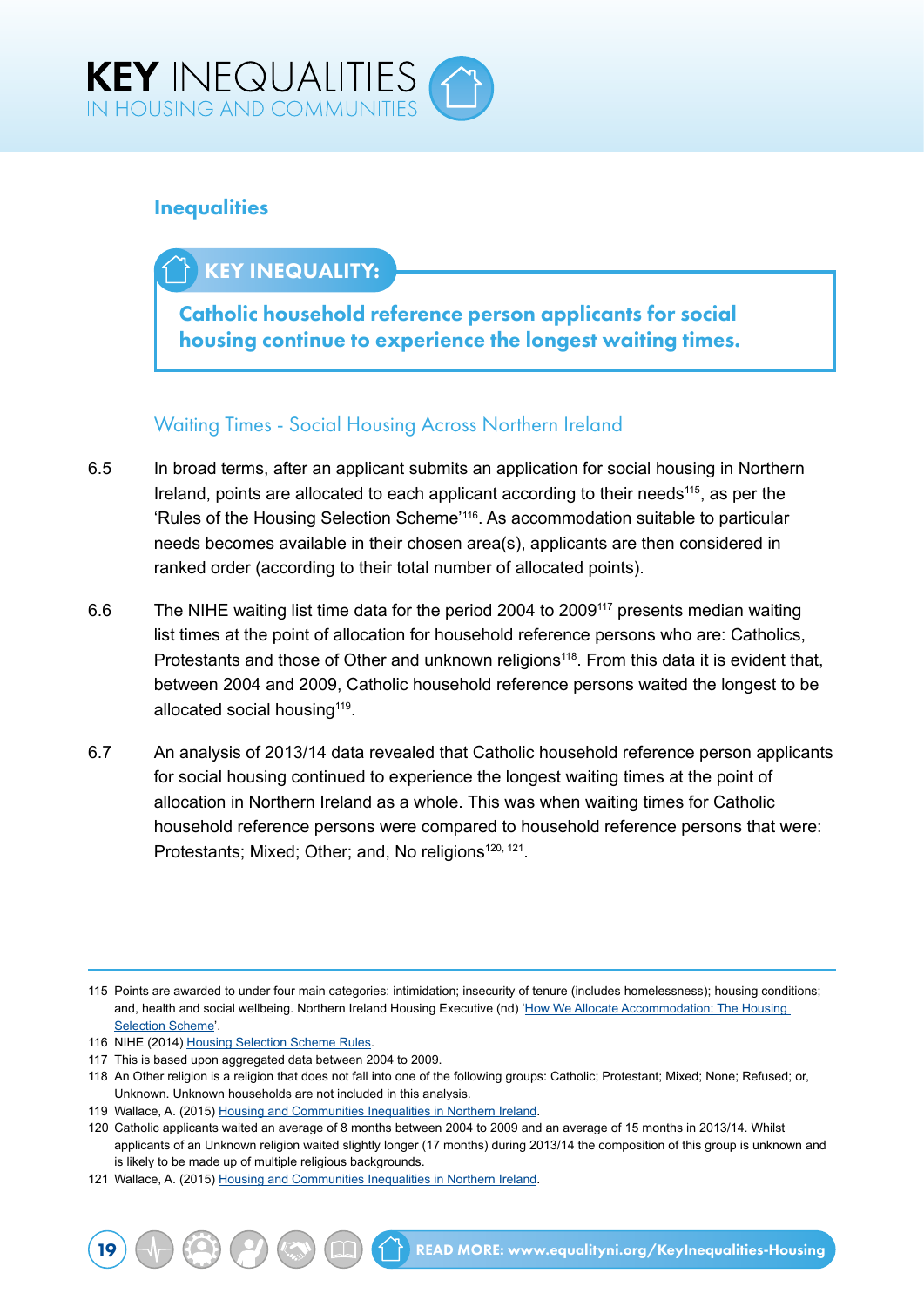## Inequalities

**KEY INEQUALITY:**

**Catholic household reference person applicants for social housing continue to experience the longest waiting times.**

### Waiting Times - Social Housing Across Northern Ireland

6.5 In broad terms, after an applicant submits an application for social housing in Northern Ireland, points are allocated to each applicant according to their needs[115], as per the 'Rules of the Housing Selection Scheme'[116]. As accommodation suitable to particular needs becomes available in their chosen area(s), applicants are then considered in ranked order (according to their total number of allocated points).

6.6 The NIHE waiting list time data for the period 2004 to 2009[117] presents median waiting list times at the point of allocation for household reference persons who are: Catholics, Protestants and those of Other and unknown religions[118]. From this data it is evident that, between 2004 and 2009, Catholic household reference persons waited the longest to be allocated social housing[119].

6.7 An analysis of 2013/14 data revealed that Catholic household reference person applicants for social housing continued to experience the longest waiting times at the point of allocation in Northern Ireland as a whole. This was when waiting times for Catholic household reference persons were compared to household reference persons that were: Protestants; Mixed; Other; and, No religions[120, 121].

---

115 Points are awarded to under four main categories: intimidation; insecurity of tenure (includes homelessness); housing conditions; and, health and social wellbeing. Northern Ireland Housing Executive (nd) 'How We Allocate Accommodation: The Housing Selection Scheme'.

116 NIHE (2014) Housing Selection Scheme Rules.

117 This is based upon aggregated data between 2004 to 2009.

118 An Other religion is a religion that does not fall into one of the following groups: Catholic; Protestant; Mixed; None; Refused; or, Unknown. Unknown households are not included in this analysis.

119 Wallace, A. (2015) Housing and Communities Inequalities in Northern Ireland.

120 Catholic applicants waited an average of 8 months between 2004 to 2009 and an average of 15 months in 2013/14. Whilst applicants of an Unknown religion waited slightly longer (17 months) during 2013/14 the composition of this group is unknown and is likely to be made up of multiple religious backgrounds.

121 Wallace, A. (2015) Housing and Communities Inequalities in Northern Ireland.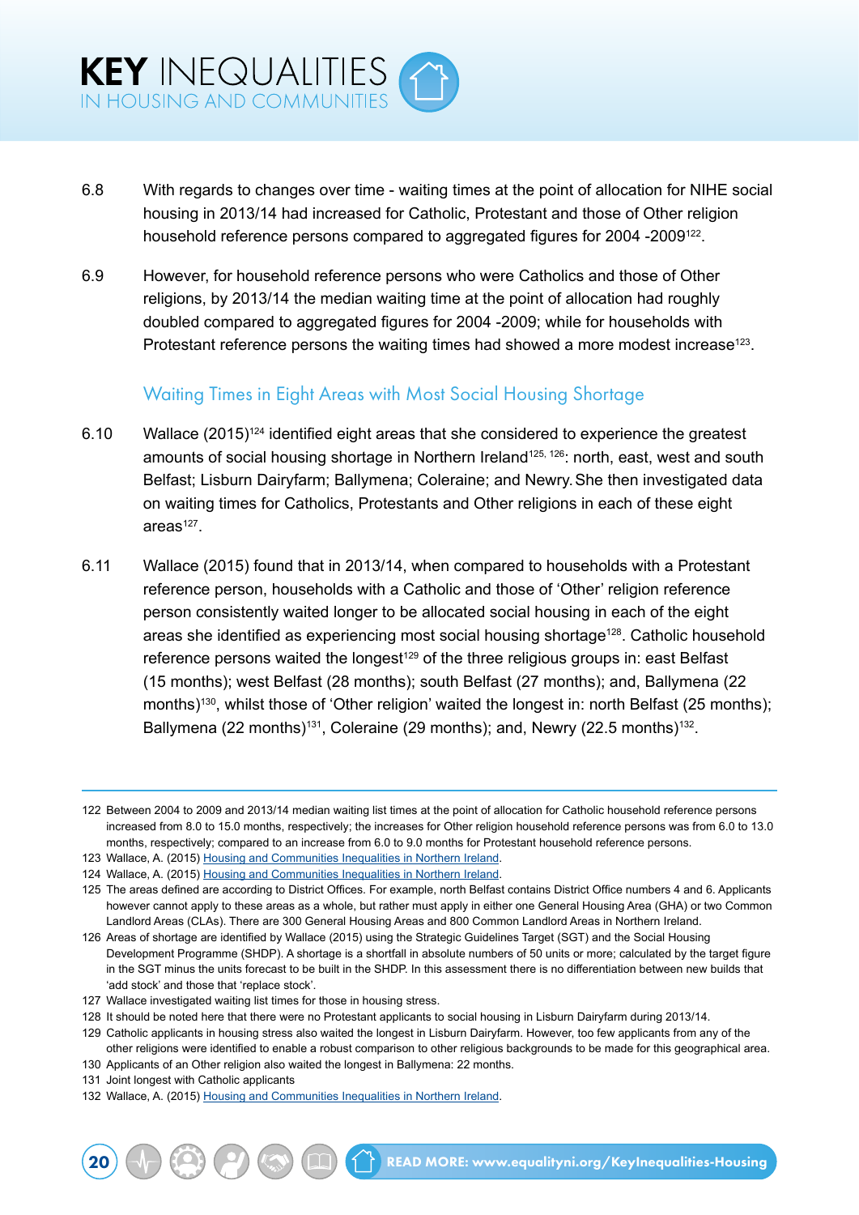6.8 With regards to changes over time - waiting times at the point of allocation for NIHE social housing in 2013/14 had increased for Catholic, Protestant and those of Other religion household reference persons compared to aggregated figures for 2004 -2009[122].

6.9 However, for household reference persons who were Catholics and those of Other religions, by 2013/14 the median waiting time at the point of allocation had roughly doubled compared to aggregated figures for 2004 -2009; while for households with Protestant reference persons the waiting times had showed a more modest increase[123].

### Waiting Times in Eight Areas with Most Social Housing Shortage

6.10 Wallace (2015)[124] identified eight areas that she considered to experience the greatest amounts of social housing shortage in Northern Ireland[125, 126]: north, east, west and south Belfast; Lisburn Dairyfarm; Ballymena; Coleraine; and Newry. She then investigated data on waiting times for Catholics, Protestants and Other religions in each of these eight areas[127].

6.11 Wallace (2015) found that in 2013/14, when compared to households with a Protestant reference person, households with a Catholic and those of 'Other' religion reference person consistently waited longer to be allocated social housing in each of the eight areas she identified as experiencing most social housing shortage[128]. Catholic household reference persons waited the longest[129] of the three religious groups in: east Belfast (15 months); west Belfast (28 months); south Belfast (27 months); and, Ballymena (22 months)[130], whilst those of 'Other religion' waited the longest in: north Belfast (25 months); Ballymena (22 months)[131], Coleraine (29 months); and, Newry (22.5 months)[132].

---

122 Between 2004 to 2009 and 2013/14 median waiting list times at the point of allocation for Catholic household reference persons increased from 8.0 to 15.0 months, respectively; the increases for Other religion household reference persons was from 6.0 to 13.0 months, respectively; compared to an increase from 6.0 to 9.0 months for Protestant household reference persons.

123 Wallace, A. (2015) Housing and Communities Inequalities in Northern Ireland.

124 Wallace, A. (2015) Housing and Communities Inequalities in Northern Ireland.

125 The areas defined are according to District Offices. For example, north Belfast contains District Office numbers 4 and 6. Applicants however cannot apply to these areas as a whole, but rather must apply in either one General Housing Area (GHA) or two Common Landlord Areas (CLAs). There are 300 General Housing Areas and 800 Common Landlord Areas in Northern Ireland.

126 Areas of shortage are identified by Wallace (2015) using the Strategic Guidelines Target (SGT) and the Social Housing Development Programme (SHDP). A shortage is a shortfall in absolute numbers of 50 units or more; calculated by the target figure in the SGT minus the units forecast to be built in the SHDP. In this assessment there is no differentiation between new builds that 'add stock' and those that 'replace stock'.

127 Wallace investigated waiting list times for those in housing stress.

128 It should be noted here that there were no Protestant applicants to social housing in Lisburn Dairyfarm during 2013/14.

129 Catholic applicants in housing stress also waited the longest in Lisburn Dairyfarm. However, too few applicants from any of the other religions were identified to enable a robust comparison to other religious backgrounds to be made for this geographical area.

130 Applicants of an Other religion also waited the longest in Ballymena: 22 months.

131 Joint longest with Catholic applicants

132 Wallace, A. (2015) Housing and Communities Inequalities in Northern Ireland.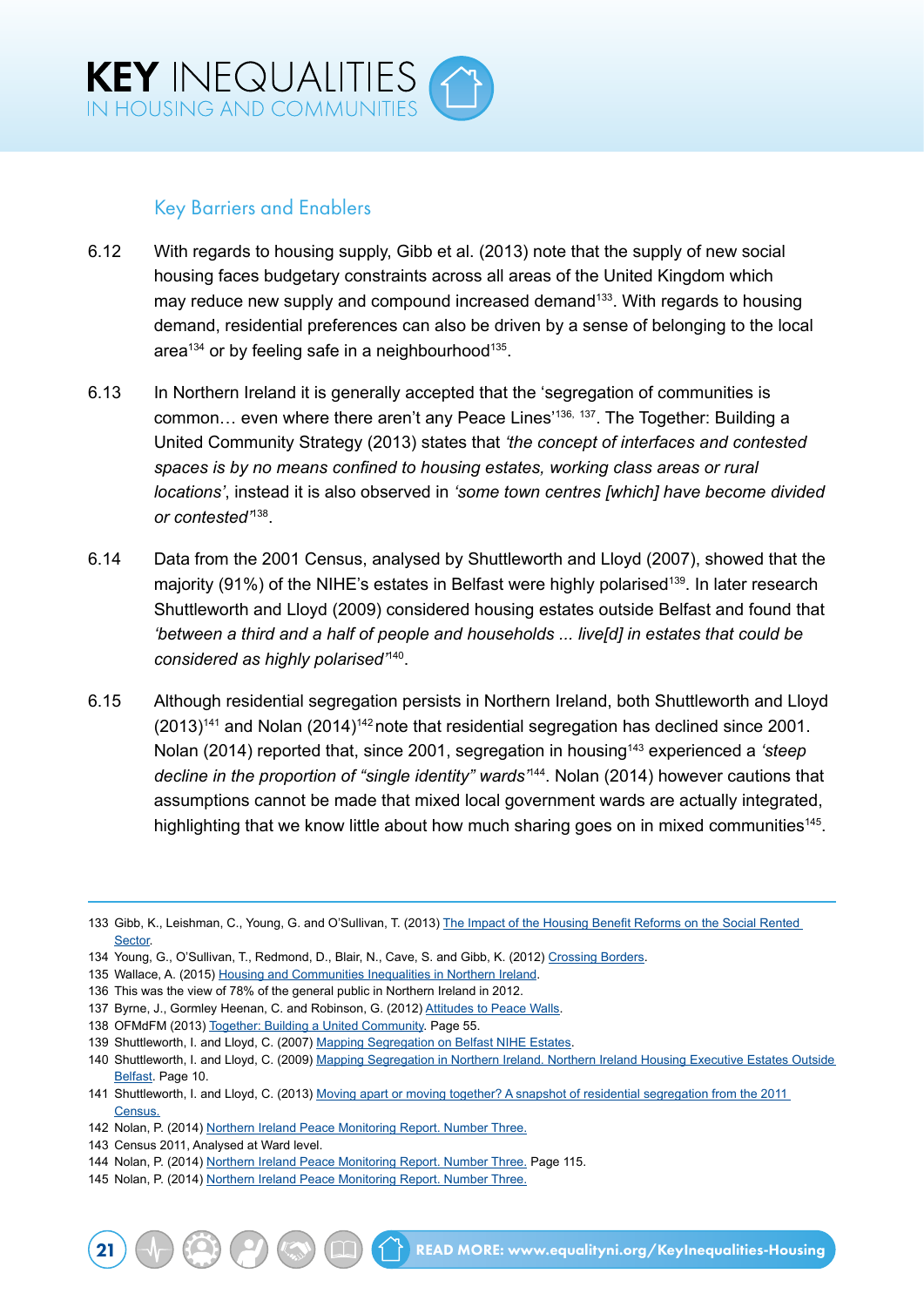## Key Barriers and Enablers

6.12 With regards to housing supply, Gibb et al. (2013) note that the supply of new social housing faces budgetary constraints across all areas of the United Kingdom which may reduce new supply and compound increased demand[133]. With regards to housing demand, residential preferences can also be driven by a sense of belonging to the local area[134] or by feeling safe in a neighbourhood[135].

6.13 In Northern Ireland it is generally accepted that the 'segregation of communities is common… even where there aren't any Peace Lines'[136, 137]. The Together: Building a United Community Strategy (2013) states that *'the concept of interfaces and contested spaces is by no means confined to housing estates, working class areas or rural locations'*, instead it is also observed in *'some town centres [which] have become divided or contested'*[138].

6.14 Data from the 2001 Census, analysed by Shuttleworth and Lloyd (2007), showed that the majority (91%) of the NIHE's estates in Belfast were highly polarised[139]. In later research Shuttleworth and Lloyd (2009) considered housing estates outside Belfast and found that *'between a third and a half of people and households ... live[d] in estates that could be considered as highly polarised'*[140].

6.15 Although residential segregation persists in Northern Ireland, both Shuttleworth and Lloyd (2013)[141] and Nolan (2014)[142] note that residential segregation has declined since 2001. Nolan (2014) reported that, since 2001, segregation in housing[143] experienced a *'steep decline in the proportion of "single identity" wards'*[144]. Nolan (2014) however cautions that assumptions cannot be made that mixed local government wards are actually integrated, highlighting that we know little about how much sharing goes on in mixed communities[145].

---

133 Gibb, K., Leishman, C., Young, G. and O'Sullivan, T. (2013) The Impact of the Housing Benefit Reforms on the Social Rented Sector.
134 Young, G., O'Sullivan, T., Redmond, D., Blair, N., Cave, S. and Gibb, K. (2012) Crossing Borders.
135 Wallace, A. (2015) Housing and Communities Inequalities in Northern Ireland.
136 This was the view of 78% of the general public in Northern Ireland in 2012.
137 Byrne, J., Gormley Heenan, C. and Robinson, G. (2012) Attitudes to Peace Walls.
138 OFMdFM (2013) Together: Building a United Community. Page 55.
139 Shuttleworth, I. and Lloyd, C. (2007) Mapping Segregation on Belfast NIHE Estates.
140 Shuttleworth, I. and Lloyd, C. (2009) Mapping Segregation in Northern Ireland. Northern Ireland Housing Executive Estates Outside Belfast. Page 10.
141 Shuttleworth, I. and Lloyd, C. (2013) Moving apart or moving together? A snapshot of residential segregation from the 2011 Census.
142 Nolan, P. (2014) Northern Ireland Peace Monitoring Report. Number Three.
143 Census 2011, Analysed at Ward level.
144 Nolan, P. (2014) Northern Ireland Peace Monitoring Report. Number Three. Page 115.
145 Nolan, P. (2014) Northern Ireland Peace Monitoring Report. Number Three.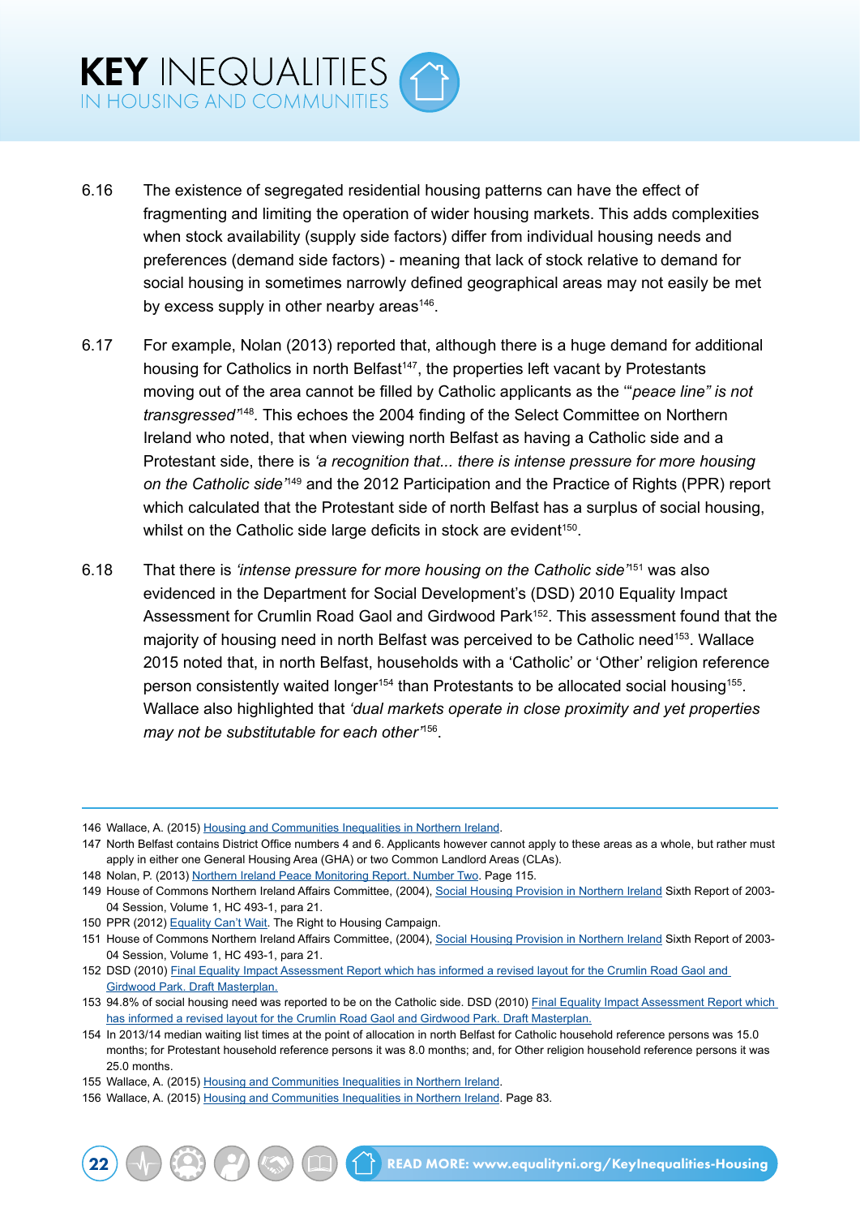6.16 The existence of segregated residential housing patterns can have the effect of fragmenting and limiting the operation of wider housing markets. This adds complexities when stock availability (supply side factors) differ from individual housing needs and preferences (demand side factors) - meaning that lack of stock relative to demand for social housing in sometimes narrowly defined geographical areas may not easily be met by excess supply in other nearby areas[146].

6.17 For example, Nolan (2013) reported that, although there is a huge demand for additional housing for Catholics in north Belfast[147], the properties left vacant by Protestants moving out of the area cannot be filled by Catholic applicants as the '*"peace line" is not transgressed*'[148]. This echoes the 2004 finding of the Select Committee on Northern Ireland who noted, that when viewing north Belfast as having a Catholic side and a Protestant side, there is *'a recognition that... there is intense pressure for more housing on the Catholic side'*[149] and the 2012 Participation and the Practice of Rights (PPR) report which calculated that the Protestant side of north Belfast has a surplus of social housing, whilst on the Catholic side large deficits in stock are evident[150].

6.18 That there is *'intense pressure for more housing on the Catholic side'*[151] was also evidenced in the Department for Social Development's (DSD) 2010 Equality Impact Assessment for Crumlin Road Gaol and Girdwood Park[152]. This assessment found that the majority of housing need in north Belfast was perceived to be Catholic need[153]. Wallace 2015 noted that, in north Belfast, households with a 'Catholic' or 'Other' religion reference person consistently waited longer[154] than Protestants to be allocated social housing[155]. Wallace also highlighted that *'dual markets operate in close proximity and yet properties may not be substitutable for each other'*[156].

---

146 Wallace, A. (2015) Housing and Communities Inequalities in Northern Ireland.

147 North Belfast contains District Office numbers 4 and 6. Applicants however cannot apply to these areas as a whole, but rather must apply in either one General Housing Area (GHA) or two Common Landlord Areas (CLAs).

148 Nolan, P. (2013) Northern Ireland Peace Monitoring Report. Number Two. Page 115.

149 House of Commons Northern Ireland Affairs Committee, (2004), Social Housing Provision in Northern Ireland Sixth Report of 2003-04 Session, Volume 1, HC 493-1, para 21.

150 PPR (2012) Equality Can't Wait. The Right to Housing Campaign.

151 House of Commons Northern Ireland Affairs Committee, (2004), Social Housing Provision in Northern Ireland Sixth Report of 2003-04 Session, Volume 1, HC 493-1, para 21.

152 DSD (2010) Final Equality Impact Assessment Report which has informed a revised layout for the Crumlin Road Gaol and Girdwood Park. Draft Masterplan.

153 94.8% of social housing need was reported to be on the Catholic side. DSD (2010) Final Equality Impact Assessment Report which has informed a revised layout for the Crumlin Road Gaol and Girdwood Park. Draft Masterplan.

154 In 2013/14 median waiting list times at the point of allocation in north Belfast for Catholic household reference persons was 15.0 months; for Protestant household reference persons it was 8.0 months; and, for Other religion household reference persons it was 25.0 months.

155 Wallace, A. (2015) Housing and Communities Inequalities in Northern Ireland.

156 Wallace, A. (2015) Housing and Communities Inequalities in Northern Ireland. Page 83.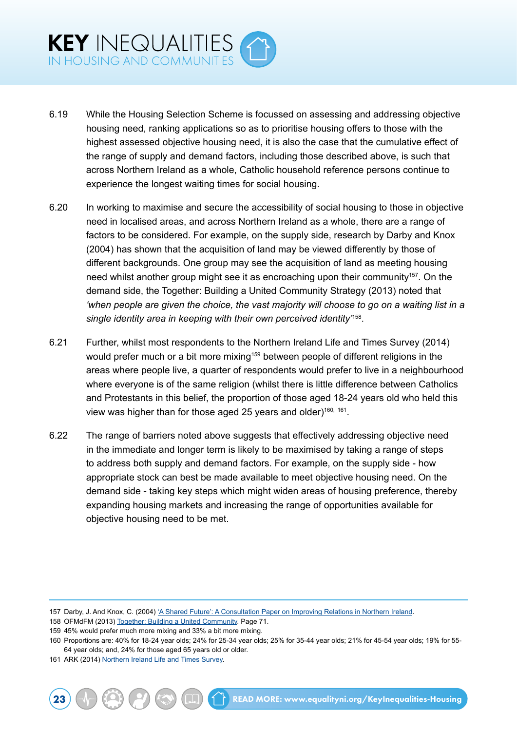6.19 While the Housing Selection Scheme is focussed on assessing and addressing objective housing need, ranking applications so as to prioritise housing offers to those with the highest assessed objective housing need, it is also the case that the cumulative effect of the range of supply and demand factors, including those described above, is such that across Northern Ireland as a whole, Catholic household reference persons continue to experience the longest waiting times for social housing.

6.20 In working to maximise and secure the accessibility of social housing to those in objective need in localised areas, and across Northern Ireland as a whole, there are a range of factors to be considered. For example, on the supply side, research by Darby and Knox (2004) has shown that the acquisition of land may be viewed differently by those of different backgrounds. One group may see the acquisition of land as meeting housing need whilst another group might see it as encroaching upon their community[157]. On the demand side, the Together: Building a United Community Strategy (2013) noted that *'when people are given the choice, the vast majority will choose to go on a waiting list in a single identity area in keeping with their own perceived identity'*[158].

6.21 Further, whilst most respondents to the Northern Ireland Life and Times Survey (2014) would prefer much or a bit more mixing[159] between people of different religions in the areas where people live, a quarter of respondents would prefer to live in a neighbourhood where everyone is of the same religion (whilst there is little difference between Catholics and Protestants in this belief, the proportion of those aged 18-24 years old who held this view was higher than for those aged 25 years and older)[160, 161].

6.22 The range of barriers noted above suggests that effectively addressing objective need in the immediate and longer term is likely to be maximised by taking a range of steps to address both supply and demand factors. For example, on the supply side - how appropriate stock can best be made available to meet objective housing need. On the demand side - taking key steps which might widen areas of housing preference, thereby expanding housing markets and increasing the range of opportunities available for objective housing need to be met.

---

157 Darby, J. And Knox, C. (2004) 'A Shared Future': A Consultation Paper on Improving Relations in Northern Ireland.

158 OFMdFM (2013) Together: Building a United Community. Page 71.

159 45% would prefer much more mixing and 33% a bit more mixing.

160 Proportions are: 40% for 18-24 year olds; 24% for 25-34 year olds; 25% for 35-44 year olds; 21% for 45-54 year olds; 19% for 55-64 year olds; and, 24% for those aged 65 years old or older.

161 ARK (2014) Northern Ireland Life and Times Survey.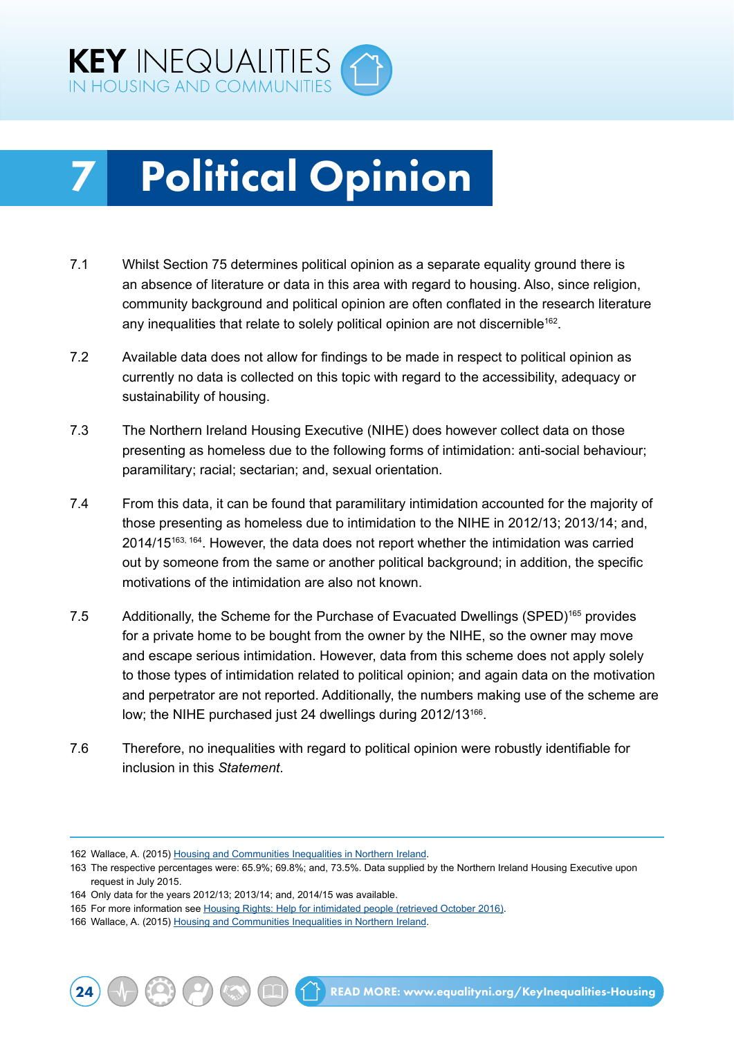# 7 Political Opinion

7.1 Whilst Section 75 determines political opinion as a separate equality ground there is an absence of literature or data in this area with regard to housing. Also, since religion, community background and political opinion are often conflated in the research literature any inequalities that relate to solely political opinion are not discernible[162].

7.2 Available data does not allow for findings to be made in respect to political opinion as currently no data is collected on this topic with regard to the accessibility, adequacy or sustainability of housing.

7.3 The Northern Ireland Housing Executive (NIHE) does however collect data on those presenting as homeless due to the following forms of intimidation: anti-social behaviour; paramilitary; racial; sectarian; and, sexual orientation.

7.4 From this data, it can be found that paramilitary intimidation accounted for the majority of those presenting as homeless due to intimidation to the NIHE in 2012/13; 2013/14; and, 2014/15[163, 164]. However, the data does not report whether the intimidation was carried out by someone from the same or another political background; in addition, the specific motivations of the intimidation are also not known.

7.5 Additionally, the Scheme for the Purchase of Evacuated Dwellings (SPED)[165] provides for a private home to be bought from the owner by the NIHE, so the owner may move and escape serious intimidation. However, data from this scheme does not apply solely to those types of intimidation related to political opinion; and again data on the motivation and perpetrator are not reported. Additionally, the numbers making use of the scheme are low; the NIHE purchased just 24 dwellings during 2012/13[166].

7.6 Therefore, no inequalities with regard to political opinion were robustly identifiable for inclusion in this *Statement*.

---

162 Wallace, A. (2015) Housing and Communities Inequalities in Northern Ireland.

163 The respective percentages were: 65.9%; 69.8%; and, 73.5%. Data supplied by the Northern Ireland Housing Executive upon request in July 2015.

164 Only data for the years 2012/13; 2013/14; and, 2014/15 was available.

165 For more information see Housing Rights: Help for intimidated people (retrieved October 2016).

166 Wallace, A. (2015) Housing and Communities Inequalities in Northern Ireland.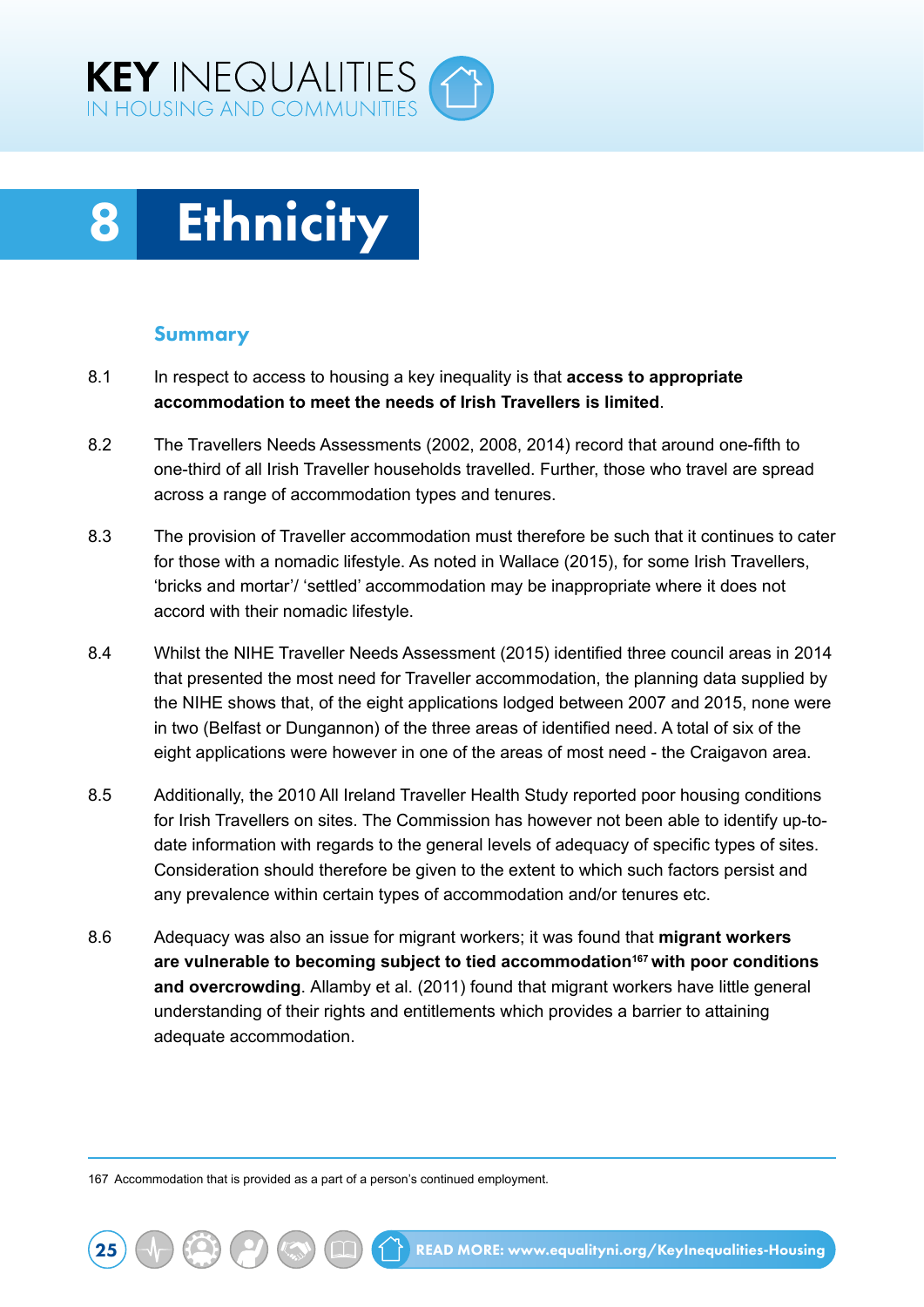# 8 Ethnicity

## Summary

8.1 In respect to access to housing a key inequality is that **access to appropriate accommodation to meet the needs of Irish Travellers is limited**.

8.2 The Travellers Needs Assessments (2002, 2008, 2014) record that around one-fifth to one-third of all Irish Traveller households travelled. Further, those who travel are spread across a range of accommodation types and tenures.

8.3 The provision of Traveller accommodation must therefore be such that it continues to cater for those with a nomadic lifestyle. As noted in Wallace (2015), for some Irish Travellers, 'bricks and mortar'/ 'settled' accommodation may be inappropriate where it does not accord with their nomadic lifestyle.

8.4 Whilst the NIHE Traveller Needs Assessment (2015) identified three council areas in 2014 that presented the most need for Traveller accommodation, the planning data supplied by the NIHE shows that, of the eight applications lodged between 2007 and 2015, none were in two (Belfast or Dungannon) of the three areas of identified need. A total of six of the eight applications were however in one of the areas of most need - the Craigavon area.

8.5 Additionally, the 2010 All Ireland Traveller Health Study reported poor housing conditions for Irish Travellers on sites. The Commission has however not been able to identify up-to-date information with regards to the general levels of adequacy of specific types of sites. Consideration should therefore be given to the extent to which such factors persist and any prevalence within certain types of accommodation and/or tenures etc.

8.6 Adequacy was also an issue for migrant workers; it was found that **migrant workers are vulnerable to becoming subject to tied accommodation[167] with poor conditions and overcrowding**. Allamby et al. (2011) found that migrant workers have little general understanding of their rights and entitlements which provides a barrier to attaining adequate accommodation.

167 Accommodation that is provided as a part of a person's continued employment.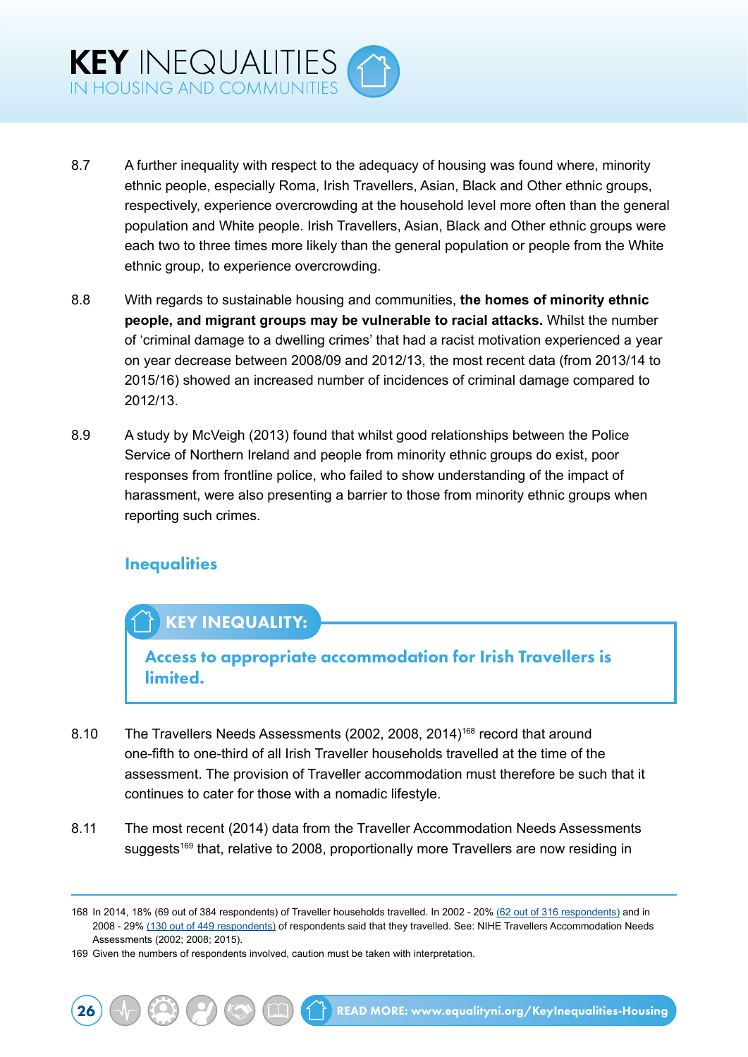8.7 A further inequality with respect to the adequacy of housing was found where, minority ethnic people, especially Roma, Irish Travellers, Asian, Black and Other ethnic groups, respectively, experience overcrowding at the household level more often than the general population and White people. Irish Travellers, Asian, Black and Other ethnic groups were each two to three times more likely than the general population or people from the White ethnic group, to experience overcrowding.

8.8 With regards to sustainable housing and communities, **the homes of minority ethnic people, and migrant groups may be vulnerable to racial attacks.** Whilst the number of 'criminal damage to a dwelling crimes' that had a racist motivation experienced a year on year decrease between 2008/09 and 2012/13, the most recent data (from 2013/14 to 2015/16) showed an increased number of incidences of criminal damage compared to 2012/13.

8.9 A study by McVeigh (2013) found that whilst good relationships between the Police Service of Northern Ireland and people from minority ethnic groups do exist, poor responses from frontline police, who failed to show understanding of the impact of harassment, were also presenting a barrier to those from minority ethnic groups when reporting such crimes.

## Inequalities

**KEY INEQUALITY:**

**Access to appropriate accommodation for Irish Travellers is limited.**

8.10 The Travellers Needs Assessments (2002, 2008, 2014)[168] record that around one-fifth to one-third of all Irish Traveller households travelled at the time of the assessment. The provision of Traveller accommodation must therefore be such that it continues to cater for those with a nomadic lifestyle.

8.11 The most recent (2014) data from the Traveller Accommodation Needs Assessments suggests[169] that, relative to 2008, proportionally more Travellers are now residing in

---

168 In 2014, 18% (69 out of 384 respondents) of Traveller households travelled. In 2002 - 20% (62 out of 316 respondents) and in 2008 - 29% (130 out of 449 respondents) of respondents said that they travelled. See: NIHE Travellers Accommodation Needs Assessments (2002; 2008; 2015).

169 Given the numbers of respondents involved, caution must be taken with interpretation.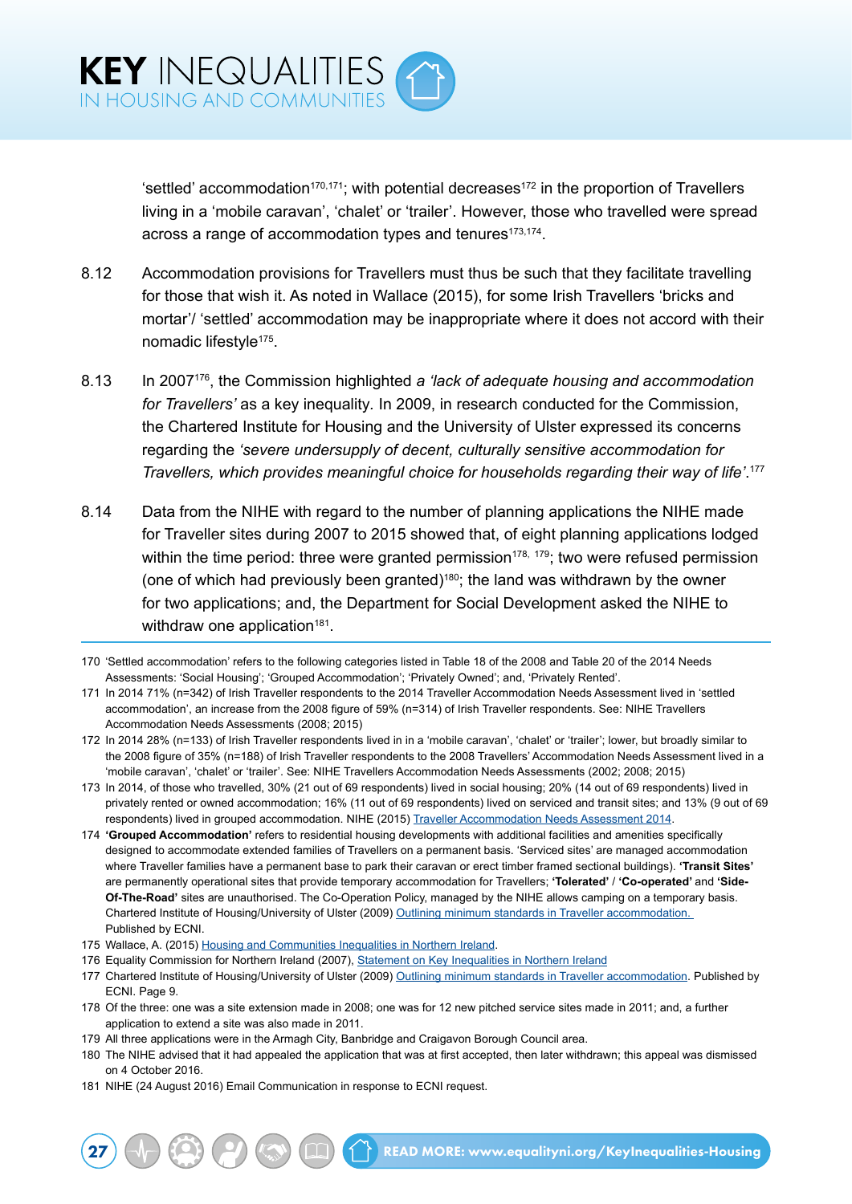'settled' accommodation[170,171]; with potential decreases[172] in the proportion of Travellers living in a 'mobile caravan', 'chalet' or 'trailer'. However, those who travelled were spread across a range of accommodation types and tenures[173,174].

8.12 Accommodation provisions for Travellers must thus be such that they facilitate travelling for those that wish it. As noted in Wallace (2015), for some Irish Travellers 'bricks and mortar'/ 'settled' accommodation may be inappropriate where it does not accord with their nomadic lifestyle[175].

8.13 In 2007[176], the Commission highlighted *a 'lack of adequate housing and accommodation for Travellers'* as a key inequality. In 2009, in research conducted for the Commission, the Chartered Institute for Housing and the University of Ulster expressed its concerns regarding the *'severe undersupply of decent, culturally sensitive accommodation for Travellers, which provides meaningful choice for households regarding their way of life'*.[177]

8.14 Data from the NIHE with regard to the number of planning applications the NIHE made for Traveller sites during 2007 to 2015 showed that, of eight planning applications lodged within the time period: three were granted permission[178, 179]; two were refused permission (one of which had previously been granted)[180]; the land was withdrawn by the owner for two applications; and, the Department for Social Development asked the NIHE to withdraw one application[181].

---

170 'Settled accommodation' refers to the following categories listed in Table 18 of the 2008 and Table 20 of the 2014 Needs Assessments: 'Social Housing'; 'Grouped Accommodation'; 'Privately Owned'; and, 'Privately Rented'.

171 In 2014 71% (n=342) of Irish Traveller respondents to the 2014 Traveller Accommodation Needs Assessment lived in 'settled accommodation', an increase from the 2008 figure of 59% (n=314) of Irish Traveller respondents. See: NIHE Travellers Accommodation Needs Assessments (2008; 2015)

172 In 2014 28% (n=133) of Irish Traveller respondents lived in in a 'mobile caravan', 'chalet' or 'trailer'; lower, but broadly similar to the 2008 figure of 35% (n=188) of Irish Traveller respondents to the 2008 Travellers' Accommodation Needs Assessment lived in a 'mobile caravan', 'chalet' or 'trailer'. See: NIHE Travellers Accommodation Needs Assessments (2002; 2008; 2015)

173 In 2014, of those who travelled, 30% (21 out of 69 respondents) lived in social housing; 20% (14 out of 69 respondents) lived in privately rented or owned accommodation; 16% (11 out of 69 respondents) lived on serviced and transit sites; and 13% (9 out of 69 respondents) lived in grouped accommodation. NIHE (2015) Traveller Accommodation Needs Assessment 2014.

174 **'Grouped Accommodation'** refers to residential housing developments with additional facilities and amenities specifically designed to accommodate extended families of Travellers on a permanent basis. 'Serviced sites' are managed accommodation where Traveller families have a permanent base to park their caravan or erect timber framed sectional buildings). **'Transit Sites'** are permanently operational sites that provide temporary accommodation for Travellers; **'Tolerated'** / **'Co-operated'** and **'Side-Of-The-Road'** sites are unauthorised. The Co-Operation Policy, managed by the NIHE allows camping on a temporary basis. Chartered Institute of Housing/University of Ulster (2009) Outlining minimum standards in Traveller accommodation. Published by ECNI.

175 Wallace, A. (2015) Housing and Communities Inequalities in Northern Ireland.

176 Equality Commission for Northern Ireland (2007), Statement on Key Inequalities in Northern Ireland

177 Chartered Institute of Housing/University of Ulster (2009) Outlining minimum standards in Traveller accommodation. Published by ECNI. Page 9.

178 Of the three: one was a site extension made in 2008; one was for 12 new pitched service sites made in 2011; and, a further application to extend a site was also made in 2011.

179 All three applications were in the Armagh City, Banbridge and Craigavon Borough Council area.

180 The NIHE advised that it had appealed the application that was at first accepted, then later withdrawn; this appeal was dismissed on 4 October 2016.

181 NIHE (24 August 2016) Email Communication in response to ECNI request.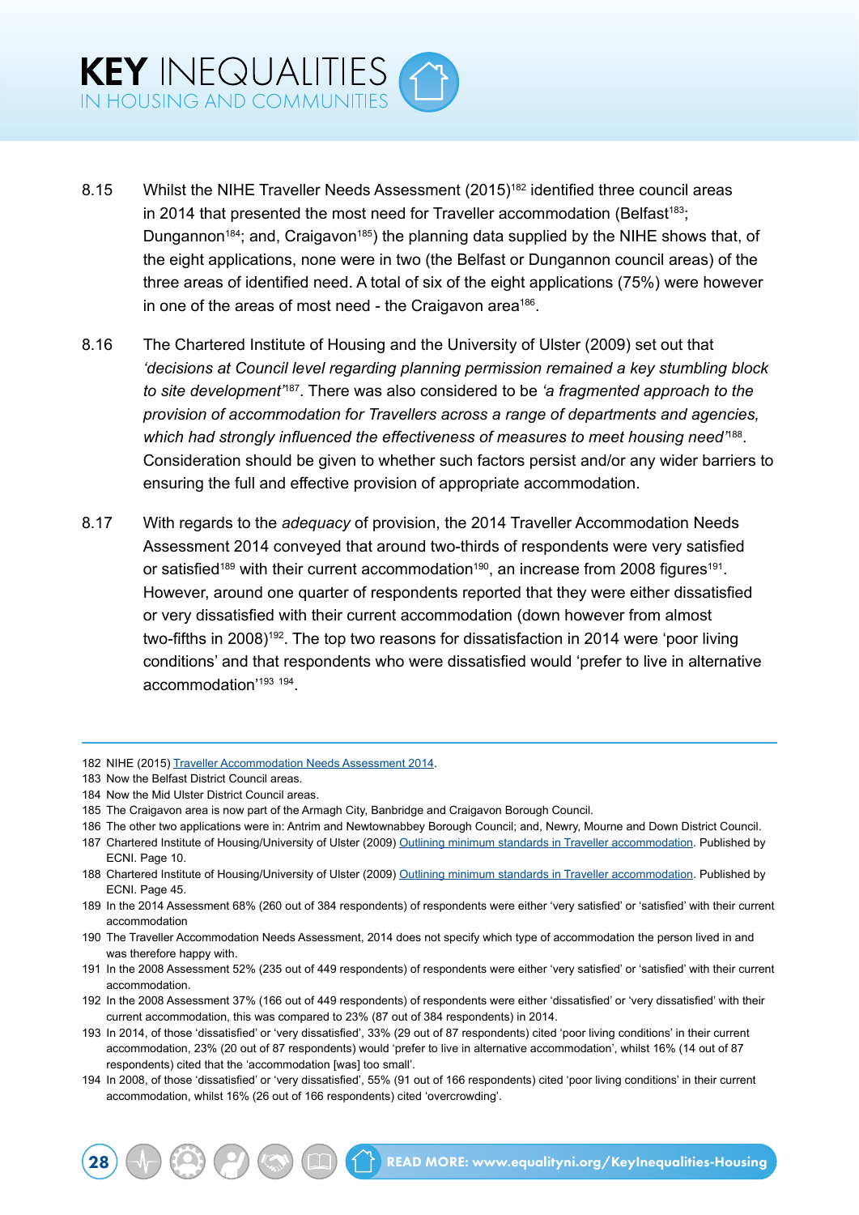8.15 Whilst the NIHE Traveller Needs Assessment (2015)[182] identified three council areas in 2014 that presented the most need for Traveller accommodation (Belfast[183]; Dungannon[184]; and, Craigavon[185]) the planning data supplied by the NIHE shows that, of the eight applications, none were in two (the Belfast or Dungannon council areas) of the three areas of identified need. A total of six of the eight applications (75%) were however in one of the areas of most need - the Craigavon area[186].

8.16 The Chartered Institute of Housing and the University of Ulster (2009) set out that *'decisions at Council level regarding planning permission remained a key stumbling block to site development'*[187]. There was also considered to be *'a fragmented approach to the provision of accommodation for Travellers across a range of departments and agencies, which had strongly influenced the effectiveness of measures to meet housing need'*[188]. Consideration should be given to whether such factors persist and/or any wider barriers to ensuring the full and effective provision of appropriate accommodation.

8.17 With regards to the *adequacy* of provision, the 2014 Traveller Accommodation Needs Assessment 2014 conveyed that around two-thirds of respondents were very satisfied or satisfied[189] with their current accommodation[190], an increase from 2008 figures[191]. However, around one quarter of respondents reported that they were either dissatisfied or very dissatisfied with their current accommodation (down however from almost two-fifths in 2008)[192]. The top two reasons for dissatisfaction in 2014 were 'poor living conditions' and that respondents who were dissatisfied would 'prefer to live in alternative accommodation'[193] [194].

---

182 NIHE (2015) Traveller Accommodation Needs Assessment 2014.

183 Now the Belfast District Council areas.

184 Now the Mid Ulster District Council areas.

185 The Craigavon area is now part of the Armagh City, Banbridge and Craigavon Borough Council.

186 The other two applications were in: Antrim and Newtownabbey Borough Council; and, Newry, Mourne and Down District Council.

187 Chartered Institute of Housing/University of Ulster (2009) Outlining minimum standards in Traveller accommodation. Published by ECNI. Page 10.

188 Chartered Institute of Housing/University of Ulster (2009) Outlining minimum standards in Traveller accommodation. Published by ECNI. Page 45.

189 In the 2014 Assessment 68% (260 out of 384 respondents) of respondents were either 'very satisfied' or 'satisfied' with their current accommodation

190 The Traveller Accommodation Needs Assessment, 2014 does not specify which type of accommodation the person lived in and was therefore happy with.

191 In the 2008 Assessment 52% (235 out of 449 respondents) of respondents were either 'very satisfied' or 'satisfied' with their current accommodation.

192 In the 2008 Assessment 37% (166 out of 449 respondents) of respondents were either 'dissatisfied' or 'very dissatisfied' with their current accommodation, this was compared to 23% (87 out of 384 respondents) in 2014.

193 In 2014, of those 'dissatisfied' or 'very dissatisfied', 33% (29 out of 87 respondents) cited 'poor living conditions' in their current accommodation, 23% (20 out of 87 respondents) would 'prefer to live in alternative accommodation', whilst 16% (14 out of 87 respondents) cited that the 'accommodation [was] too small'.

194 In 2008, of those 'dissatisfied' or 'very dissatisfied', 55% (91 out of 166 respondents) cited 'poor living conditions' in their current accommodation, whilst 16% (26 out of 166 respondents) cited 'overcrowding'.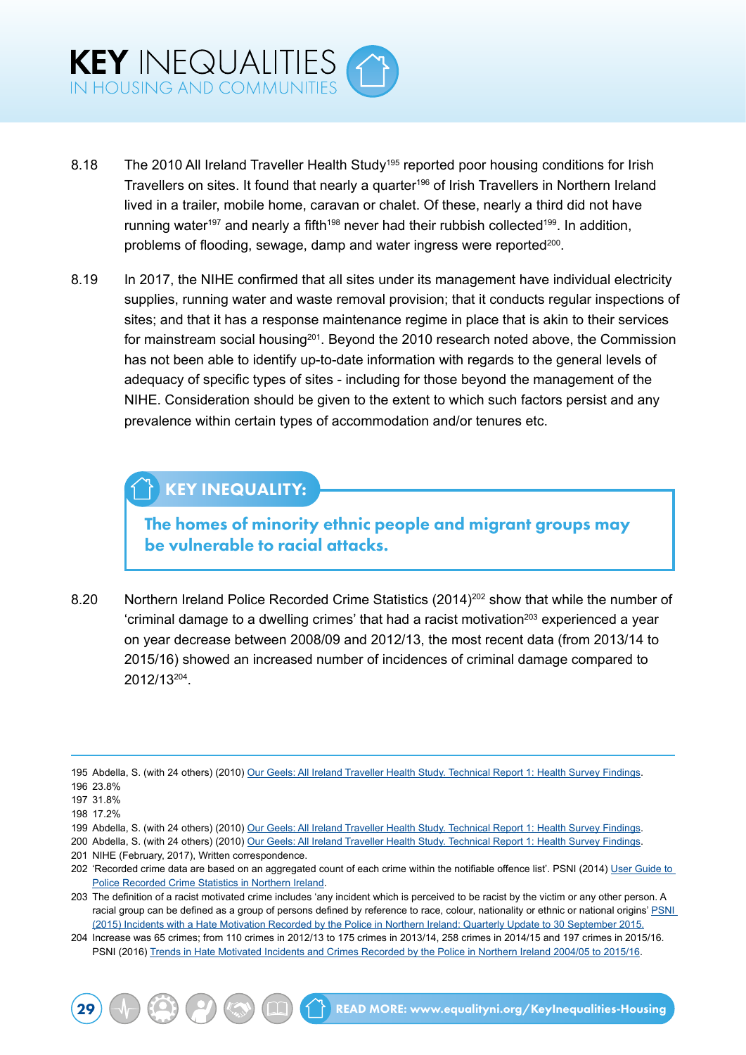8.18 The 2010 All Ireland Traveller Health Study[195] reported poor housing conditions for Irish Travellers on sites. It found that nearly a quarter[196] of Irish Travellers in Northern Ireland lived in a trailer, mobile home, caravan or chalet. Of these, nearly a third did not have running water[197] and nearly a fifth[198] never had their rubbish collected[199]. In addition, problems of flooding, sewage, damp and water ingress were reported[200].

8.19 In 2017, the NIHE confirmed that all sites under its management have individual electricity supplies, running water and waste removal provision; that it conducts regular inspections of sites; and that it has a response maintenance regime in place that is akin to their services for mainstream social housing[201]. Beyond the 2010 research noted above, the Commission has not been able to identify up-to-date information with regards to the general levels of adequacy of specific types of sites - including for those beyond the management of the NIHE. Consideration should be given to the extent to which such factors persist and any prevalence within certain types of accommodation and/or tenures etc.

> **KEY INEQUALITY:**
>
> **The homes of minority ethnic people and migrant groups may be vulnerable to racial attacks.**

8.20 Northern Ireland Police Recorded Crime Statistics (2014)[202] show that while the number of 'criminal damage to a dwelling crimes' that had a racist motivation[203] experienced a year on year decrease between 2008/09 and 2012/13, the most recent data (from 2013/14 to 2015/16) showed an increased number of incidences of criminal damage compared to 2012/13[204].

---

195 Abdella, S. (with 24 others) (2010) Our Geels: All Ireland Traveller Health Study. Technical Report 1: Health Survey Findings.

196 23.8%

197 31.8%

198 17.2%

199 Abdella, S. (with 24 others) (2010) Our Geels: All Ireland Traveller Health Study. Technical Report 1: Health Survey Findings.

200 Abdella, S. (with 24 others) (2010) Our Geels: All Ireland Traveller Health Study. Technical Report 1: Health Survey Findings.

201 NIHE (February, 2017), Written correspondence.

202 'Recorded crime data are based on an aggregated count of each crime within the notifiable offence list'. PSNI (2014) User Guide to Police Recorded Crime Statistics in Northern Ireland.

203 The definition of a racist motivated crime includes 'any incident which is perceived to be racist by the victim or any other person. A racial group can be defined as a group of persons defined by reference to race, colour, nationality or ethnic or national origins' PSNI (2015) Incidents with a Hate Motivation Recorded by the Police in Northern Ireland: Quarterly Update to 30 September 2015.

204 Increase was 65 crimes; from 110 crimes in 2012/13 to 175 crimes in 2013/14, 258 crimes in 2014/15 and 197 crimes in 2015/16. PSNI (2016) Trends in Hate Motivated Incidents and Crimes Recorded by the Police in Northern Ireland 2004/05 to 2015/16.

READ MORE: www.equalityni.org/KeyInequalities-Housing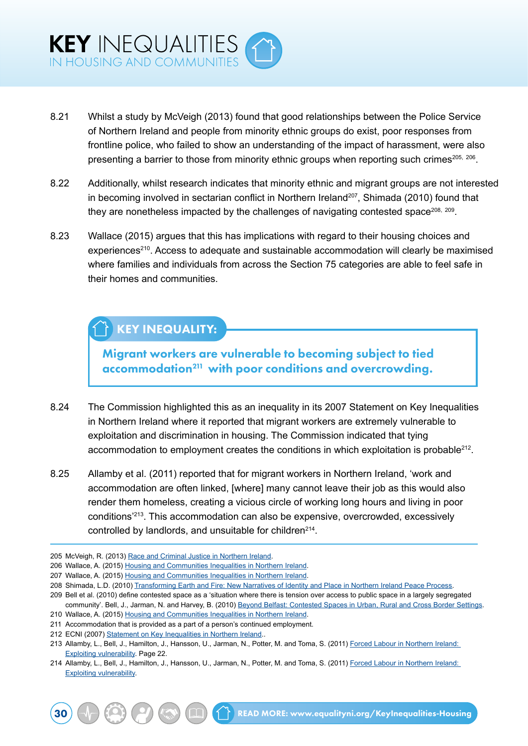8.21 Whilst a study by McVeigh (2013) found that good relationships between the Police Service of Northern Ireland and people from minority ethnic groups do exist, poor responses from frontline police, who failed to show an understanding of the impact of harassment, were also presenting a barrier to those from minority ethnic groups when reporting such crimes[205, 206].

8.22 Additionally, whilst research indicates that minority ethnic and migrant groups are not interested in becoming involved in sectarian conflict in Northern Ireland[207], Shimada (2010) found that they are nonetheless impacted by the challenges of navigating contested space[208, 209].

8.23 Wallace (2015) argues that this has implications with regard to their housing choices and experiences[210]. Access to adequate and sustainable accommodation will clearly be maximised where families and individuals from across the Section 75 categories are able to feel safe in their homes and communities.

**KEY INEQUALITY:**

**Migrant workers are vulnerable to becoming subject to tied accommodation[211] with poor conditions and overcrowding.**

8.24 The Commission highlighted this as an inequality in its 2007 Statement on Key Inequalities in Northern Ireland where it reported that migrant workers are extremely vulnerable to exploitation and discrimination in housing. The Commission indicated that tying accommodation to employment creates the conditions in which exploitation is probable[212].

8.25 Allamby et al. (2011) reported that for migrant workers in Northern Ireland, 'work and accommodation are often linked, [where] many cannot leave their job as this would also render them homeless, creating a vicious circle of working long hours and living in poor conditions'[213]. This accommodation can also be expensive, overcrowded, excessively controlled by landlords, and unsuitable for children[214].

---

205 McVeigh, R. (2013) Race and Criminal Justice in Northern Ireland.
206 Wallace, A. (2015) Housing and Communities Inequalities in Northern Ireland.
207 Wallace, A. (2015) Housing and Communities Inequalities in Northern Ireland.
208 Shimada, L.D. (2010) Transforming Earth and Fire: New Narratives of Identity and Place in Northern Ireland Peace Process.
209 Bell et al. (2010) define contested space as a 'situation where there is tension over access to public space in a largely segregated community'. Bell, J., Jarman, N. and Harvey, B. (2010) Beyond Belfast: Contested Spaces in Urban, Rural and Cross Border Settings.
210 Wallace, A. (2015) Housing and Communities Inequalities in Northern Ireland.
211 Accommodation that is provided as a part of a person's continued employment.
212 ECNI (2007) Statement on Key Inequalities in Northern Ireland..
213 Allamby, L., Bell, J., Hamilton, J., Hansson, U., Jarman, N., Potter, M. and Toma, S. (2011) Forced Labour in Northern Ireland: Exploiting vulnerability. Page 22.
214 Allamby, L., Bell, J., Hamilton, J., Hansson, U., Jarman, N., Potter, M. and Toma, S. (2011) Forced Labour in Northern Ireland: Exploiting vulnerability.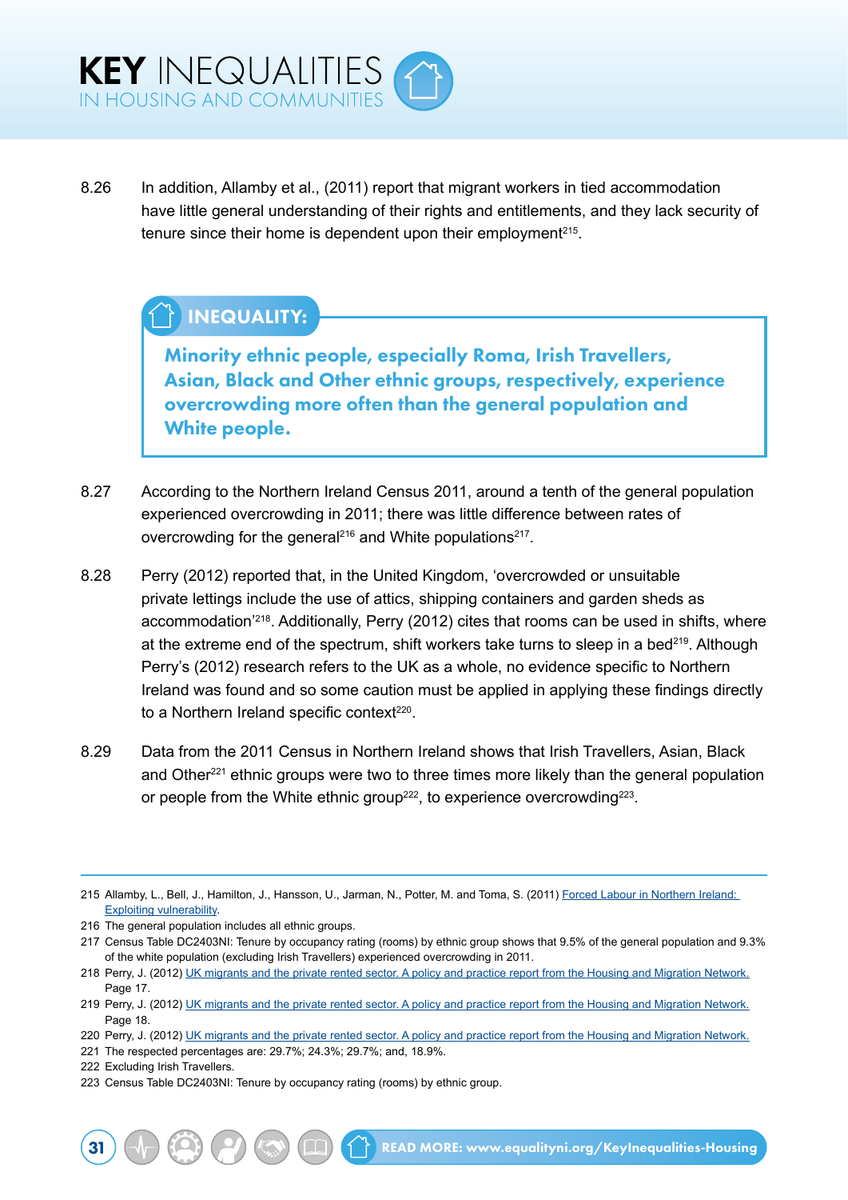8.26 In addition, Allamby et al., (2011) report that migrant workers in tied accommodation have little general understanding of their rights and entitlements, and they lack security of tenure since their home is dependent upon their employment[215].

**INEQUALITY:**

**Minority ethnic people, especially Roma, Irish Travellers, Asian, Black and Other ethnic groups, respectively, experience overcrowding more often than the general population and White people.**

8.27 According to the Northern Ireland Census 2011, around a tenth of the general population experienced overcrowding in 2011; there was little difference between rates of overcrowding for the general[216] and White populations[217].

8.28 Perry (2012) reported that, in the United Kingdom, 'overcrowded or unsuitable private lettings include the use of attics, shipping containers and garden sheds as accommodation'[218]. Additionally, Perry (2012) cites that rooms can be used in shifts, where at the extreme end of the spectrum, shift workers take turns to sleep in a bed[219]. Although Perry's (2012) research refers to the UK as a whole, no evidence specific to Northern Ireland was found and so some caution must be applied in applying these findings directly to a Northern Ireland specific context[220].

8.29 Data from the 2011 Census in Northern Ireland shows that Irish Travellers, Asian, Black and Other[221] ethnic groups were two to three times more likely than the general population or people from the White ethnic group[222], to experience overcrowding[223].

---

215 Allamby, L., Bell, J., Hamilton, J., Hansson, U., Jarman, N., Potter, M. and Toma, S. (2011) Forced Labour in Northern Ireland: Exploiting vulnerability.

216 The general population includes all ethnic groups.

217 Census Table DC2403NI: Tenure by occupancy rating (rooms) by ethnic group shows that 9.5% of the general population and 9.3% of the white population (excluding Irish Travellers) experienced overcrowding in 2011.

218 Perry, J. (2012) UK migrants and the private rented sector. A policy and practice report from the Housing and Migration Network. Page 17.

219 Perry, J. (2012) UK migrants and the private rented sector. A policy and practice report from the Housing and Migration Network. Page 18.

220 Perry, J. (2012) UK migrants and the private rented sector. A policy and practice report from the Housing and Migration Network.

221 The respected percentages are: 29.7%; 24.3%; 29.7%; and, 18.9%.

222 Excluding Irish Travellers.

223 Census Table DC2403NI: Tenure by occupancy rating (rooms) by ethnic group.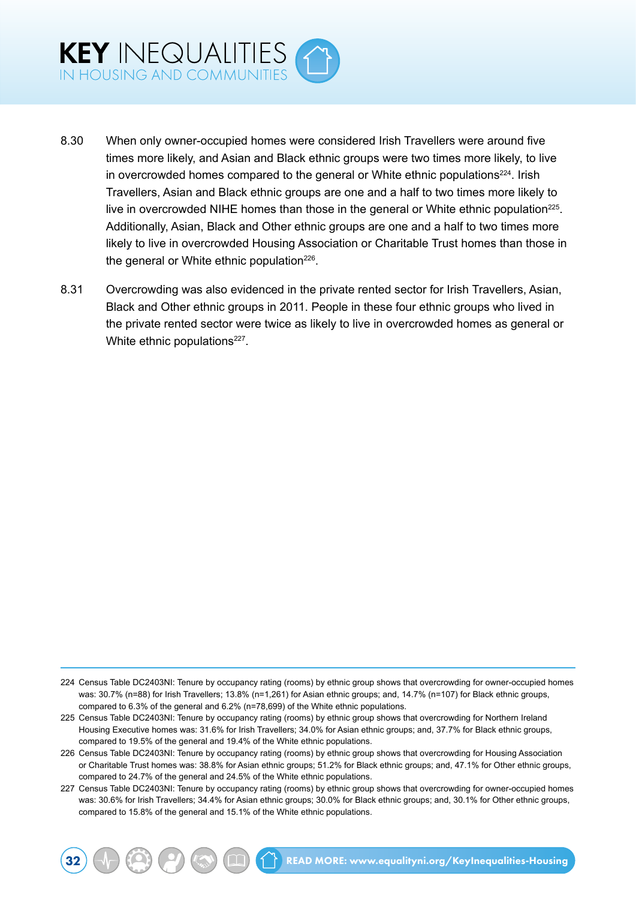8.30 When only owner-occupied homes were considered Irish Travellers were around five times more likely, and Asian and Black ethnic groups were two times more likely, to live in overcrowded homes compared to the general or White ethnic populations[224]. Irish Travellers, Asian and Black ethnic groups are one and a half to two times more likely to live in overcrowded NIHE homes than those in the general or White ethnic population[225]. Additionally, Asian, Black and Other ethnic groups are one and a half to two times more likely to live in overcrowded Housing Association or Charitable Trust homes than those in the general or White ethnic population[226].

8.31 Overcrowding was also evidenced in the private rented sector for Irish Travellers, Asian, Black and Other ethnic groups in 2011. People in these four ethnic groups who lived in the private rented sector were twice as likely to live in overcrowded homes as general or White ethnic populations[227].

---

224 Census Table DC2403NI: Tenure by occupancy rating (rooms) by ethnic group shows that overcrowding for owner-occupied homes was: 30.7% (n=88) for Irish Travellers; 13.8% (n=1,261) for Asian ethnic groups; and, 14.7% (n=107) for Black ethnic groups, compared to 6.3% of the general and 6.2% (n=78,699) of the White ethnic populations.

225 Census Table DC2403NI: Tenure by occupancy rating (rooms) by ethnic group shows that overcrowding for Northern Ireland Housing Executive homes was: 31.6% for Irish Travellers; 34.0% for Asian ethnic groups; and, 37.7% for Black ethnic groups, compared to 19.5% of the general and 19.4% of the White ethnic populations.

226 Census Table DC2403NI: Tenure by occupancy rating (rooms) by ethnic group shows that overcrowding for Housing Association or Charitable Trust homes was: 38.8% for Asian ethnic groups; 51.2% for Black ethnic groups; and, 47.1% for Other ethnic groups, compared to 24.7% of the general and 24.5% of the White ethnic populations.

227 Census Table DC2403NI: Tenure by occupancy rating (rooms) by ethnic group shows that overcrowding for owner-occupied homes was: 30.6% for Irish Travellers; 34.4% for Asian ethnic groups; 30.0% for Black ethnic groups; and, 30.1% for Other ethnic groups, compared to 15.8% of the general and 15.1% of the White ethnic populations.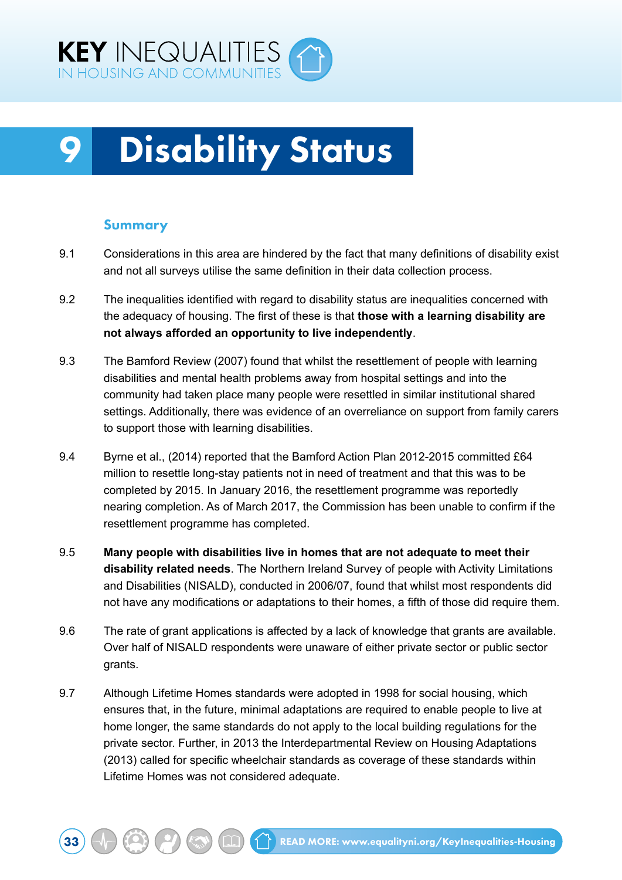# 9 Disability Status

## Summary

9.1 Considerations in this area are hindered by the fact that many definitions of disability exist and not all surveys utilise the same definition in their data collection process.

9.2 The inequalities identified with regard to disability status are inequalities concerned with the adequacy of housing. The first of these is that **those with a learning disability are not always afforded an opportunity to live independently**.

9.3 The Bamford Review (2007) found that whilst the resettlement of people with learning disabilities and mental health problems away from hospital settings and into the community had taken place many people were resettled in similar institutional shared settings. Additionally, there was evidence of an overreliance on support from family carers to support those with learning disabilities.

9.4 Byrne et al., (2014) reported that the Bamford Action Plan 2012-2015 committed £64 million to resettle long-stay patients not in need of treatment and that this was to be completed by 2015. In January 2016, the resettlement programme was reportedly nearing completion. As of March 2017, the Commission has been unable to confirm if the resettlement programme has completed.

9.5 **Many people with disabilities live in homes that are not adequate to meet their disability related needs**. The Northern Ireland Survey of people with Activity Limitations and Disabilities (NISALD), conducted in 2006/07, found that whilst most respondents did not have any modifications or adaptations to their homes, a fifth of those did require them.

9.6 The rate of grant applications is affected by a lack of knowledge that grants are available. Over half of NISALD respondents were unaware of either private sector or public sector grants.

9.7 Although Lifetime Homes standards were adopted in 1998 for social housing, which ensures that, in the future, minimal adaptations are required to enable people to live at home longer, the same standards do not apply to the local building regulations for the private sector. Further, in 2013 the Interdepartmental Review on Housing Adaptations (2013) called for specific wheelchair standards as coverage of these standards within Lifetime Homes was not considered adequate.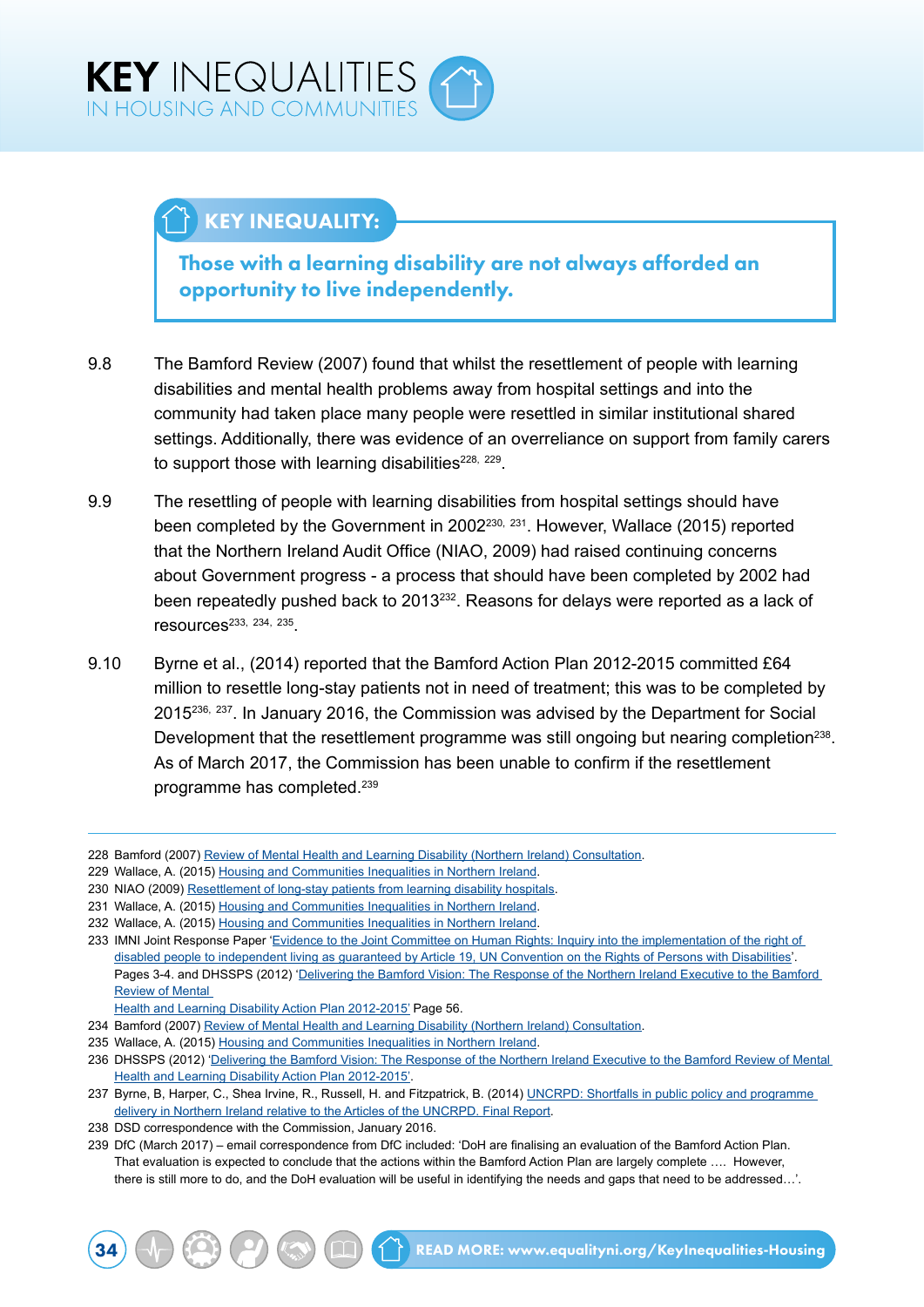## KEY INEQUALITY:

**Those with a learning disability are not always afforded an opportunity to live independently.**

9.8 The Bamford Review (2007) found that whilst the resettlement of people with learning disabilities and mental health problems away from hospital settings and into the community had taken place many people were resettled in similar institutional shared settings. Additionally, there was evidence of an overreliance on support from family carers to support those with learning disabilities[228, 229].

9.9 The resettling of people with learning disabilities from hospital settings should have been completed by the Government in 2002[230, 231]. However, Wallace (2015) reported that the Northern Ireland Audit Office (NIAO, 2009) had raised continuing concerns about Government progress - a process that should have been completed by 2002 had been repeatedly pushed back to 2013[232]. Reasons for delays were reported as a lack of resources[233, 234, 235].

9.10 Byrne et al., (2014) reported that the Bamford Action Plan 2012-2015 committed £64 million to resettle long-stay patients not in need of treatment; this was to be completed by 2015[236, 237]. In January 2016, the Commission was advised by the Department for Social Development that the resettlement programme was still ongoing but nearing completion[238]. As of March 2017, the Commission has been unable to confirm if the resettlement programme has completed.[239]

---

228 Bamford (2007) Review of Mental Health and Learning Disability (Northern Ireland) Consultation.

229 Wallace, A. (2015) Housing and Communities Inequalities in Northern Ireland.

230 NIAO (2009) Resettlement of long-stay patients from learning disability hospitals.

231 Wallace, A. (2015) Housing and Communities Inequalities in Northern Ireland.

232 Wallace, A. (2015) Housing and Communities Inequalities in Northern Ireland.

233 IMNI Joint Response Paper 'Evidence to the Joint Committee on Human Rights: Inquiry into the implementation of the right of disabled people to independent living as guaranteed by Article 19, UN Convention on the Rights of Persons with Disabilities'. Pages 3-4. and DHSSPS (2012) 'Delivering the Bamford Vision: The Response of the Northern Ireland Executive to the Bamford Review of Mental Health and Learning Disability Action Plan 2012-2015' Page 56.

234 Bamford (2007) Review of Mental Health and Learning Disability (Northern Ireland) Consultation.

235 Wallace, A. (2015) Housing and Communities Inequalities in Northern Ireland.

236 DHSSPS (2012) 'Delivering the Bamford Vision: The Response of the Northern Ireland Executive to the Bamford Review of Mental Health and Learning Disability Action Plan 2012-2015'.

237 Byrne, B, Harper, C., Shea Irvine, R., Russell, H. and Fitzpatrick, B. (2014) UNCRPD: Shortfalls in public policy and programme delivery in Northern Ireland relative to the Articles of the UNCRPD. Final Report.

238 DSD correspondence with the Commission, January 2016.

239 DfC (March 2017) – email correspondence from DfC included: 'DoH are finalising an evaluation of the Bamford Action Plan. That evaluation is expected to conclude that the actions within the Bamford Action Plan are largely complete …. However, there is still more to do, and the DoH evaluation will be useful in identifying the needs and gaps that need to be addressed…'.

READ MORE: www.equalityni.org/KeyInequalities-Housing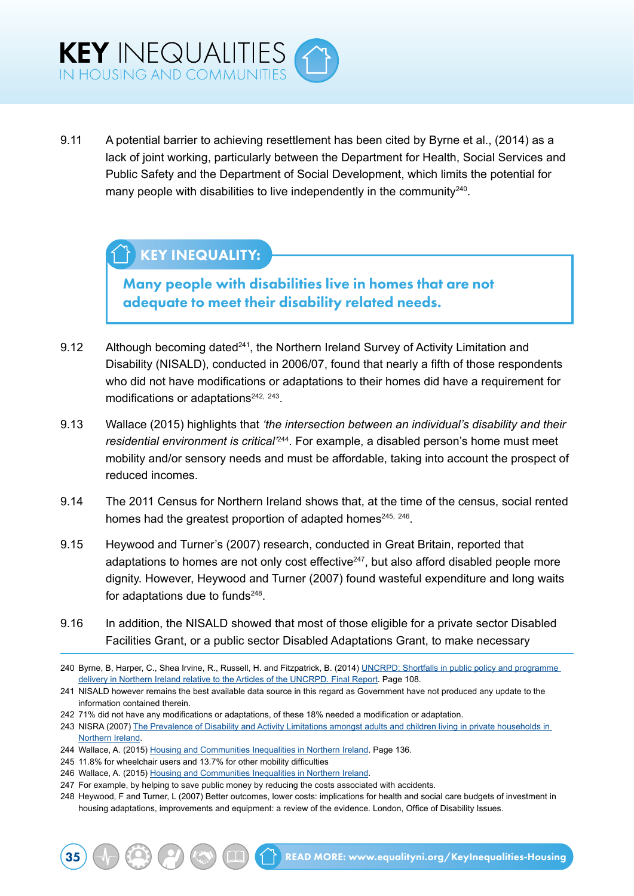9.11 A potential barrier to achieving resettlement has been cited by Byrne et al., (2014) as a lack of joint working, particularly between the Department for Health, Social Services and Public Safety and the Department of Social Development, which limits the potential for many people with disabilities to live independently in the community[240].

**KEY INEQUALITY:**

**Many people with disabilities live in homes that are not adequate to meet their disability related needs.**

9.12 Although becoming dated[241], the Northern Ireland Survey of Activity Limitation and Disability (NISALD), conducted in 2006/07, found that nearly a fifth of those respondents who did not have modifications or adaptations to their homes did have a requirement for modifications or adaptations[242, 243].

9.13 Wallace (2015) highlights that *'the intersection between an individual's disability and their residential environment is critical'*[244]. For example, a disabled person's home must meet mobility and/or sensory needs and must be affordable, taking into account the prospect of reduced incomes.

9.14 The 2011 Census for Northern Ireland shows that, at the time of the census, social rented homes had the greatest proportion of adapted homes[245, 246].

9.15 Heywood and Turner's (2007) research, conducted in Great Britain, reported that adaptations to homes are not only cost effective[247], but also afford disabled people more dignity. However, Heywood and Turner (2007) found wasteful expenditure and long waits for adaptations due to funds[248].

9.16 In addition, the NISALD showed that most of those eligible for a private sector Disabled Facilities Grant, or a public sector Disabled Adaptations Grant, to make necessary

240 Byrne, B, Harper, C., Shea Irvine, R., Russell, H. and Fitzpatrick, B. (2014) UNCRPD: Shortfalls in public policy and programme delivery in Northern Ireland relative to the Articles of the UNCRPD. Final Report. Page 108.

241 NISALD however remains the best available data source in this regard as Government have not produced any update to the information contained therein.

242 71% did not have any modifications or adaptations, of these 18% needed a modification or adaptation.

243 NISRA (2007) The Prevalence of Disability and Activity Limitations amongst adults and children living in private households in Northern Ireland.

244 Wallace, A. (2015) Housing and Communities Inequalities in Northern Ireland. Page 136.

245 11.8% for wheelchair users and 13.7% for other mobility difficulties

246 Wallace, A. (2015) Housing and Communities Inequalities in Northern Ireland.

247 For example, by helping to save public money by reducing the costs associated with accidents.

248 Heywood, F and Turner, L (2007) Better outcomes, lower costs: implications for health and social care budgets of investment in housing adaptations, improvements and equipment: a review of the evidence. London, Office of Disability Issues.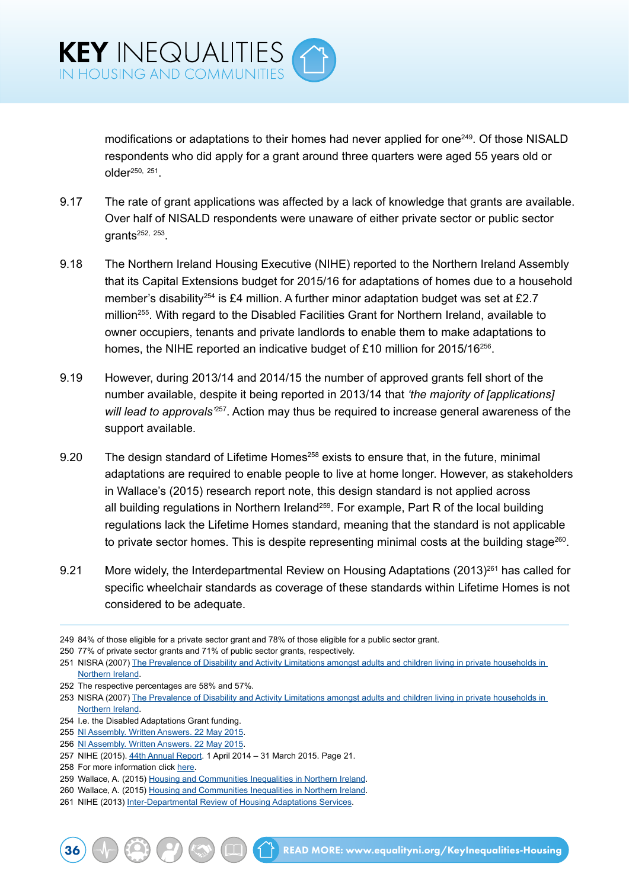modifications or adaptations to their homes had never applied for one[249]. Of those NISALD respondents who did apply for a grant around three quarters were aged 55 years old or older[250, 251].

9.17 The rate of grant applications was affected by a lack of knowledge that grants are available. Over half of NISALD respondents were unaware of either private sector or public sector grants[252, 253].

9.18 The Northern Ireland Housing Executive (NIHE) reported to the Northern Ireland Assembly that its Capital Extensions budget for 2015/16 for adaptations of homes due to a household member's disability[254] is £4 million. A further minor adaptation budget was set at £2.7 million[255]. With regard to the Disabled Facilities Grant for Northern Ireland, available to owner occupiers, tenants and private landlords to enable them to make adaptations to homes, the NIHE reported an indicative budget of £10 million for 2015/16[256].

9.19 However, during 2013/14 and 2014/15 the number of approved grants fell short of the number available, despite it being reported in 2013/14 that *'the majority of [applications] will lead to approvals'*[257]. Action may thus be required to increase general awareness of the support available.

9.20 The design standard of Lifetime Homes[258] exists to ensure that, in the future, minimal adaptations are required to enable people to live at home longer. However, as stakeholders in Wallace's (2015) research report note, this design standard is not applied across all building regulations in Northern Ireland[259]. For example, Part R of the local building regulations lack the Lifetime Homes standard, meaning that the standard is not applicable to private sector homes. This is despite representing minimal costs at the building stage[260].

9.21 More widely, the Interdepartmental Review on Housing Adaptations (2013)[261] has called for specific wheelchair standards as coverage of these standards within Lifetime Homes is not considered to be adequate.

---

249 84% of those eligible for a private sector grant and 78% of those eligible for a public sector grant.
250 77% of private sector grants and 71% of public sector grants, respectively.
251 NISRA (2007) The Prevalence of Disability and Activity Limitations amongst adults and children living in private households in Northern Ireland.
252 The respective percentages are 58% and 57%.
253 NISRA (2007) The Prevalence of Disability and Activity Limitations amongst adults and children living in private households in Northern Ireland.
254 I.e. the Disabled Adaptations Grant funding.
255 NI Assembly. Written Answers. 22 May 2015.
256 NI Assembly. Written Answers. 22 May 2015.
257 NIHE (2015). 44th Annual Report. 1 April 2014 – 31 March 2015. Page 21.
258 For more information click here.
259 Wallace, A. (2015) Housing and Communities Inequalities in Northern Ireland.
260 Wallace, A. (2015) Housing and Communities Inequalities in Northern Ireland.
261 NIHE (2013) Inter-Departmental Review of Housing Adaptations Services.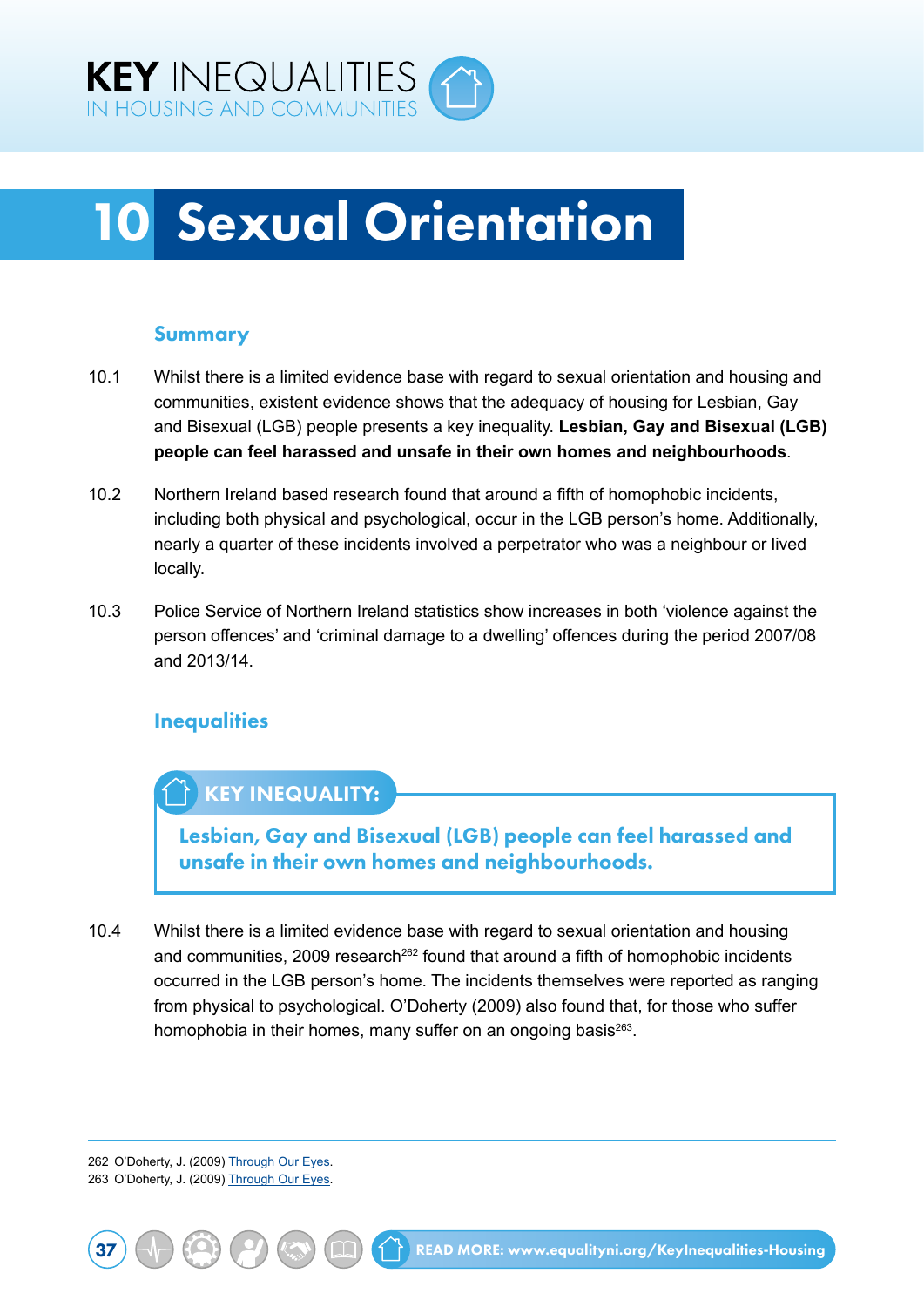# 10 Sexual Orientation

## Summary

10.1 Whilst there is a limited evidence base with regard to sexual orientation and housing and communities, existent evidence shows that the adequacy of housing for Lesbian, Gay and Bisexual (LGB) people presents a key inequality. **Lesbian, Gay and Bisexual (LGB) people can feel harassed and unsafe in their own homes and neighbourhoods**.

10.2 Northern Ireland based research found that around a fifth of homophobic incidents, including both physical and psychological, occur in the LGB person's home. Additionally, nearly a quarter of these incidents involved a perpetrator who was a neighbour or lived locally.

10.3 Police Service of Northern Ireland statistics show increases in both 'violence against the person offences' and 'criminal damage to a dwelling' offences during the period 2007/08 and 2013/14.

## Inequalities

**KEY INEQUALITY:**

**Lesbian, Gay and Bisexual (LGB) people can feel harassed and unsafe in their own homes and neighbourhoods.**

10.4 Whilst there is a limited evidence base with regard to sexual orientation and housing and communities, 2009 research[262] found that around a fifth of homophobic incidents occurred in the LGB person's home. The incidents themselves were reported as ranging from physical to psychological. O'Doherty (2009) also found that, for those who suffer homophobia in their homes, many suffer on an ongoing basis[263].

---

262 O'Doherty, J. (2009) Through Our Eyes.

263 O'Doherty, J. (2009) Through Our Eyes.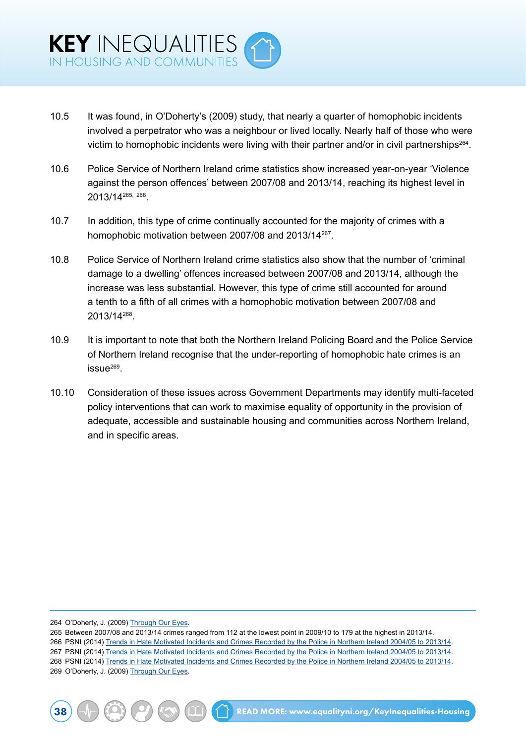10.5 It was found, in O'Doherty's (2009) study, that nearly a quarter of homophobic incidents involved a perpetrator who was a neighbour or lived locally. Nearly half of those who were victim to homophobic incidents were living with their partner and/or in civil partnerships[264].

10.6 Police Service of Northern Ireland crime statistics show increased year-on-year 'Violence against the person offences' between 2007/08 and 2013/14, reaching its highest level in 2013/14[265, 266].

10.7 In addition, this type of crime continually accounted for the majority of crimes with a homophobic motivation between 2007/08 and 2013/14[267].

10.8 Police Service of Northern Ireland crime statistics also show that the number of 'criminal damage to a dwelling' offences increased between 2007/08 and 2013/14, although the increase was less substantial. However, this type of crime still accounted for around a tenth to a fifth of all crimes with a homophobic motivation between 2007/08 and 2013/14[268].

10.9 It is important to note that both the Northern Ireland Policing Board and the Police Service of Northern Ireland recognise that the under-reporting of homophobic hate crimes is an issue[269].

10.10 Consideration of these issues across Government Departments may identify multi-faceted policy interventions that can work to maximise equality of opportunity in the provision of adequate, accessible and sustainable housing and communities across Northern Ireland, and in specific areas.

---

264 O'Doherty, J. (2009) Through Our Eyes.
265 Between 2007/08 and 2013/14 crimes ranged from 112 at the lowest point in 2009/10 to 179 at the highest in 2013/14.
266 PSNI (2014) Trends in Hate Motivated Incidents and Crimes Recorded by the Police in Northern Ireland 2004/05 to 2013/14.
267 PSNI (2014) Trends in Hate Motivated Incidents and Crimes Recorded by the Police in Northern Ireland 2004/05 to 2013/14.
268 PSNI (2014) Trends in Hate Motivated Incidents and Crimes Recorded by the Police in Northern Ireland 2004/05 to 2013/14.
269 O'Doherty, J. (2009) Through Our Eyes.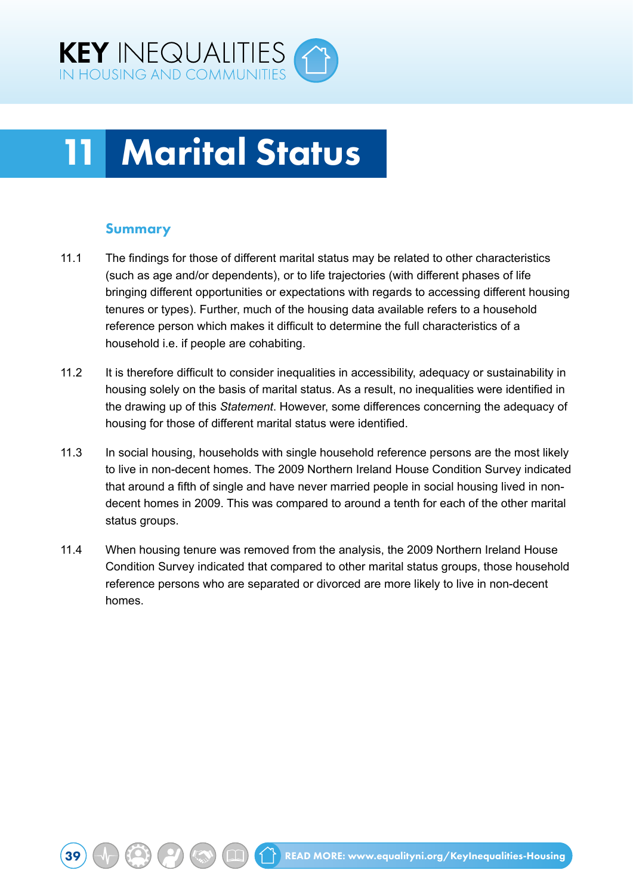# 11 Marital Status

## Summary

11.1 The findings for those of different marital status may be related to other characteristics (such as age and/or dependents), or to life trajectories (with different phases of life bringing different opportunities or expectations with regards to accessing different housing tenures or types). Further, much of the housing data available refers to a household reference person which makes it difficult to determine the full characteristics of a household i.e. if people are cohabiting.

11.2 It is therefore difficult to consider inequalities in accessibility, adequacy or sustainability in housing solely on the basis of marital status. As a result, no inequalities were identified in the drawing up of this *Statement*. However, some differences concerning the adequacy of housing for those of different marital status were identified.

11.3 In social housing, households with single household reference persons are the most likely to live in non-decent homes. The 2009 Northern Ireland House Condition Survey indicated that around a fifth of single and have never married people in social housing lived in non-decent homes in 2009. This was compared to around a tenth for each of the other marital status groups.

11.4 When housing tenure was removed from the analysis, the 2009 Northern Ireland House Condition Survey indicated that compared to other marital status groups, those household reference persons who are separated or divorced are more likely to live in non-decent homes.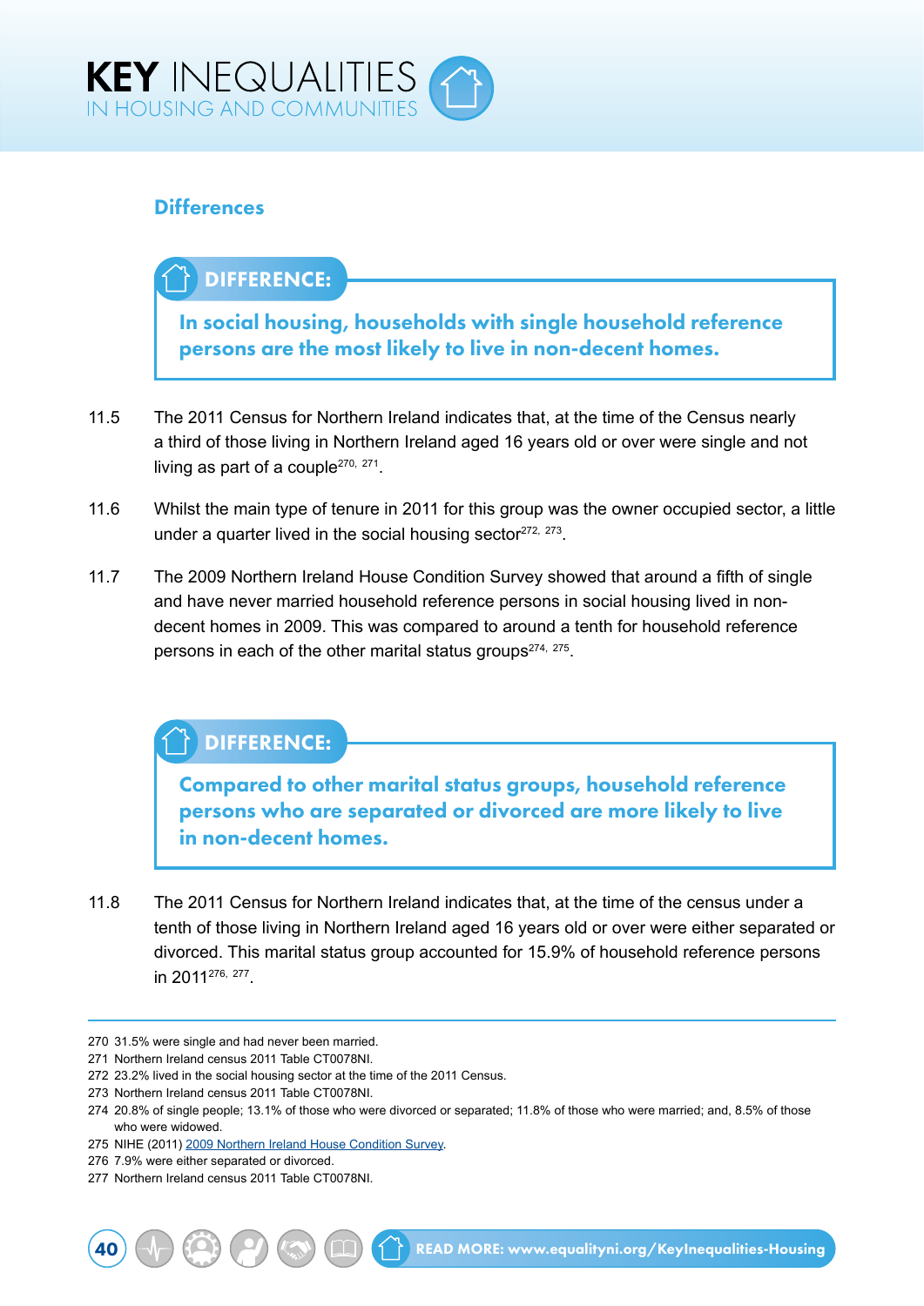## Differences

> **DIFFERENCE:**
>
> **In social housing, households with single household reference persons are the most likely to live in non-decent homes.**

11.5 The 2011 Census for Northern Ireland indicates that, at the time of the Census nearly a third of those living in Northern Ireland aged 16 years old or over were single and not living as part of a couple[270, 271].

11.6 Whilst the main type of tenure in 2011 for this group was the owner occupied sector, a little under a quarter lived in the social housing sector[272, 273].

11.7 The 2009 Northern Ireland House Condition Survey showed that around a fifth of single and have never married household reference persons in social housing lived in non-decent homes in 2009. This was compared to around a tenth for household reference persons in each of the other marital status groups[274, 275].

> **DIFFERENCE:**
>
> **Compared to other marital status groups, household reference persons who are separated or divorced are more likely to live in non-decent homes.**

11.8 The 2011 Census for Northern Ireland indicates that, at the time of the census under a tenth of those living in Northern Ireland aged 16 years old or over were either separated or divorced. This marital status group accounted for 15.9% of household reference persons in 2011[276, 277].

---

270 31.5% were single and had never been married.

271 Northern Ireland census 2011 Table CT0078NI.

272 23.2% lived in the social housing sector at the time of the 2011 Census.

273 Northern Ireland census 2011 Table CT0078NI.

274 20.8% of single people; 13.1% of those who were divorced or separated; 11.8% of those who were married; and, 8.5% of those who were widowed.

275 NIHE (2011) 2009 Northern Ireland House Condition Survey.

276 7.9% were either separated or divorced.

277 Northern Ireland census 2011 Table CT0078NI.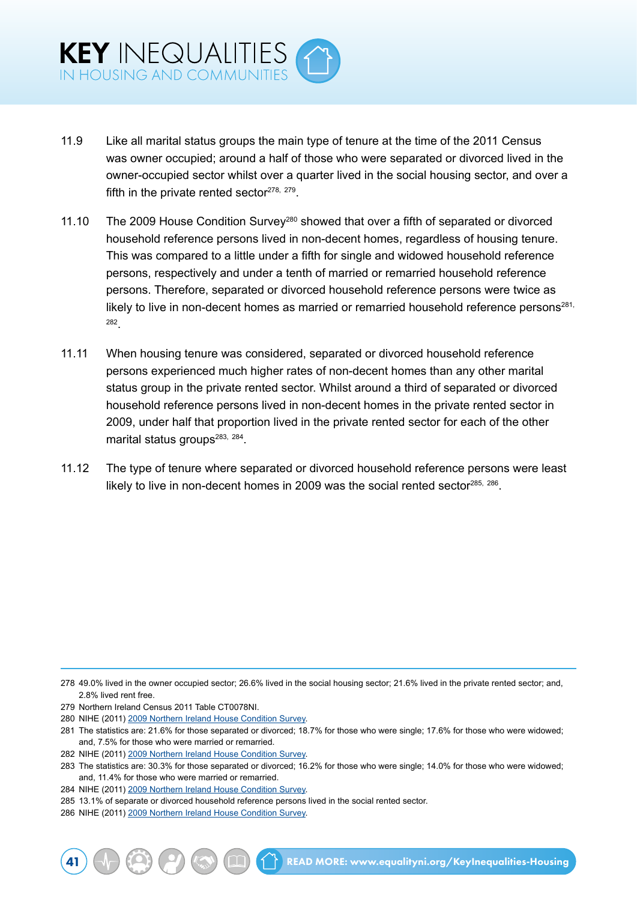11.9 Like all marital status groups the main type of tenure at the time of the 2011 Census was owner occupied; around a half of those who were separated or divorced lived in the owner-occupied sector whilst over a quarter lived in the social housing sector, and over a fifth in the private rented sector[278, 279].

11.10 The 2009 House Condition Survey[280] showed that over a fifth of separated or divorced household reference persons lived in non-decent homes, regardless of housing tenure. This was compared to a little under a fifth for single and widowed household reference persons, respectively and under a tenth of married or remarried household reference persons. Therefore, separated or divorced household reference persons were twice as likely to live in non-decent homes as married or remarried household reference persons[281, 282].

11.11 When housing tenure was considered, separated or divorced household reference persons experienced much higher rates of non-decent homes than any other marital status group in the private rented sector. Whilst around a third of separated or divorced household reference persons lived in non-decent homes in the private rented sector in 2009, under half that proportion lived in the private rented sector for each of the other marital status groups[283, 284].

11.12 The type of tenure where separated or divorced household reference persons were least likely to live in non-decent homes in 2009 was the social rented sector[285, 286].

---

278 49.0% lived in the owner occupied sector; 26.6% lived in the social housing sector; 21.6% lived in the private rented sector; and, 2.8% lived rent free.

279 Northern Ireland Census 2011 Table CT0078NI.

280 NIHE (2011) 2009 Northern Ireland House Condition Survey.

281 The statistics are: 21.6% for those separated or divorced; 18.7% for those who were single; 17.6% for those who were widowed; and, 7.5% for those who were married or remarried.

282 NIHE (2011) 2009 Northern Ireland House Condition Survey.

283 The statistics are: 30.3% for those separated or divorced; 16.2% for those who were single; 14.0% for those who were widowed; and, 11.4% for those who were married or remarried.

284 NIHE (2011) 2009 Northern Ireland House Condition Survey.

285 13.1% of separate or divorced household reference persons lived in the social rented sector.

286 NIHE (2011) 2009 Northern Ireland House Condition Survey.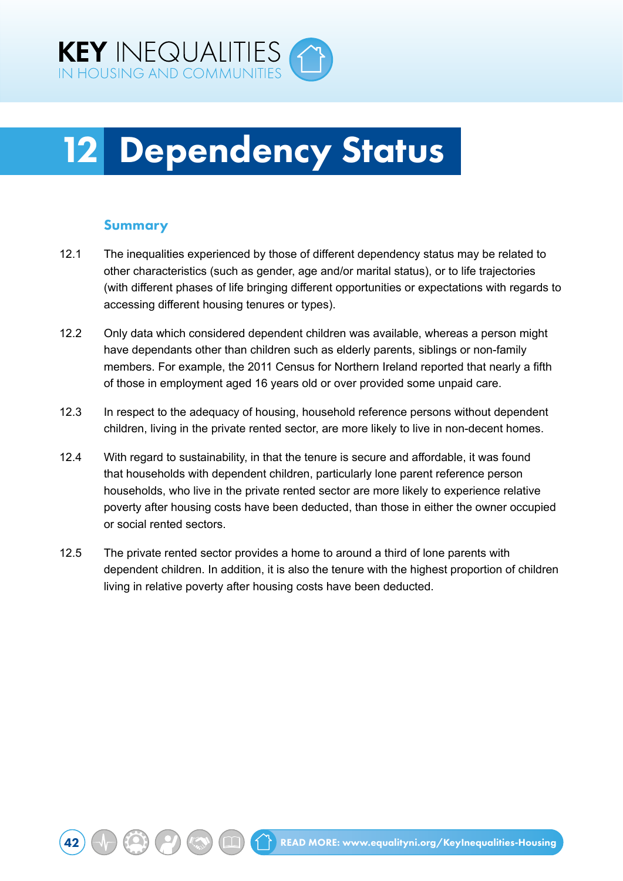# 12 Dependency Status

## Summary

12.1 The inequalities experienced by those of different dependency status may be related to other characteristics (such as gender, age and/or marital status), or to life trajectories (with different phases of life bringing different opportunities or expectations with regards to accessing different housing tenures or types).

12.2 Only data which considered dependent children was available, whereas a person might have dependants other than children such as elderly parents, siblings or non-family members. For example, the 2011 Census for Northern Ireland reported that nearly a fifth of those in employment aged 16 years old or over provided some unpaid care.

12.3 In respect to the adequacy of housing, household reference persons without dependent children, living in the private rented sector, are more likely to live in non-decent homes.

12.4 With regard to sustainability, in that the tenure is secure and affordable, it was found that households with dependent children, particularly lone parent reference person households, who live in the private rented sector are more likely to experience relative poverty after housing costs have been deducted, than those in either the owner occupied or social rented sectors.

12.5 The private rented sector provides a home to around a third of lone parents with dependent children. In addition, it is also the tenure with the highest proportion of children living in relative poverty after housing costs have been deducted.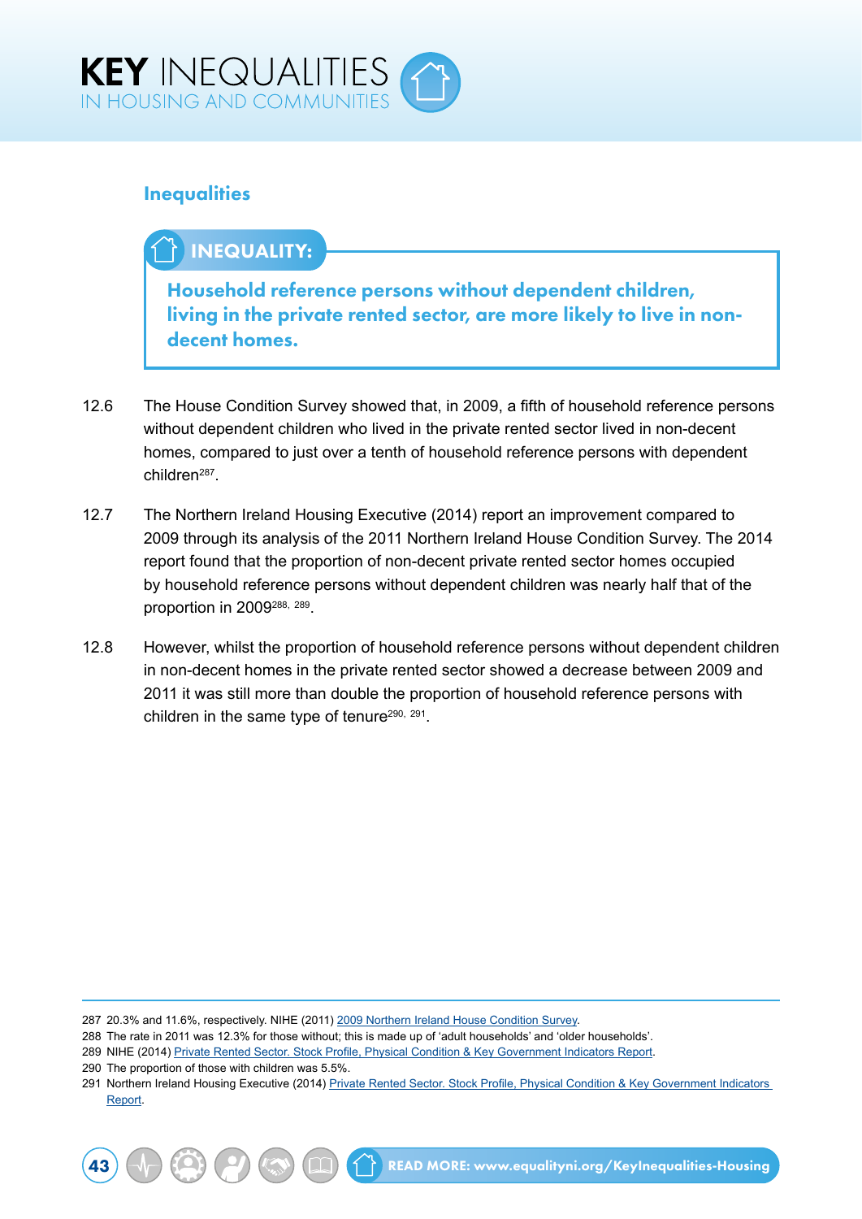## Inequalities

**INEQUALITY:**

**Household reference persons without dependent children, living in the private rented sector, are more likely to live in non-decent homes.**

12.6 The House Condition Survey showed that, in 2009, a fifth of household reference persons without dependent children who lived in the private rented sector lived in non-decent homes, compared to just over a tenth of household reference persons with dependent children[287].

12.7 The Northern Ireland Housing Executive (2014) report an improvement compared to 2009 through its analysis of the 2011 Northern Ireland House Condition Survey. The 2014 report found that the proportion of non-decent private rented sector homes occupied by household reference persons without dependent children was nearly half that of the proportion in 2009[288, 289].

12.8 However, whilst the proportion of household reference persons without dependent children in non-decent homes in the private rented sector showed a decrease between 2009 and 2011 it was still more than double the proportion of household reference persons with children in the same type of tenure[290, 291].

---

287 20.3% and 11.6%, respectively. NIHE (2011) 2009 Northern Ireland House Condition Survey.

288 The rate in 2011 was 12.3% for those without; this is made up of 'adult households' and 'older households'.

289 NIHE (2014) Private Rented Sector. Stock Profile, Physical Condition & Key Government Indicators Report.

290 The proportion of those with children was 5.5%.

291 Northern Ireland Housing Executive (2014) Private Rented Sector. Stock Profile, Physical Condition & Key Government Indicators Report.

READ MORE: www.equalityni.org/KeyInequalities-Housing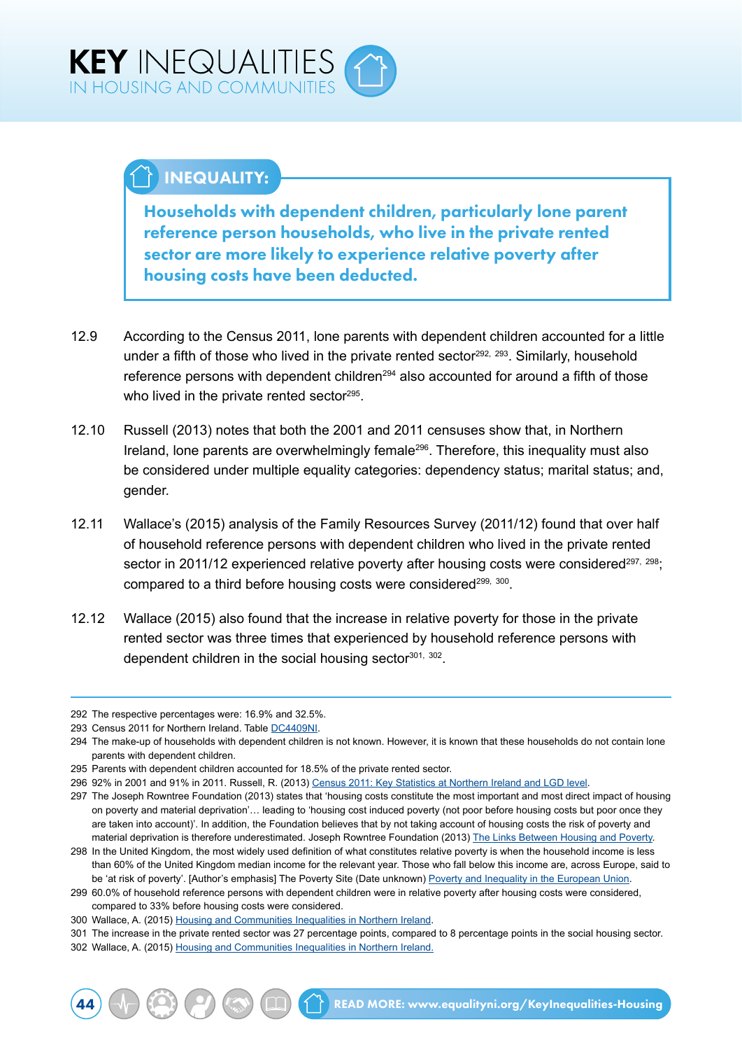## INEQUALITY:

**Households with dependent children, particularly lone parent reference person households, who live in the private rented sector are more likely to experience relative poverty after housing costs have been deducted.**

12.9 According to the Census 2011, lone parents with dependent children accounted for a little under a fifth of those who lived in the private rented sector[292, 293]. Similarly, household reference persons with dependent children[294] also accounted for around a fifth of those who lived in the private rented sector[295].

12.10 Russell (2013) notes that both the 2001 and 2011 censuses show that, in Northern Ireland, lone parents are overwhelmingly female[296]. Therefore, this inequality must also be considered under multiple equality categories: dependency status; marital status; and, gender.

12.11 Wallace's (2015) analysis of the Family Resources Survey (2011/12) found that over half of household reference persons with dependent children who lived in the private rented sector in 2011/12 experienced relative poverty after housing costs were considered[297, 298]; compared to a third before housing costs were considered[299, 300].

12.12 Wallace (2015) also found that the increase in relative poverty for those in the private rented sector was three times that experienced by household reference persons with dependent children in the social housing sector[301, 302].

---

292 The respective percentages were: 16.9% and 32.5%.

293 Census 2011 for Northern Ireland. Table DC4409NI.

294 The make-up of households with dependent children is not known. However, it is known that these households do not contain lone parents with dependent children.

295 Parents with dependent children accounted for 18.5% of the private rented sector.

296 92% in 2001 and 91% in 2011. Russell, R. (2013) Census 2011: Key Statistics at Northern Ireland and LGD level.

297 The Joseph Rowntree Foundation (2013) states that 'housing costs constitute the most important and most direct impact of housing on poverty and material deprivation'… leading to 'housing cost induced poverty (not poor before housing costs but poor once they are taken into account)'. In addition, the Foundation believes that by not taking account of housing costs the risk of poverty and material deprivation is therefore underestimated. Joseph Rowntree Foundation (2013) The Links Between Housing and Poverty.

298 In the United Kingdom, the most widely used definition of what constitutes relative poverty is when the household income is less than 60% of the United Kingdom median income for the relevant year. Those who fall below this income are, across Europe, said to be 'at risk of poverty'. [Author's emphasis] The Poverty Site (Date unknown) Poverty and Inequality in the European Union.

299 60.0% of household reference persons with dependent children were in relative poverty after housing costs were considered, compared to 33% before housing costs were considered.

300 Wallace, A. (2015) Housing and Communities Inequalities in Northern Ireland.

301 The increase in the private rented sector was 27 percentage points, compared to 8 percentage points in the social housing sector.

302 Wallace, A. (2015) Housing and Communities Inequalities in Northern Ireland.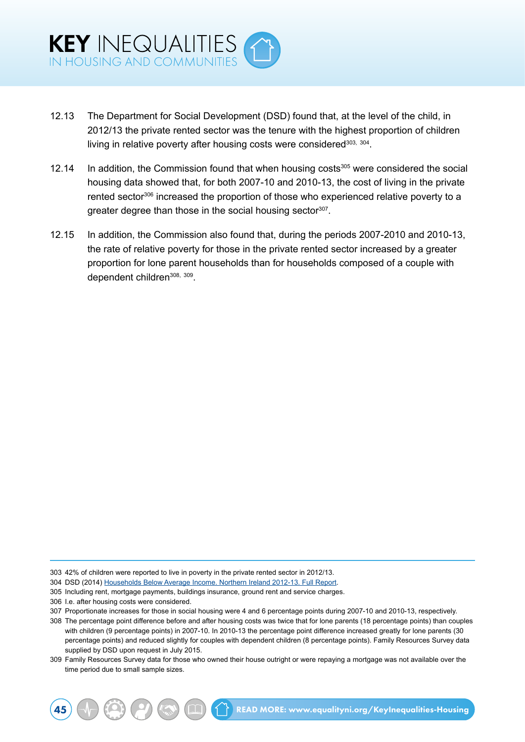12.13 The Department for Social Development (DSD) found that, at the level of the child, in 2012/13 the private rented sector was the tenure with the highest proportion of children living in relative poverty after housing costs were considered[303, 304].

12.14 In addition, the Commission found that when housing costs[305] were considered the social housing data showed that, for both 2007-10 and 2010-13, the cost of living in the private rented sector[306] increased the proportion of those who experienced relative poverty to a greater degree than those in the social housing sector[307].

12.15 In addition, the Commission also found that, during the periods 2007-2010 and 2010-13, the rate of relative poverty for those in the private rented sector increased by a greater proportion for lone parent households than for households composed of a couple with dependent children[308, 309].

---

303 42% of children were reported to live in poverty in the private rented sector in 2012/13.

304 DSD (2014) Households Below Average Income. Northern Ireland 2012-13. Full Report.

305 Including rent, mortgage payments, buildings insurance, ground rent and service charges.

306 I.e. after housing costs were considered.

307 Proportionate increases for those in social housing were 4 and 6 percentage points during 2007-10 and 2010-13, respectively.

308 The percentage point difference before and after housing costs was twice that for lone parents (18 percentage points) than couples with children (9 percentage points) in 2007-10. In 2010-13 the percentage point difference increased greatly for lone parents (30 percentage points) and reduced slightly for couples with dependent children (8 percentage points). Family Resources Survey data supplied by DSD upon request in July 2015.

309 Family Resources Survey data for those who owned their house outright or were repaying a mortgage was not available over the time period due to small sample sizes.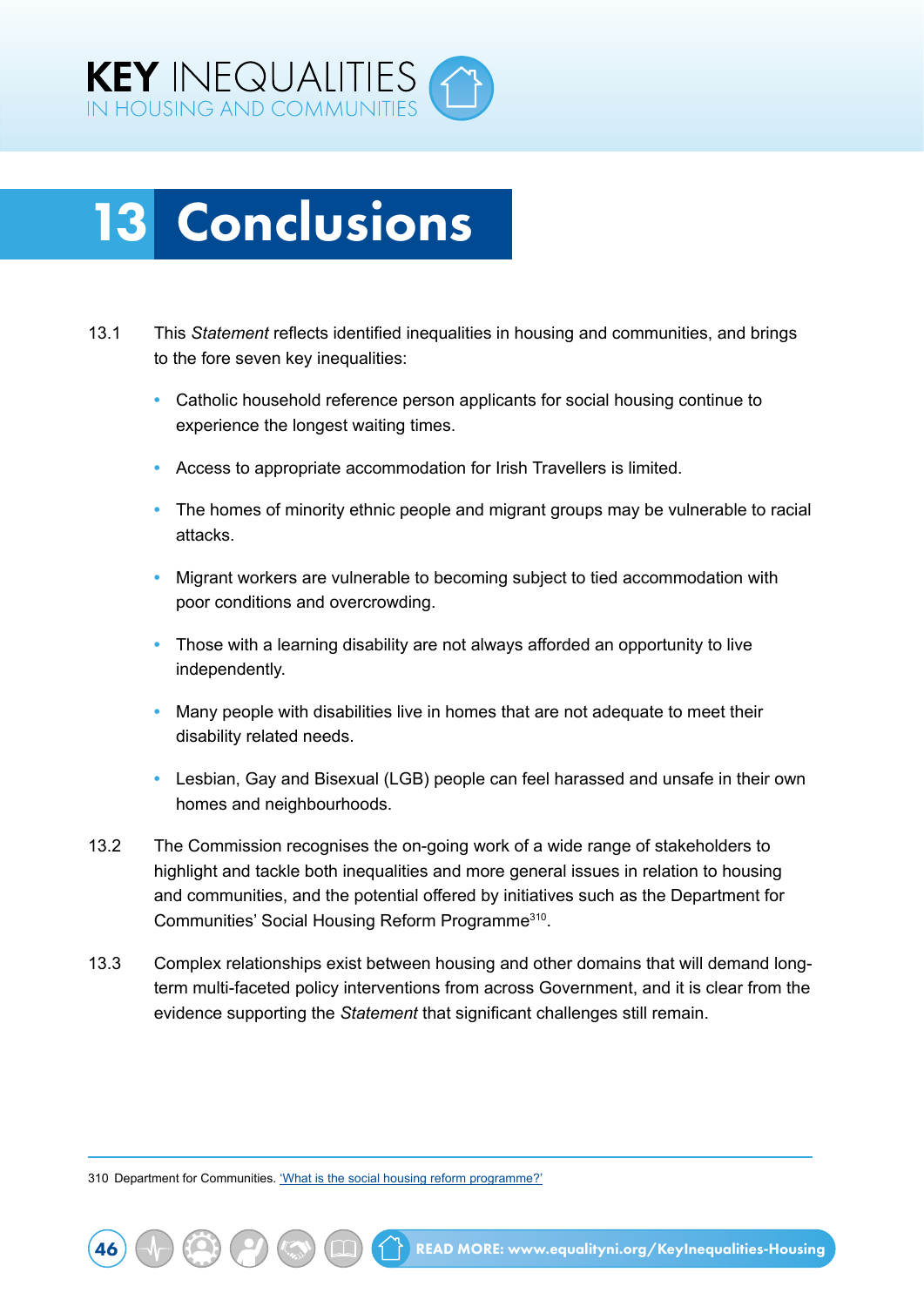# 13 Conclusions

13.1 This *Statement* reflects identified inequalities in housing and communities, and brings to the fore seven key inequalities:

- Catholic household reference person applicants for social housing continue to experience the longest waiting times.
- Access to appropriate accommodation for Irish Travellers is limited.
- The homes of minority ethnic people and migrant groups may be vulnerable to racial attacks.
- Migrant workers are vulnerable to becoming subject to tied accommodation with poor conditions and overcrowding.
- Those with a learning disability are not always afforded an opportunity to live independently.
- Many people with disabilities live in homes that are not adequate to meet their disability related needs.
- Lesbian, Gay and Bisexual (LGB) people can feel harassed and unsafe in their own homes and neighbourhoods.

13.2 The Commission recognises the on-going work of a wide range of stakeholders to highlight and tackle both inequalities and more general issues in relation to housing and communities, and the potential offered by initiatives such as the Department for Communities' Social Housing Reform Programme[310].

13.3 Complex relationships exist between housing and other domains that will demand long-term multi-faceted policy interventions from across Government, and it is clear from the evidence supporting the *Statement* that significant challenges still remain.

310 Department for Communities. 'What is the social housing reform programme?'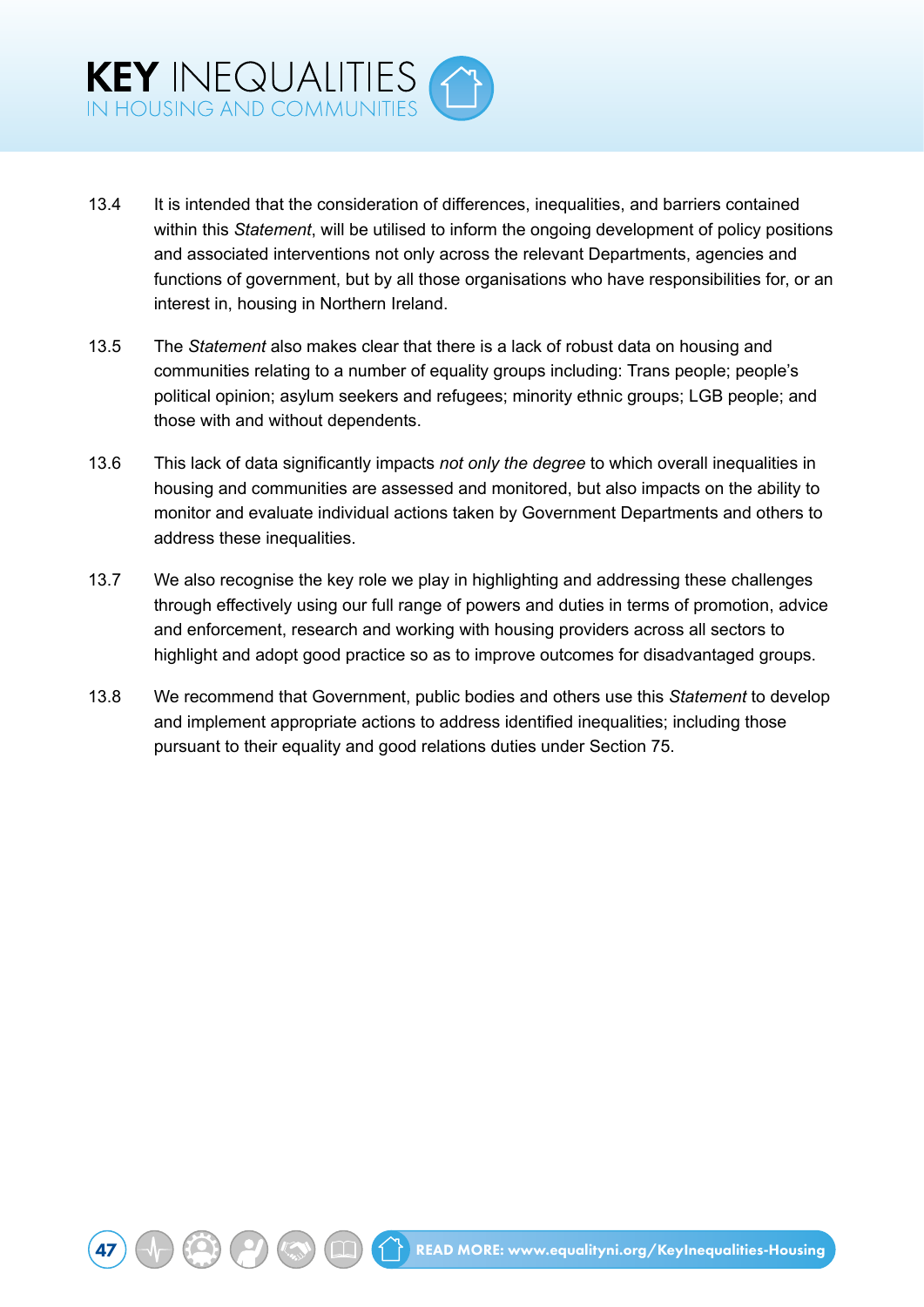13.4 It is intended that the consideration of differences, inequalities, and barriers contained within this *Statement*, will be utilised to inform the ongoing development of policy positions and associated interventions not only across the relevant Departments, agencies and functions of government, but by all those organisations who have responsibilities for, or an interest in, housing in Northern Ireland.

13.5 The *Statement* also makes clear that there is a lack of robust data on housing and communities relating to a number of equality groups including: Trans people; people's political opinion; asylum seekers and refugees; minority ethnic groups; LGB people; and those with and without dependents.

13.6 This lack of data significantly impacts *not only the degree* to which overall inequalities in housing and communities are assessed and monitored, but also impacts on the ability to monitor and evaluate individual actions taken by Government Departments and others to address these inequalities.

13.7 We also recognise the key role we play in highlighting and addressing these challenges through effectively using our full range of powers and duties in terms of promotion, advice and enforcement, research and working with housing providers across all sectors to highlight and adopt good practice so as to improve outcomes for disadvantaged groups.

13.8 We recommend that Government, public bodies and others use this *Statement* to develop and implement appropriate actions to address identified inequalities; including those pursuant to their equality and good relations duties under Section 75.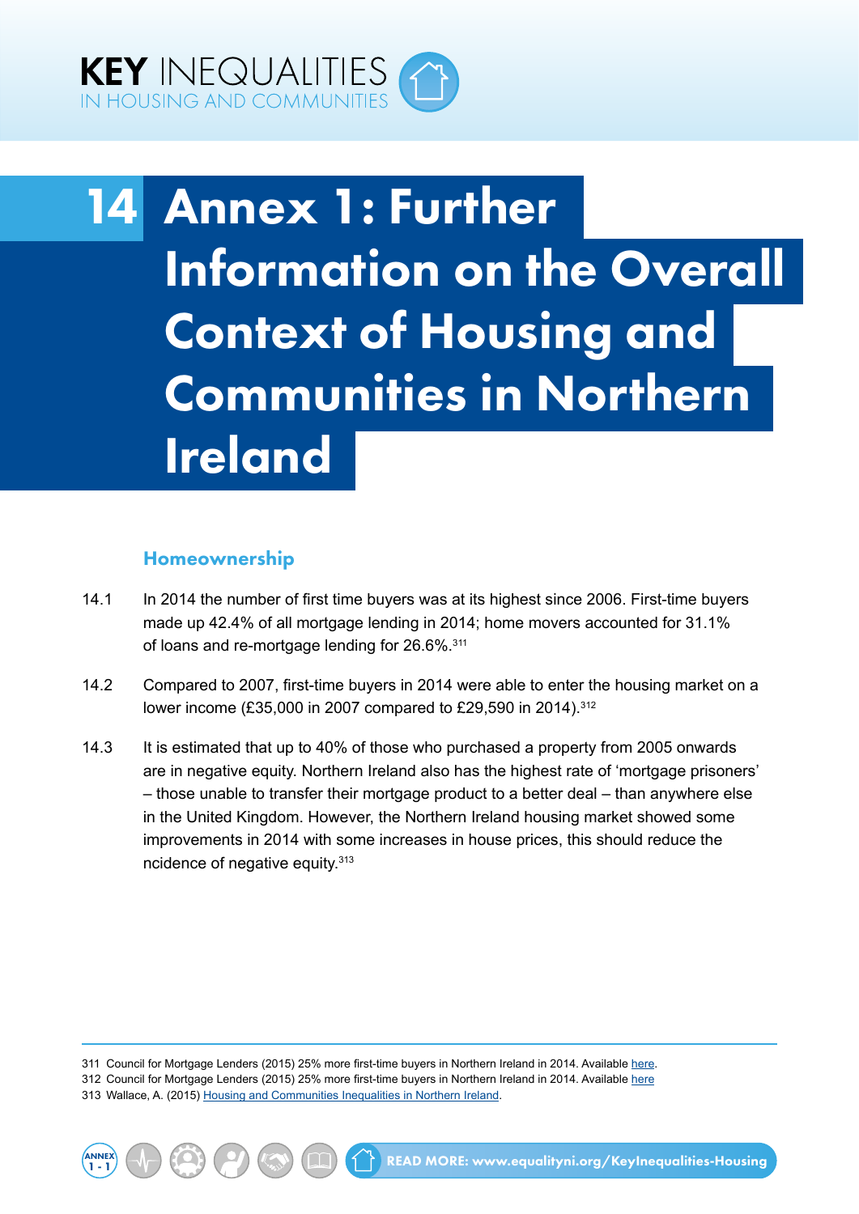# 14 Annex 1: Further Information on the Overall Context of Housing and Communities in Northern Ireland

## Homeownership

14.1 In 2014 the number of first time buyers was at its highest since 2006. First-time buyers made up 42.4% of all mortgage lending in 2014; home movers accounted for 31.1% of loans and re-mortgage lending for 26.6%.[311]

14.2 Compared to 2007, first-time buyers in 2014 were able to enter the housing market on a lower income (£35,000 in 2007 compared to £29,590 in 2014).[312]

14.3 It is estimated that up to 40% of those who purchased a property from 2005 onwards are in negative equity. Northern Ireland also has the highest rate of 'mortgage prisoners' – those unable to transfer their mortgage product to a better deal – than anywhere else in the United Kingdom. However, the Northern Ireland housing market showed some improvements in 2014 with some increases in house prices, this should reduce the ncidence of negative equity.[313]

---

311 Council for Mortgage Lenders (2015) 25% more first-time buyers in Northern Ireland in 2014. Available here.
312 Council for Mortgage Lenders (2015) 25% more first-time buyers in Northern Ireland in 2014. Available here
313 Wallace, A. (2015) Housing and Communities Inequalities in Northern Ireland.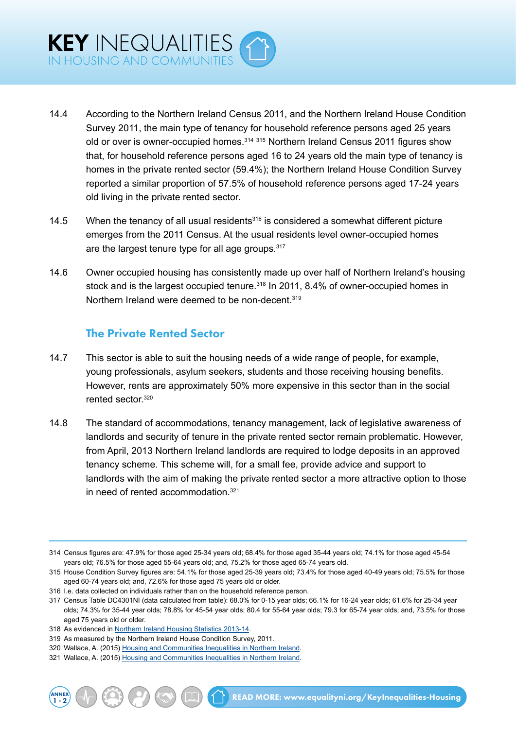14.4 According to the Northern Ireland Census 2011, and the Northern Ireland House Condition Survey 2011, the main type of tenancy for household reference persons aged 25 years old or over is owner-occupied homes.[314] [315] Northern Ireland Census 2011 figures show that, for household reference persons aged 16 to 24 years old the main type of tenancy is homes in the private rented sector (59.4%); the Northern Ireland House Condition Survey reported a similar proportion of 57.5% of household reference persons aged 17-24 years old living in the private rented sector.

14.5 When the tenancy of all usual residents[316] is considered a somewhat different picture emerges from the 2011 Census. At the usual residents level owner-occupied homes are the largest tenure type for all age groups.[317]

14.6 Owner occupied housing has consistently made up over half of Northern Ireland's housing stock and is the largest occupied tenure.[318] In 2011, 8.4% of owner-occupied homes in Northern Ireland were deemed to be non-decent.[319]

## The Private Rented Sector

14.7 This sector is able to suit the housing needs of a wide range of people, for example, young professionals, asylum seekers, students and those receiving housing benefits. However, rents are approximately 50% more expensive in this sector than in the social rented sector.[320]

14.8 The standard of accommodations, tenancy management, lack of legislative awareness of landlords and security of tenure in the private rented sector remain problematic. However, from April, 2013 Northern Ireland landlords are required to lodge deposits in an approved tenancy scheme. This scheme will, for a small fee, provide advice and support to landlords with the aim of making the private rented sector a more attractive option to those in need of rented accommodation.[321]

---

314 Census figures are: 47.9% for those aged 25-34 years old; 68.4% for those aged 35-44 years old; 74.1% for those aged 45-54 years old; 76.5% for those aged 55-64 years old; and, 75.2% for those aged 65-74 years old.

315 House Condition Survey figures are: 54.1% for those aged 25-39 years old; 73.4% for those aged 40-49 years old; 75.5% for those aged 60-74 years old; and, 72.6% for those aged 75 years old or older.

316 I.e. data collected on individuals rather than on the household reference person.

317 Census Table DC4301NI (data calculated from table): 68.0% for 0-15 year olds; 66.1% for 16-24 year olds; 61.6% for 25-34 year olds; 74.3% for 35-44 year olds; 78.8% for 45-54 year olds; 80.4 for 55-64 year olds; 79.3 for 65-74 year olds; and, 73.5% for those aged 75 years old or older.

318 As evidenced in Northern Ireland Housing Statistics 2013-14.

319 As measured by the Northern Ireland House Condition Survey, 2011.

320 Wallace, A. (2015) Housing and Communities Inequalities in Northern Ireland.

321 Wallace, A. (2015) Housing and Communities Inequalities in Northern Ireland.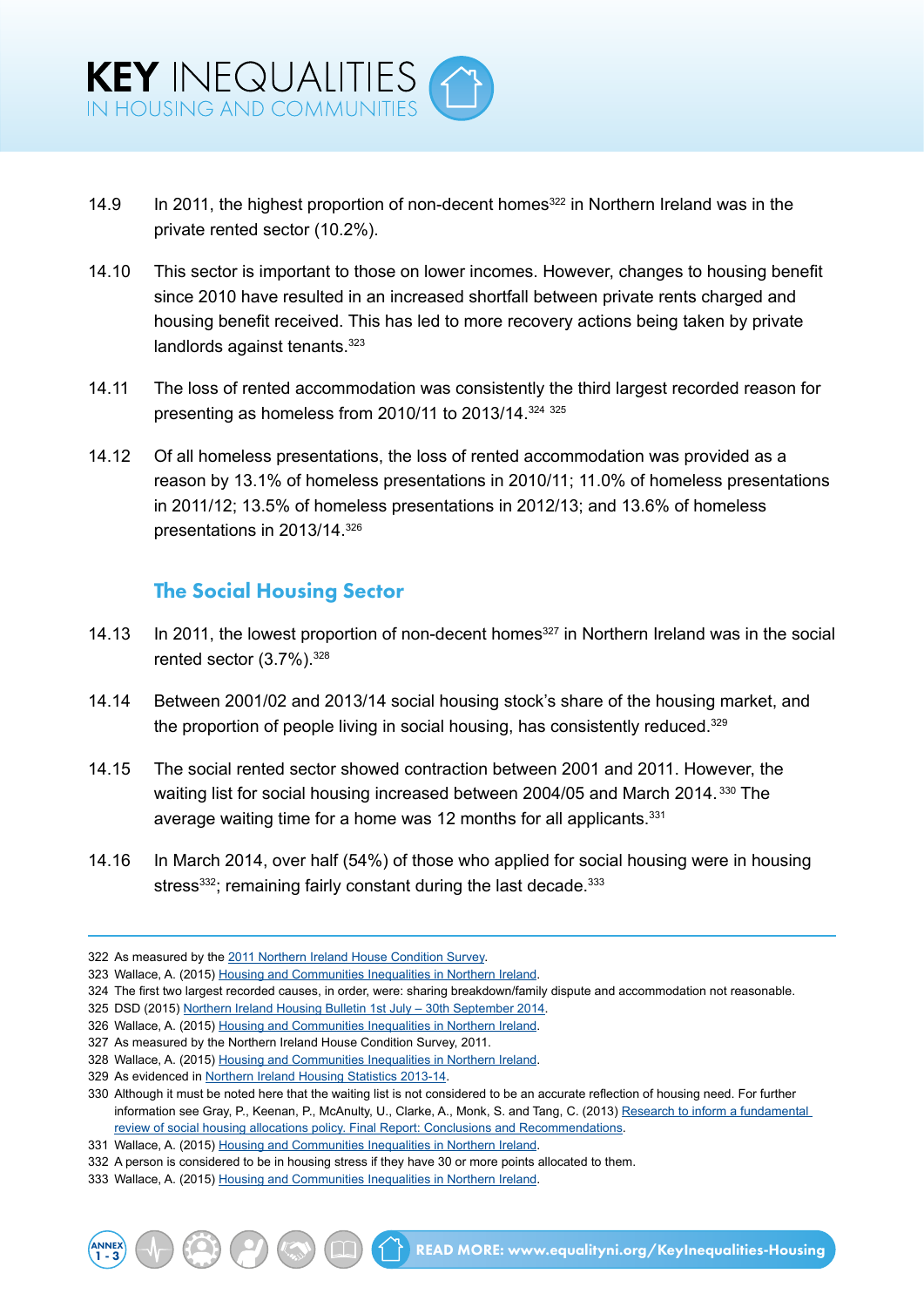14.9 In 2011, the highest proportion of non-decent homes[322] in Northern Ireland was in the private rented sector (10.2%).

14.10 This sector is important to those on lower incomes. However, changes to housing benefit since 2010 have resulted in an increased shortfall between private rents charged and housing benefit received. This has led to more recovery actions being taken by private landlords against tenants.[323]

14.11 The loss of rented accommodation was consistently the third largest recorded reason for presenting as homeless from 2010/11 to 2013/14.[324] [325]

14.12 Of all homeless presentations, the loss of rented accommodation was provided as a reason by 13.1% of homeless presentations in 2010/11; 11.0% of homeless presentations in 2011/12; 13.5% of homeless presentations in 2012/13; and 13.6% of homeless presentations in 2013/14.[326]

## The Social Housing Sector

14.13 In 2011, the lowest proportion of non-decent homes[327] in Northern Ireland was in the social rented sector (3.7%).[328]

14.14 Between 2001/02 and 2013/14 social housing stock's share of the housing market, and the proportion of people living in social housing, has consistently reduced.[329]

14.15 The social rented sector showed contraction between 2001 and 2011. However, the waiting list for social housing increased between 2004/05 and March 2014.[330] The average waiting time for a home was 12 months for all applicants.[331]

14.16 In March 2014, over half (54%) of those who applied for social housing were in housing stress[332]; remaining fairly constant during the last decade.[333]

---

322 As measured by the 2011 Northern Ireland House Condition Survey.
323 Wallace, A. (2015) Housing and Communities Inequalities in Northern Ireland.
324 The first two largest recorded causes, in order, were: sharing breakdown/family dispute and accommodation not reasonable.
325 DSD (2015) Northern Ireland Housing Bulletin 1st July – 30th September 2014.
326 Wallace, A. (2015) Housing and Communities Inequalities in Northern Ireland.
327 As measured by the Northern Ireland House Condition Survey, 2011.
328 Wallace, A. (2015) Housing and Communities Inequalities in Northern Ireland.
329 As evidenced in Northern Ireland Housing Statistics 2013-14.
330 Although it must be noted here that the waiting list is not considered to be an accurate reflection of housing need. For further information see Gray, P., Keenan, P., McAnulty, U., Clarke, A., Monk, S. and Tang, C. (2013) Research to inform a fundamental review of social housing allocations policy. Final Report: Conclusions and Recommendations.
331 Wallace, A. (2015) Housing and Communities Inequalities in Northern Ireland.
332 A person is considered to be in housing stress if they have 30 or more points allocated to them.
333 Wallace, A. (2015) Housing and Communities Inequalities in Northern Ireland.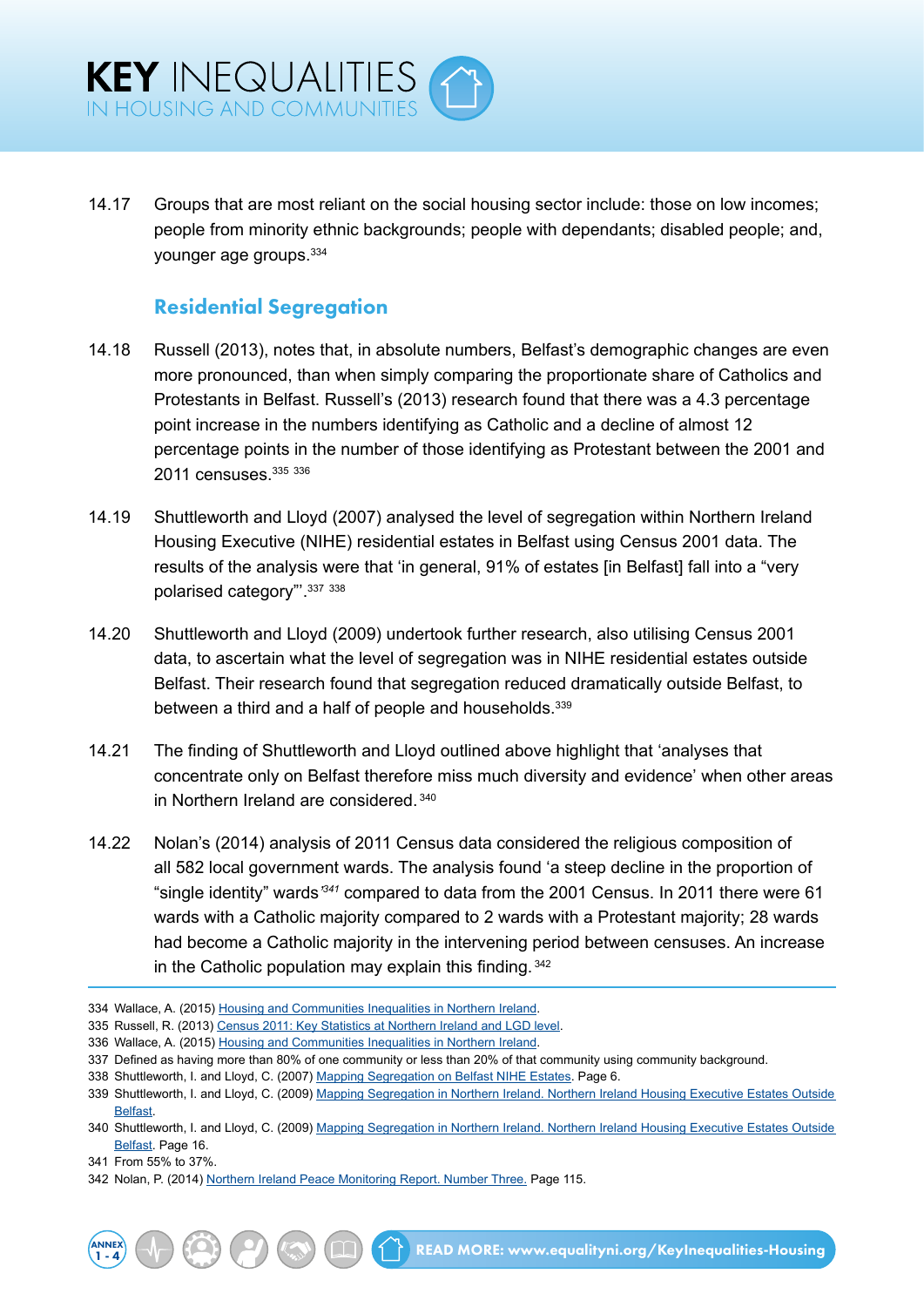14.17 Groups that are most reliant on the social housing sector include: those on low incomes; people from minority ethnic backgrounds; people with dependants; disabled people; and, younger age groups.[334]

## Residential Segregation

14.18 Russell (2013), notes that, in absolute numbers, Belfast's demographic changes are even more pronounced, than when simply comparing the proportionate share of Catholics and Protestants in Belfast. Russell's (2013) research found that there was a 4.3 percentage point increase in the numbers identifying as Catholic and a decline of almost 12 percentage points in the number of those identifying as Protestant between the 2001 and 2011 censuses.[335] [336]

14.19 Shuttleworth and Lloyd (2007) analysed the level of segregation within Northern Ireland Housing Executive (NIHE) residential estates in Belfast using Census 2001 data. The results of the analysis were that 'in general, 91% of estates [in Belfast] fall into a "very polarised category"'.[337] [338]

14.20 Shuttleworth and Lloyd (2009) undertook further research, also utilising Census 2001 data, to ascertain what the level of segregation was in NIHE residential estates outside Belfast. Their research found that segregation reduced dramatically outside Belfast, to between a third and a half of people and households.[339]

14.21 The finding of Shuttleworth and Lloyd outlined above highlight that 'analyses that concentrate only on Belfast therefore miss much diversity and evidence' when other areas in Northern Ireland are considered.[340]

14.22 Nolan's (2014) analysis of 2011 Census data considered the religious composition of all 582 local government wards. The analysis found 'a steep decline in the proportion of "single identity" wards'[341] compared to data from the 2001 Census. In 2011 there were 61 wards with a Catholic majority compared to 2 wards with a Protestant majority; 28 wards had become a Catholic majority in the intervening period between censuses. An increase in the Catholic population may explain this finding.[342]

---

334 Wallace, A. (2015) Housing and Communities Inequalities in Northern Ireland.
335 Russell, R. (2013) Census 2011: Key Statistics at Northern Ireland and LGD level.
336 Wallace, A. (2015) Housing and Communities Inequalities in Northern Ireland.
337 Defined as having more than 80% of one community or less than 20% of that community using community background.
338 Shuttleworth, I. and Lloyd, C. (2007) Mapping Segregation on Belfast NIHE Estates. Page 6.
339 Shuttleworth, I. and Lloyd, C. (2009) Mapping Segregation in Northern Ireland. Northern Ireland Housing Executive Estates Outside Belfast.
340 Shuttleworth, I. and Lloyd, C. (2009) Mapping Segregation in Northern Ireland. Northern Ireland Housing Executive Estates Outside Belfast. Page 16.
341 From 55% to 37%.
342 Nolan, P. (2014) Northern Ireland Peace Monitoring Report. Number Three. Page 115.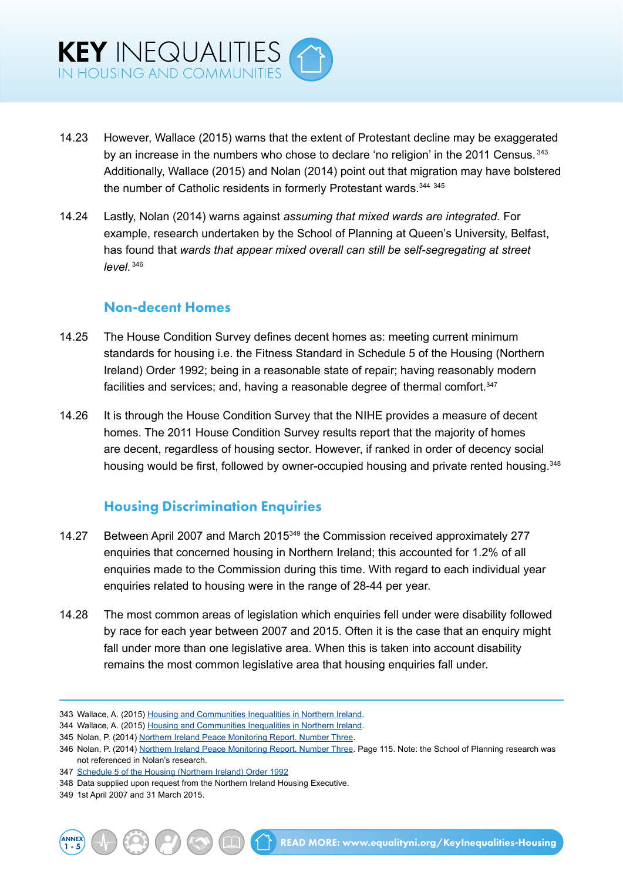14.23 However, Wallace (2015) warns that the extent of Protestant decline may be exaggerated by an increase in the numbers who chose to declare 'no religion' in the 2011 Census.[343] Additionally, Wallace (2015) and Nolan (2014) point out that migration may have bolstered the number of Catholic residents in formerly Protestant wards.[344] [345]

14.24 Lastly, Nolan (2014) warns against *assuming that mixed wards are integrated.* For example, research undertaken by the School of Planning at Queen's University, Belfast, has found that *wards that appear mixed overall can still be self-segregating at street level.*[346]

## Non-decent Homes

14.25 The House Condition Survey defines decent homes as: meeting current minimum standards for housing i.e. the Fitness Standard in Schedule 5 of the Housing (Northern Ireland) Order 1992; being in a reasonable state of repair; having reasonably modern facilities and services; and, having a reasonable degree of thermal comfort.[347]

14.26 It is through the House Condition Survey that the NIHE provides a measure of decent homes. The 2011 House Condition Survey results report that the majority of homes are decent, regardless of housing sector. However, if ranked in order of decency social housing would be first, followed by owner-occupied housing and private rented housing.[348]

## Housing Discrimination Enquiries

14.27 Between April 2007 and March 2015[349] the Commission received approximately 277 enquiries that concerned housing in Northern Ireland; this accounted for 1.2% of all enquiries made to the Commission during this time. With regard to each individual year enquiries related to housing were in the range of 28-44 per year.

14.28 The most common areas of legislation which enquiries fell under were disability followed by race for each year between 2007 and 2015. Often it is the case that an enquiry might fall under more than one legislative area. When this is taken into account disability remains the most common legislative area that housing enquiries fall under.

---

343 Wallace, A. (2015) Housing and Communities Inequalities in Northern Ireland.
344 Wallace, A. (2015) Housing and Communities Inequalities in Northern Ireland.
345 Nolan, P. (2014) Northern Ireland Peace Monitoring Report. Number Three.
346 Nolan, P. (2014) Northern Ireland Peace Monitoring Report. Number Three. Page 115. Note: the School of Planning research was not referenced in Nolan's research.
347 Schedule 5 of the Housing (Northern Ireland) Order 1992
348 Data supplied upon request from the Northern Ireland Housing Executive.
349 1st April 2007 and 31 March 2015.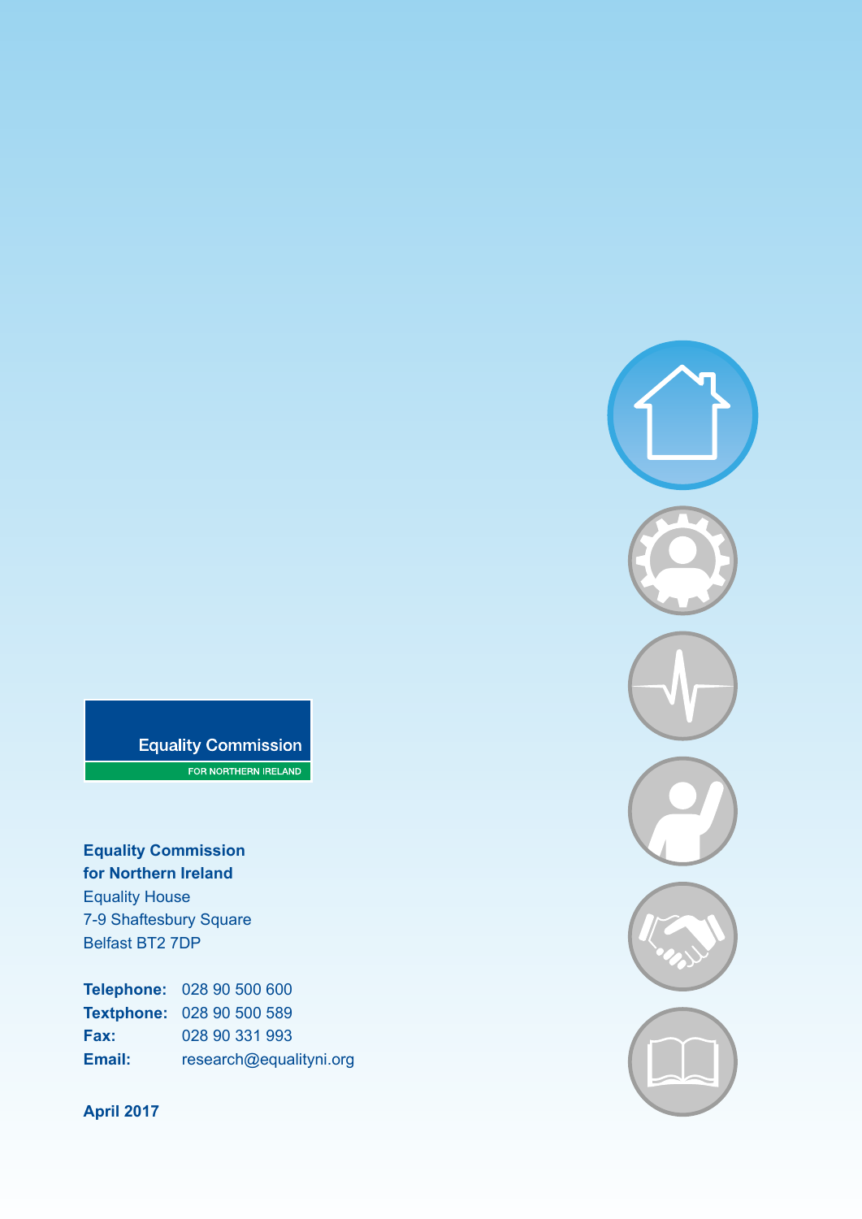Equality Commission
FOR NORTHERN IRELAND

**Equality Commission**
**for Northern Ireland**
Equality House
7-9 Shaftesbury Square
Belfast BT2 7DP

**Telephone:** 028 90 500 600
**Textphone:** 028 90 500 589
**Fax:** 028 90 331 993
**Email:** research@equalityni.org

**April 2017**